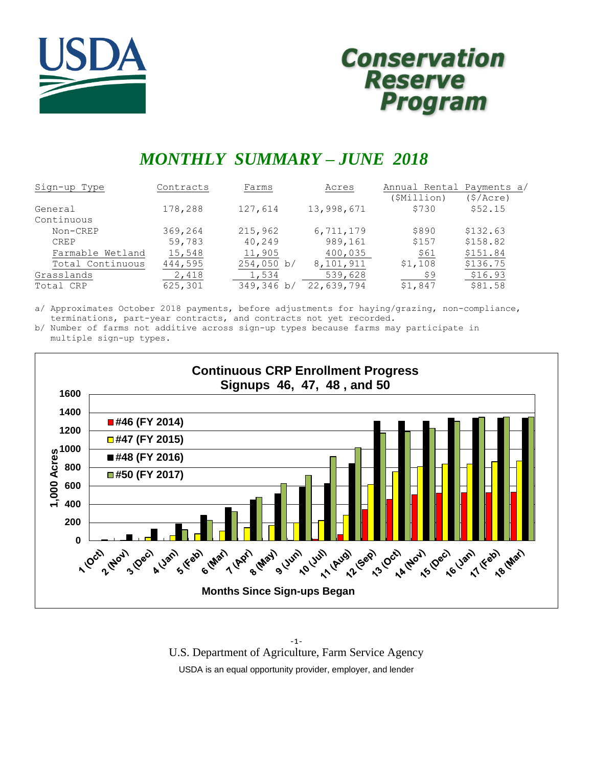# Conservation Reserve Program

## *MONTHLY SUMMARY – JUNE 2018*

| Sign-up Type | Contracts | Farms | Acres | Annual Rental Payments a/ ($Million) | ($/Acre) |
|---|---|---|---|---|---|
| General | 178,288 | 127,614 | 13,998,671 | $730 | $52.15 |
| Continuous | | | | | |
| Non-CREP | 369,264 | 215,962 | 6,711,179 | $890 | $132.63 |
| CREP | 59,783 | 40,249 | 989,161 | $157 | $158.82 |
| Farmable Wetland | 15,548 | 11,905 | 400,035 | $61 | $151.84 |
| Total Continuous | 444,595 | 254,050 b/ | 8,101,911 | $1,108 | $136.75 |
| Grasslands | 2,418 | 1,534 | 539,628 | $9 | $16.93 |
| Total CRP | 625,301 | 349,346 b/ | 22,639,794 | $1,847 | $81.58 |

a/ Approximates October 2018 payments, before adjustments for haying/grazing, non-compliance, terminations, part-year contracts, and contracts not yet recorded.
b/ Number of farms not additive across sign-up types because farms may participate in multiple sign-up types.

**Continuous CRP Enrollment Progress**
**Signups 46, 47, 48, and 50**

(Chart: 1,000 Acres by Months Since Sign-ups Began, 1 (Oct) through 18 (Mar); series #46 (FY 2014), #47 (FY 2015), #48 (FY 2016), #50 (FY 2017))

U.S. Department of Agriculture, Farm Service Agency

USDA is an equal opportunity provider, employer, and lender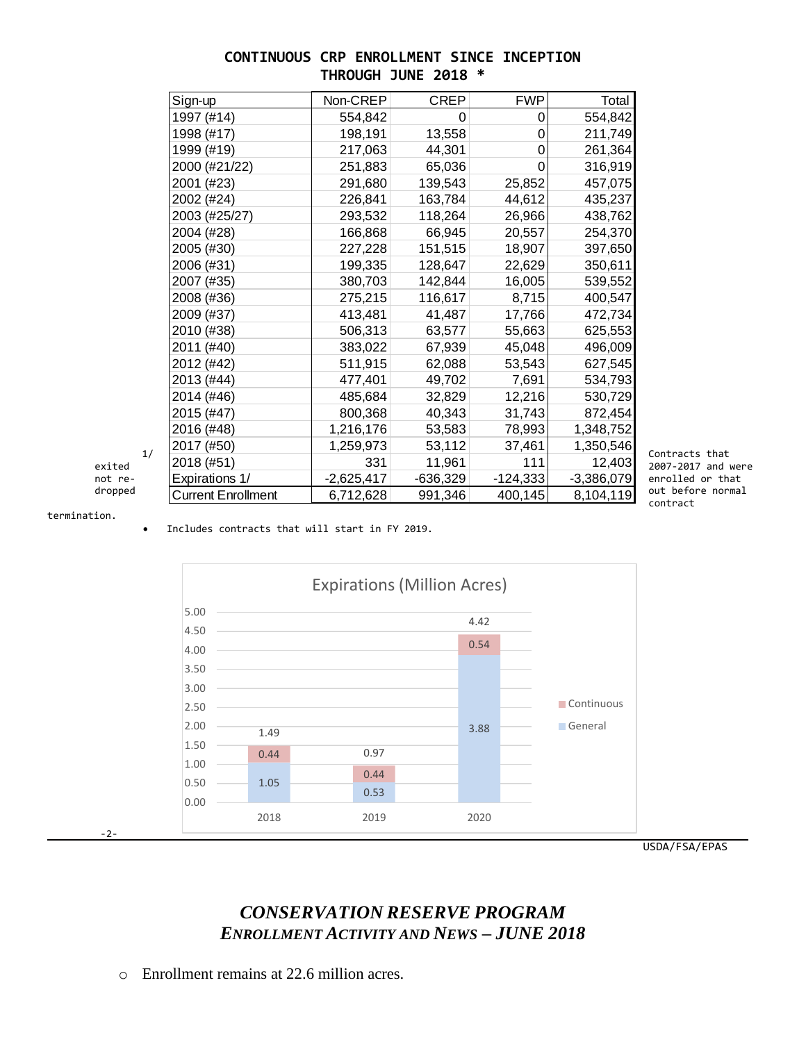## CONTINUOUS CRP ENROLLMENT SINCE INCEPTION THROUGH JUNE 2018 *

| Sign-up | Non-CREP | CREP | FWP | Total |
|---|---|---|---|---|
| 1997 (#14) | 554,842 | 0 | 0 | 554,842 |
| 1998 (#17) | 198,191 | 13,558 | 0 | 211,749 |
| 1999 (#19) | 217,063 | 44,301 | 0 | 261,364 |
| 2000 (#21/22) | 251,883 | 65,036 | 0 | 316,919 |
| 2001 (#23) | 291,680 | 139,543 | 25,852 | 457,075 |
| 2002 (#24) | 226,841 | 163,784 | 44,612 | 435,237 |
| 2003 (#25/27) | 293,532 | 118,264 | 26,966 | 438,762 |
| 2004 (#28) | 166,868 | 66,945 | 20,557 | 254,370 |
| 2005 (#30) | 227,228 | 151,515 | 18,907 | 397,650 |
| 2006 (#31) | 199,335 | 128,647 | 22,629 | 350,611 |
| 2007 (#35) | 380,703 | 142,844 | 16,005 | 539,552 |
| 2008 (#36) | 275,215 | 116,617 | 8,715 | 400,547 |
| 2009 (#37) | 413,481 | 41,487 | 17,766 | 472,734 |
| 2010 (#38) | 506,313 | 63,577 | 55,663 | 625,553 |
| 2011 (#40) | 383,022 | 67,939 | 45,048 | 496,009 |
| 2012 (#42) | 511,915 | 62,088 | 53,543 | 627,545 |
| 2013 (#44) | 477,401 | 49,702 | 7,691 | 534,793 |
| 2014 (#46) | 485,684 | 32,829 | 12,216 | 530,729 |
| 2015 (#47) | 800,368 | 40,343 | 31,743 | 872,454 |
| 2016 (#48) | 1,216,176 | 53,583 | 78,993 | 1,348,752 |
| 2017 (#50) | 1,259,973 | 53,112 | 37,461 | 1,350,546 |
| 2018 (#51) | 331 | 11,961 | 111 | 12,403 |
| Expirations 1/ | -2,625,417 | -636,329 | -124,333 | -3,386,079 |
| Current Enrollment | 6,712,628 | 991,346 | 400,145 | 8,104,119 |

1/ Contracts that exited 2007-2017 and were not re-enrolled or that dropped out before normal contract termination.

* Includes contracts that will start in FY 2019.

**Expirations (Million Acres)**

| Year | General | Continuous | Total |
|---|---|---|---|
| 2018 | 1.05 | 0.44 | 1.49 |
| 2019 | 0.53 | 0.44 | 0.97 |
| 2020 | 3.88 | 0.54 | 4.42 |

USDA/FSA/EPAS

# *CONSERVATION RESERVE PROGRAM*
## *ENROLLMENT ACTIVITY AND NEWS – JUNE 2018*

- Enrollment remains at 22.6 million acres.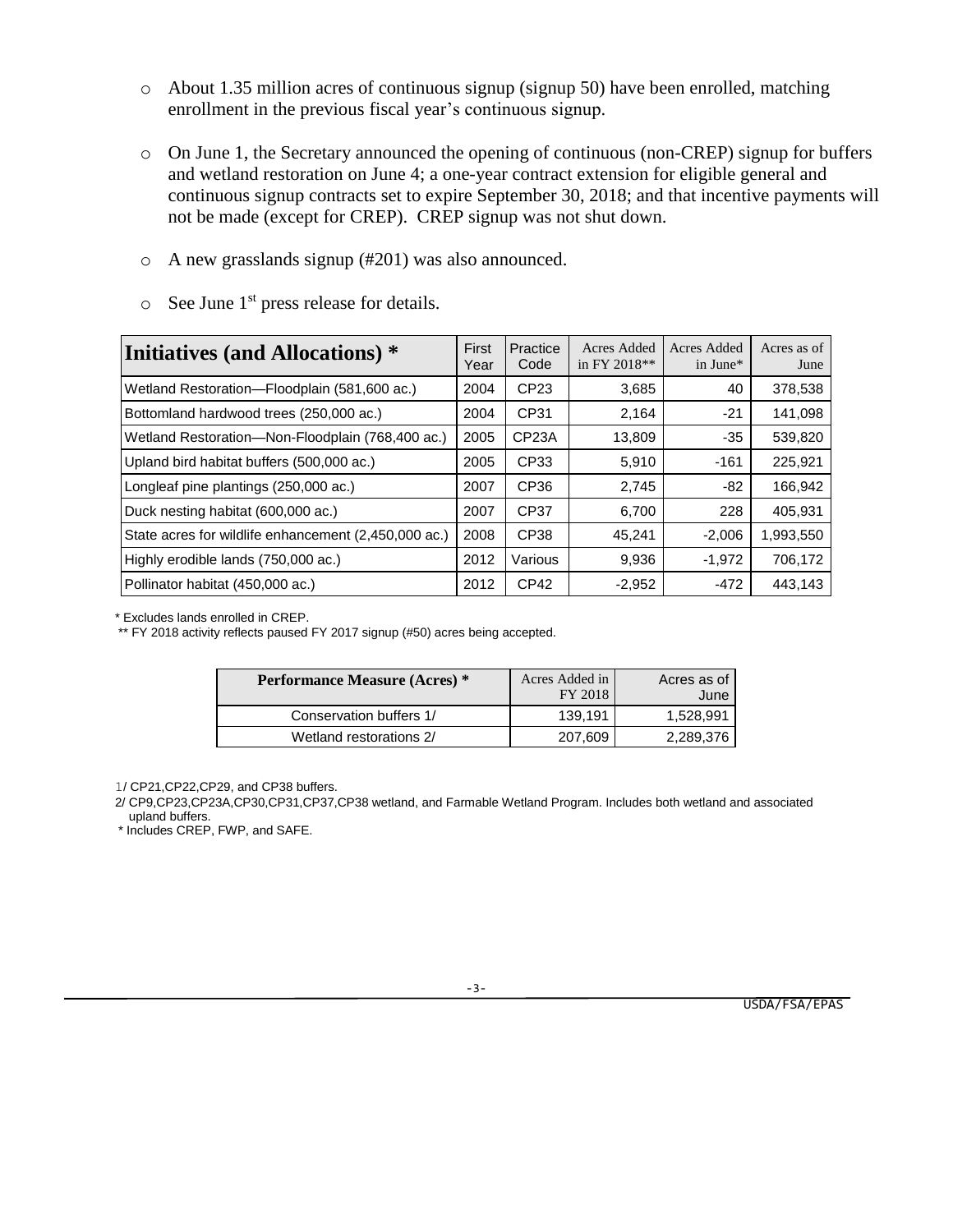- About 1.35 million acres of continuous signup (signup 50) have been enrolled, matching enrollment in the previous fiscal year's continuous signup.

- On June 1, the Secretary announced the opening of continuous (non-CREP) signup for buffers and wetland restoration on June 4; a one-year contract extension for eligible general and continuous signup contracts set to expire September 30, 2018; and that incentive payments will not be made (except for CREP). CREP signup was not shut down.

- A new grasslands signup (#201) was also announced.

- See June 1st press release for details.

| **Initiatives (and Allocations) \*** | First Year | Practice Code | Acres Added in FY 2018\*\* | Acres Added in June\* | Acres as of June |
|---|---|---|---|---|---|
| Wetland Restoration—Floodplain (581,600 ac.) | 2004 | CP23 | 3,685 | 40 | 378,538 |
| Bottomland hardwood trees (250,000 ac.) | 2004 | CP31 | 2,164 | -21 | 141,098 |
| Wetland Restoration—Non-Floodplain (768,400 ac.) | 2005 | CP23A | 13,809 | -35 | 539,820 |
| Upland bird habitat buffers (500,000 ac.) | 2005 | CP33 | 5,910 | -161 | 225,921 |
| Longleaf pine plantings (250,000 ac.) | 2007 | CP36 | 2,745 | -82 | 166,942 |
| Duck nesting habitat (600,000 ac.) | 2007 | CP37 | 6,700 | 228 | 405,931 |
| State acres for wildlife enhancement (2,450,000 ac.) | 2008 | CP38 | 45,241 | -2,006 | 1,993,550 |
| Highly erodible lands (750,000 ac.) | 2012 | Various | 9,936 | -1,972 | 706,172 |
| Pollinator habitat (450,000 ac.) | 2012 | CP42 | -2,952 | -472 | 443,143 |

\* Excludes lands enrolled in CREP.

\*\* FY 2018 activity reflects paused FY 2017 signup (#50) acres being accepted.

| **Performance Measure (Acres) \*** | Acres Added in FY 2018 | Acres as of June |
|---|---|---|
| Conservation buffers 1/ | 139,191 | 1,528,991 |
| Wetland restorations 2/ | 207,609 | 2,289,376 |

1/ CP21,CP22,CP29, and CP38 buffers.

2/ CP9,CP23,CP23A,CP30,CP31,CP37,CP38 wetland, and Farmable Wetland Program. Includes both wetland and associated upland buffers.

\* Includes CREP, FWP, and SAFE.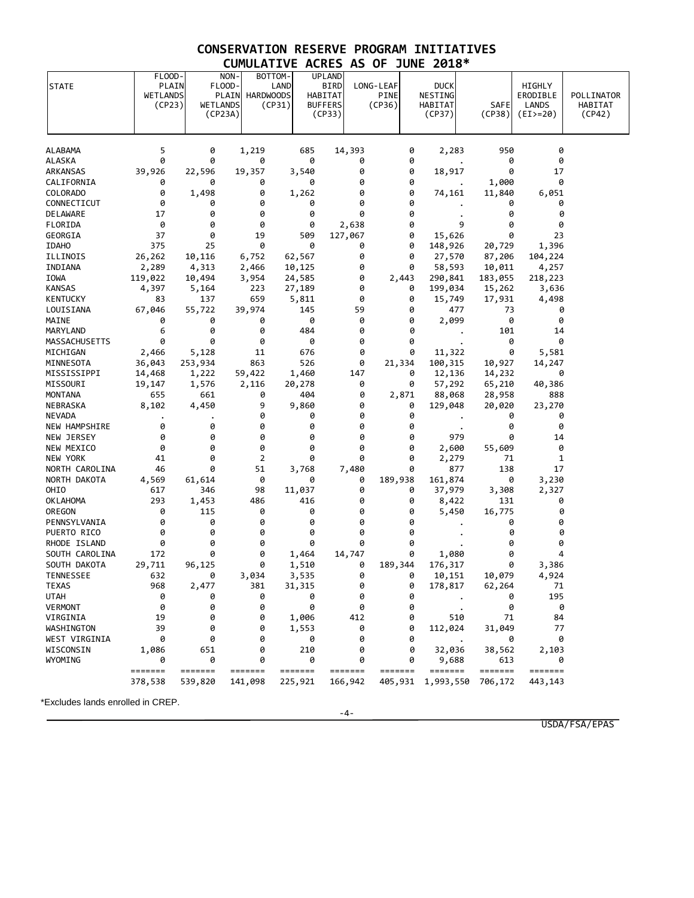# CONSERVATION RESERVE PROGRAM INITIATIVES

## CUMULATIVE ACRES AS OF JUNE 2018*

| STATE | FLOOD-PLAIN WETLANDS (CP23) | NON-FLOOD-PLAIN WETLANDS (CP23A) | BOTTOM-LAND HARDWOODS (CP31) | UPLAND BIRD HABITAT BUFFERS (CP33) | LONG-LEAF PINE (CP36) | DUCK NESTING HABITAT (CP37) | SAFE (CP38) | HIGHLY ERODIBLE LANDS (EI>=20) | POLLINATOR HABITAT (CP42) |
|---|---|---|---|---|---|---|---|---|---|
| ALABAMA | 5 | 0 | 1,219 | 685 | 14,393 | 0 | 2,283 | 950 | 0 |
| ALASKA | 0 | 0 | 0 | 0 | 0 | 0 | . | 0 | 0 |
| ARKANSAS | 39,926 | 22,596 | 19,357 | 3,540 | 0 | 0 | 18,917 | 0 | 17 |
| CALIFORNIA | 0 | 0 | 0 | 0 | 0 | 0 | . | 1,000 | 0 |
| COLORADO | 0 | 1,498 | 0 | 1,262 | 0 | 0 | 74,161 | 11,840 | 6,051 |
| CONNECTICUT | 0 | 0 | 0 | 0 | 0 | 0 | . | 0 | 0 |
| DELAWARE | 17 | 0 | 0 | 0 | 0 | 0 | . | 0 | 0 |
| FLORIDA | 0 | 0 | 0 | 0 | 2,638 | 0 | 9 | 0 | 0 |
| GEORGIA | 37 | 0 | 19 | 509 | 127,067 | 0 | 15,626 | 0 | 23 |
| IDAHO | 375 | 25 | 0 | 0 | 0 | 0 | 148,926 | 20,729 | 1,396 |
| ILLINOIS | 26,262 | 10,116 | 6,752 | 62,567 | 0 | 0 | 27,570 | 87,206 | 104,224 |
| INDIANA | 2,289 | 4,313 | 2,466 | 10,125 | 0 | 0 | 58,593 | 10,011 | 4,257 |
| IOWA | 119,022 | 10,494 | 3,954 | 24,585 | 0 | 2,443 | 290,841 | 183,055 | 218,223 |
| KANSAS | 4,397 | 5,164 | 223 | 27,189 | 0 | 0 | 199,034 | 15,262 | 3,636 |
| KENTUCKY | 83 | 137 | 659 | 5,811 | 0 | 0 | 15,749 | 17,931 | 4,498 |
| LOUISIANA | 67,046 | 55,722 | 39,974 | 145 | 59 | 0 | 477 | 73 | 0 |
| MAINE | 0 | 0 | 0 | 0 | 0 | 0 | 2,099 | 0 | 0 |
| MARYLAND | 6 | 0 | 0 | 484 | 0 | 0 | . | 101 | 14 |
| MASSACHUSETTS | 0 | 0 | 0 | 0 | 0 | 0 | . | 0 | 0 |
| MICHIGAN | 2,466 | 5,128 | 11 | 676 | 0 | 0 | 11,322 | 0 | 5,581 |
| MINNESOTA | 36,043 | 253,934 | 863 | 526 | 0 | 21,334 | 100,315 | 10,927 | 14,247 |
| MISSISSIPPI | 14,468 | 1,222 | 59,422 | 1,460 | 147 | 0 | 12,136 | 14,232 | 0 |
| MISSOURI | 19,147 | 1,576 | 2,116 | 20,278 | 0 | 0 | 57,292 | 65,210 | 40,386 |
| MONTANA | 655 | 661 | 0 | 404 | 0 | 2,871 | 88,068 | 28,958 | 888 |
| NEBRASKA | 8,102 | 4,450 | 9 | 9,860 | 0 | 0 | 129,048 | 20,020 | 23,270 |
| NEVADA | . | . | 0 | 0 | 0 | 0 | . | 0 | 0 |
| NEW HAMPSHIRE | 0 | 0 | 0 | 0 | 0 | 0 | . | 0 | 0 |
| NEW JERSEY | 0 | 0 | 0 | 0 | 0 | 0 | 979 | 0 | 14 |
| NEW MEXICO | 0 | 0 | 0 | 0 | 0 | 0 | 2,600 | 55,609 | 0 |
| NEW YORK | 41 | 0 | 2 | 0 | 0 | 0 | 2,279 | 71 | 1 |
| NORTH CAROLINA | 46 | 0 | 51 | 3,768 | 7,480 | 0 | 877 | 138 | 17 |
| NORTH DAKOTA | 4,569 | 61,614 | 0 | 0 | 0 | 189,938 | 161,874 | 0 | 3,230 |
| OHIO | 617 | 346 | 98 | 11,037 | 0 | 0 | 37,979 | 3,308 | 2,327 |
| OKLAHOMA | 293 | 1,453 | 486 | 416 | 0 | 0 | 8,422 | 131 | 0 |
| OREGON | 0 | 115 | 0 | 0 | 0 | 0 | 5,450 | 16,775 | 0 |
| PENNSYLVANIA | 0 | 0 | 0 | 0 | 0 | 0 | . | 0 | 0 |
| PUERTO RICO | 0 | 0 | 0 | 0 | 0 | 0 | . | 0 | 0 |
| RHODE ISLAND | 0 | 0 | 0 | 0 | 0 | 0 | . | 0 | 0 |
| SOUTH CAROLINA | 172 | 0 | 0 | 1,464 | 14,747 | 0 | 1,080 | 0 | 4 |
| SOUTH DAKOTA | 29,711 | 96,125 | 0 | 1,510 | 0 | 189,344 | 176,317 | 0 | 3,386 |
| TENNESSEE | 632 | 0 | 3,034 | 3,535 | 0 | 0 | 10,151 | 10,079 | 4,924 |
| TEXAS | 968 | 2,477 | 381 | 31,315 | 0 | 0 | 178,817 | 62,264 | 71 |
| UTAH | 0 | 0 | 0 | 0 | 0 | 0 | . | 0 | 195 |
| VERMONT | 0 | 0 | 0 | 0 | 0 | 0 | . | 0 | 0 |
| VIRGINIA | 19 | 0 | 0 | 1,006 | 412 | 0 | 510 | 71 | 84 |
| WASHINGTON | 39 | 0 | 0 | 1,553 | 0 | 0 | 112,024 | 31,049 | 77 |
| WEST VIRGINIA | 0 | 0 | 0 | 0 | 0 | 0 | . | 0 | 0 |
| WISCONSIN | 1,086 | 651 | 0 | 210 | 0 | 0 | 32,036 | 38,562 | 2,103 |
| WYOMING | 0 | 0 | 0 | 0 | 0 | 0 | 9,688 | 613 | 0 |
| | 378,538 | 539,820 | 141,098 | 225,921 | 166,942 | 405,931 | 1,993,550 | 706,172 | 443,143 |

*Excludes lands enrolled in CREP.

USDA/FSA/EPAS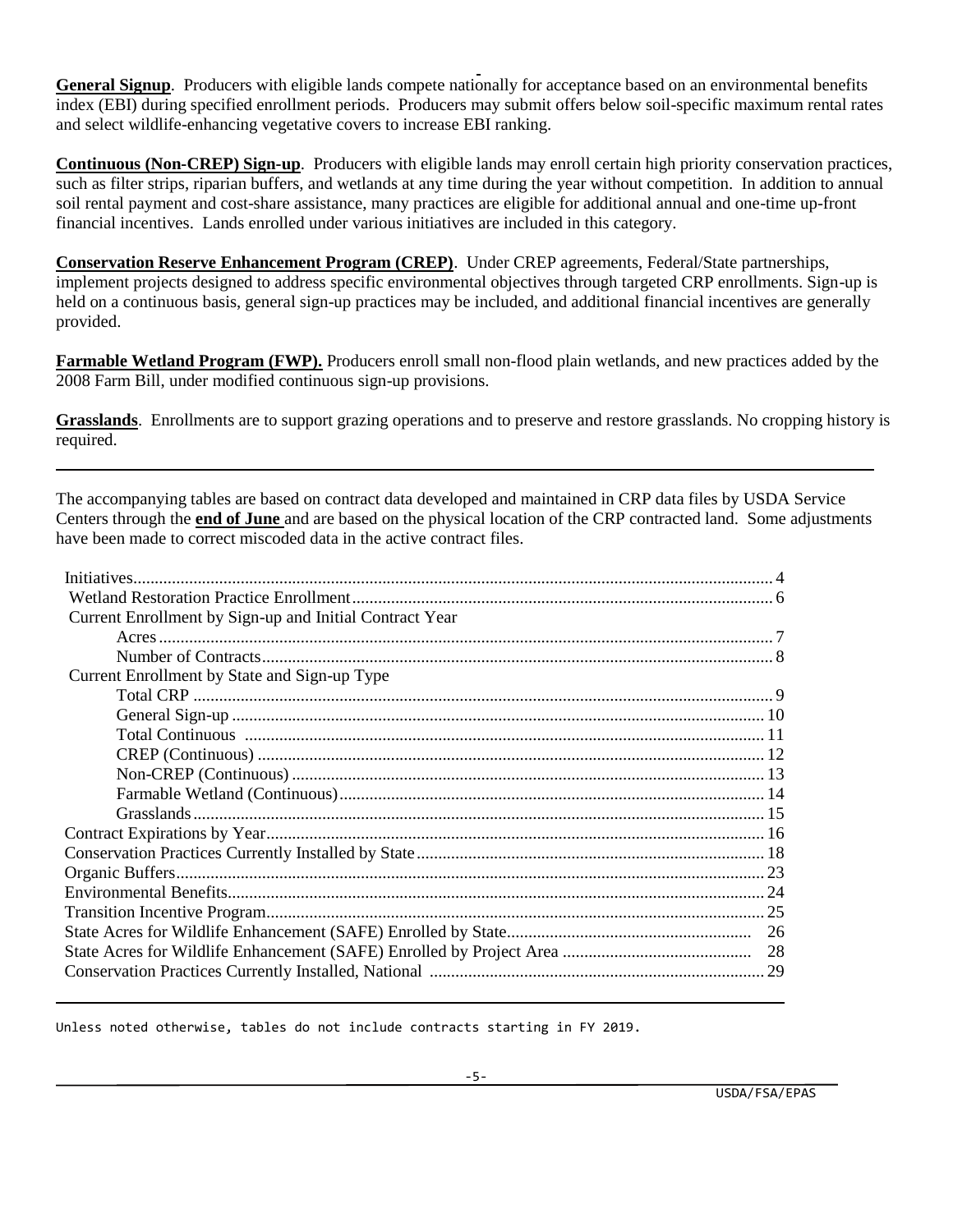**General Signup**. Producers with eligible lands compete nationally for acceptance based on an environmental benefits index (EBI) during specified enrollment periods. Producers may submit offers below soil-specific maximum rental rates and select wildlife-enhancing vegetative covers to increase EBI ranking.

**Continuous (Non-CREP) Sign-up**. Producers with eligible lands may enroll certain high priority conservation practices, such as filter strips, riparian buffers, and wetlands at any time during the year without competition. In addition to annual soil rental payment and cost-share assistance, many practices are eligible for additional annual and one-time up-front financial incentives. Lands enrolled under various initiatives are included in this category.

**Conservation Reserve Enhancement Program (CREP)**. Under CREP agreements, Federal/State partnerships, implement projects designed to address specific environmental objectives through targeted CRP enrollments. Sign-up is held on a continuous basis, general sign-up practices may be included, and additional financial incentives are generally provided.

**Farmable Wetland Program (FWP).** Producers enroll small non-flood plain wetlands, and new practices added by the 2008 Farm Bill, under modified continuous sign-up provisions.

**Grasslands**. Enrollments are to support grazing operations and to preserve and restore grasslands. No cropping history is required.

---

The accompanying tables are based on contract data developed and maintained in CRP data files by USDA Service Centers through the **end of June** and are based on the physical location of the CRP contracted land. Some adjustments have been made to correct miscoded data in the active contract files.

| | |
|---|---|
| Initiatives | 4 |
| Wetland Restoration Practice Enrollment | 6 |
| Current Enrollment by Sign-up and Initial Contract Year | |
| Acres | 7 |
| Number of Contracts | 8 |
| Current Enrollment by State and Sign-up Type | |
| Total CRP | 9 |
| General Sign-up | 10 |
| Total Continuous | 11 |
| CREP (Continuous) | 12 |
| Non-CREP (Continuous) | 13 |
| Farmable Wetland (Continuous) | 14 |
| Grasslands | 15 |
| Contract Expirations by Year | 16 |
| Conservation Practices Currently Installed by State | 18 |
| Organic Buffers | 23 |
| Environmental Benefits | 24 |
| Transition Incentive Program | 25 |
| State Acres for Wildlife Enhancement (SAFE) Enrolled by State | 26 |
| State Acres for Wildlife Enhancement (SAFE) Enrolled by Project Area | 28 |
| Conservation Practices Currently Installed, National | 29 |

---

Unless noted otherwise, tables do not include contracts starting in FY 2019.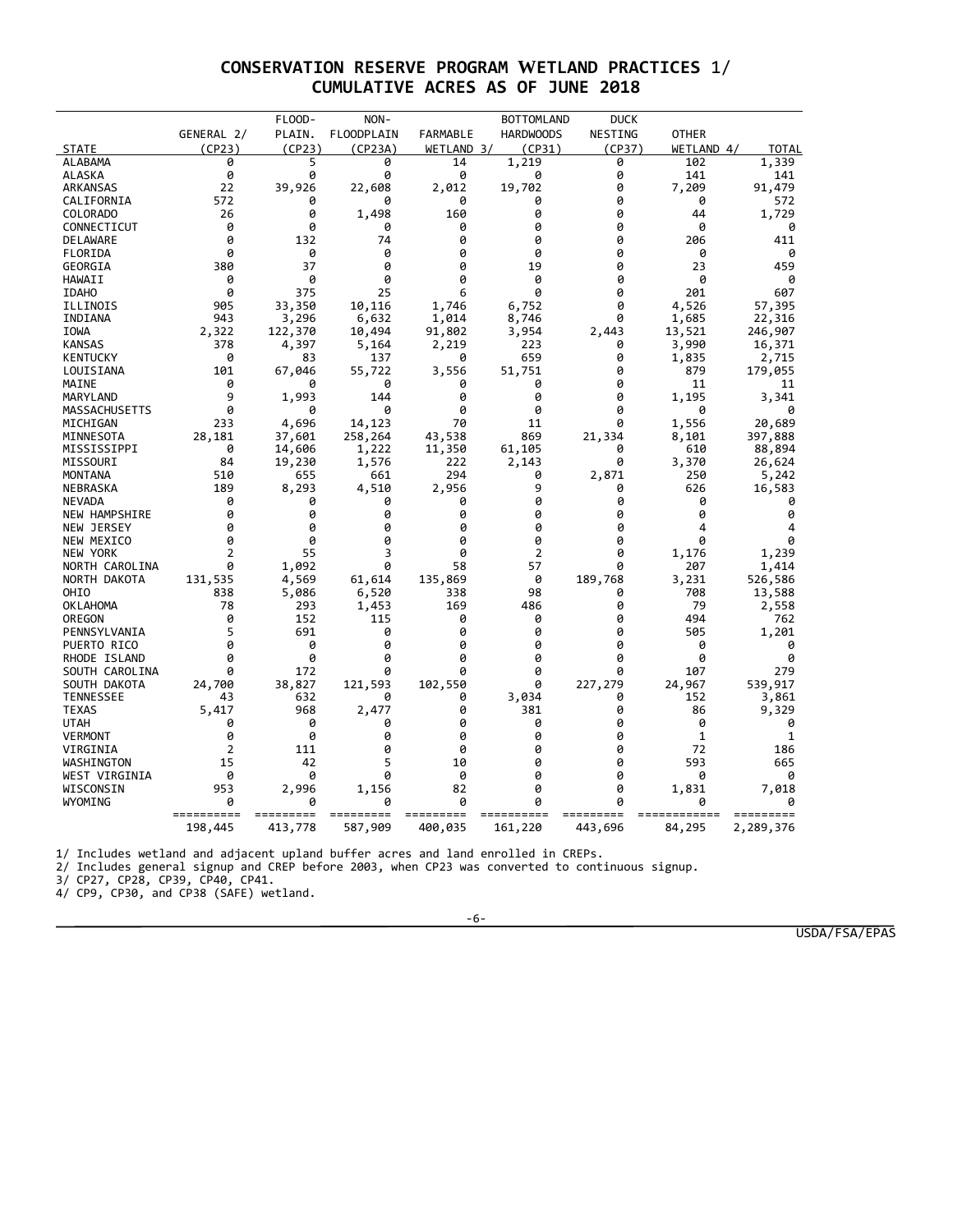# CONSERVATION RESERVE PROGRAM WETLAND PRACTICES 1/
## CUMULATIVE ACRES AS OF JUNE 2018

| STATE | GENERAL 2/ (CP23) | FLOOD-PLAIN. (CP23) | NON-FLOODPLAIN (CP23A) | FARMABLE WETLAND 3/ | BOTTOMLAND HARDWOODS (CP31) | DUCK NESTING (CP37) | OTHER WETLAND 4/ | TOTAL |
|---|---|---|---|---|---|---|---|---|
| ALABAMA | 0 | 5 | 0 | 14 | 1,219 | 0 | 102 | 1,339 |
| ALASKA | 0 | 0 | 0 | 0 | 0 | 0 | 141 | 141 |
| ARKANSAS | 22 | 39,926 | 22,608 | 2,012 | 19,702 | 0 | 7,209 | 91,479 |
| CALIFORNIA | 572 | 0 | 0 | 0 | 0 | 0 | 0 | 572 |
| COLORADO | 26 | 0 | 1,498 | 160 | 0 | 0 | 44 | 1,729 |
| CONNECTICUT | 0 | 0 | 0 | 0 | 0 | 0 | 0 | 0 |
| DELAWARE | 0 | 132 | 74 | 0 | 0 | 0 | 206 | 411 |
| FLORIDA | 0 | 0 | 0 | 0 | 0 | 0 | 0 | 0 |
| GEORGIA | 380 | 37 | 0 | 0 | 19 | 0 | 23 | 459 |
| HAWAII | 0 | 0 | 0 | 0 | 0 | 0 | 0 | 0 |
| IDAHO | 0 | 375 | 25 | 6 | 0 | 0 | 201 | 607 |
| ILLINOIS | 905 | 33,350 | 10,116 | 1,746 | 6,752 | 0 | 4,526 | 57,395 |
| INDIANA | 943 | 3,296 | 6,632 | 1,014 | 8,746 | 0 | 1,685 | 22,316 |
| IOWA | 2,322 | 122,370 | 10,494 | 91,802 | 3,954 | 2,443 | 13,521 | 246,907 |
| KANSAS | 378 | 4,397 | 5,164 | 2,219 | 223 | 0 | 3,990 | 16,371 |
| KENTUCKY | 0 | 83 | 137 | 0 | 659 | 0 | 1,835 | 2,715 |
| LOUISIANA | 101 | 67,046 | 55,722 | 3,556 | 51,751 | 0 | 879 | 179,055 |
| MAINE | 0 | 0 | 0 | 0 | 0 | 0 | 11 | 11 |
| MARYLAND | 9 | 1,993 | 144 | 0 | 0 | 0 | 1,195 | 3,341 |
| MASSACHUSETTS | 0 | 0 | 0 | 0 | 0 | 0 | 0 | 0 |
| MICHIGAN | 233 | 4,696 | 14,123 | 70 | 11 | 0 | 1,556 | 20,689 |
| MINNESOTA | 28,181 | 37,601 | 258,264 | 43,538 | 869 | 21,334 | 8,101 | 397,888 |
| MISSISSIPPI | 0 | 14,606 | 1,222 | 11,350 | 61,105 | 0 | 610 | 88,894 |
| MISSOURI | 84 | 19,230 | 1,576 | 222 | 2,143 | 0 | 3,370 | 26,624 |
| MONTANA | 510 | 655 | 661 | 294 | 0 | 2,871 | 250 | 5,242 |
| NEBRASKA | 189 | 8,293 | 4,510 | 2,956 | 9 | 0 | 626 | 16,583 |
| NEVADA | 0 | 0 | 0 | 0 | 0 | 0 | 0 | 0 |
| NEW HAMPSHIRE | 0 | 0 | 0 | 0 | 0 | 0 | 0 | 0 |
| NEW JERSEY | 0 | 0 | 0 | 0 | 0 | 0 | 4 | 4 |
| NEW MEXICO | 0 | 0 | 0 | 0 | 0 | 0 | 0 | 0 |
| NEW YORK | 2 | 55 | 3 | 0 | 2 | 0 | 1,176 | 1,239 |
| NORTH CAROLINA | 0 | 1,092 | 0 | 58 | 57 | 0 | 207 | 1,414 |
| NORTH DAKOTA | 131,535 | 4,569 | 61,614 | 135,869 | 0 | 189,768 | 3,231 | 526,586 |
| OHIO | 838 | 5,086 | 6,520 | 338 | 98 | 0 | 708 | 13,588 |
| OKLAHOMA | 78 | 293 | 1,453 | 169 | 486 | 0 | 79 | 2,558 |
| OREGON | 0 | 152 | 115 | 0 | 0 | 0 | 494 | 762 |
| PENNSYLVANIA | 5 | 691 | 0 | 0 | 0 | 0 | 505 | 1,201 |
| PUERTO RICO | 0 | 0 | 0 | 0 | 0 | 0 | 0 | 0 |
| RHODE ISLAND | 0 | 0 | 0 | 0 | 0 | 0 | 0 | 0 |
| SOUTH CAROLINA | 0 | 172 | 0 | 0 | 0 | 0 | 107 | 279 |
| SOUTH DAKOTA | 24,700 | 38,827 | 121,593 | 102,550 | 0 | 227,279 | 24,967 | 539,917 |
| TENNESSEE | 43 | 632 | 0 | 0 | 3,034 | 0 | 152 | 3,861 |
| TEXAS | 5,417 | 968 | 2,477 | 0 | 381 | 0 | 86 | 9,329 |
| UTAH | 0 | 0 | 0 | 0 | 0 | 0 | 0 | 0 |
| VERMONT | 0 | 0 | 0 | 0 | 0 | 0 | 1 | 1 |
| VIRGINIA | 2 | 111 | 0 | 0 | 0 | 0 | 72 | 186 |
| WASHINGTON | 15 | 42 | 5 | 10 | 0 | 0 | 593 | 665 |
| WEST VIRGINIA | 0 | 0 | 0 | 0 | 0 | 0 | 0 | 0 |
| WISCONSIN | 953 | 2,996 | 1,156 | 82 | 0 | 0 | 1,831 | 7,018 |
| WYOMING | 0 | 0 | 0 | 0 | 0 | 0 | 0 | 0 |
| | 198,445 | 413,778 | 587,909 | 400,035 | 161,220 | 443,696 | 84,295 | 2,289,376 |

1/ Includes wetland and adjacent upland buffer acres and land enrolled in CREPs.
2/ Includes general signup and CREP before 2003, when CP23 was converted to continuous signup.
3/ CP27, CP28, CP39, CP40, CP41.
4/ CP9, CP30, and CP38 (SAFE) wetland.

USDA/FSA/EPAS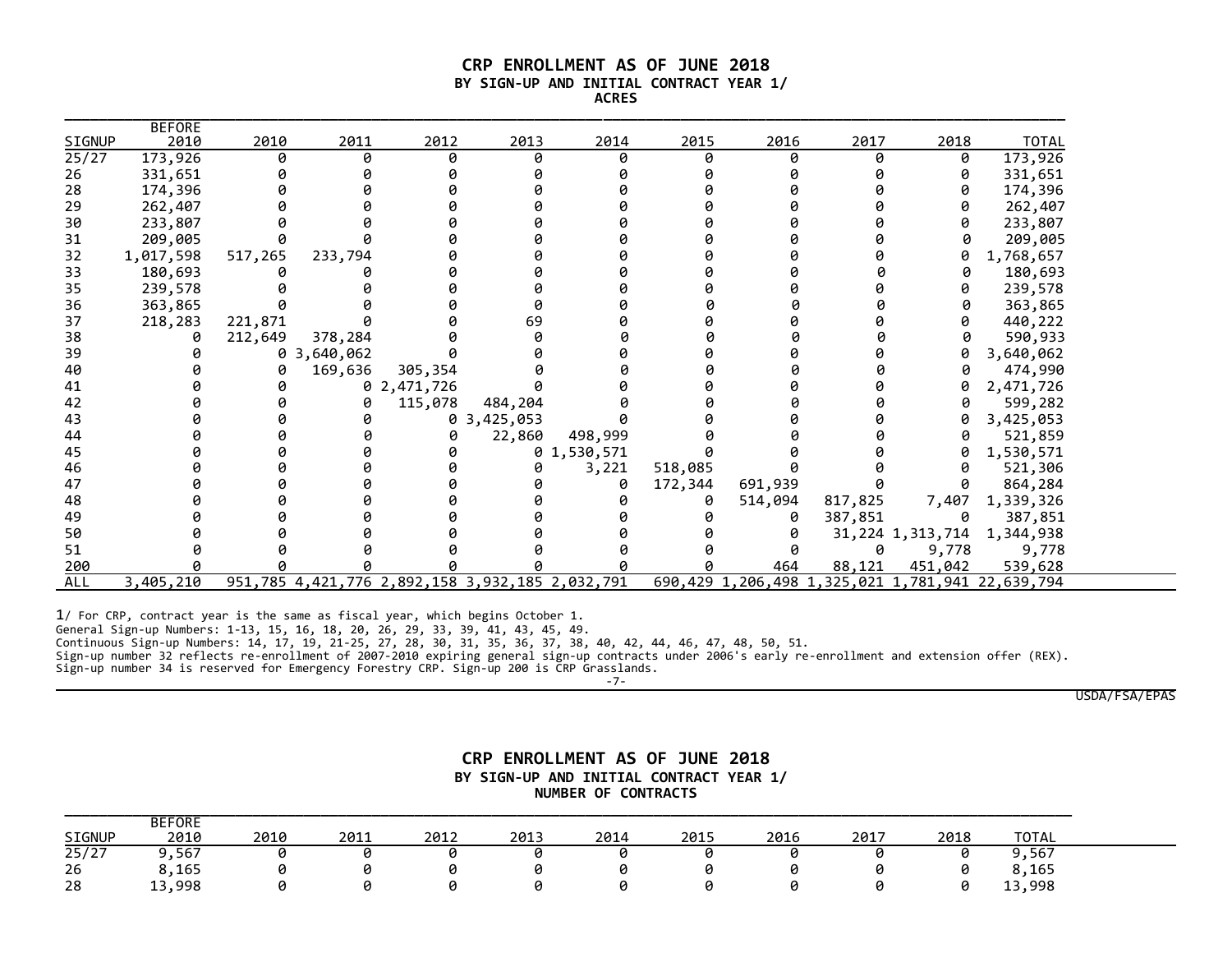# CRP ENROLLMENT AS OF JUNE 2018
## BY SIGN-UP AND INITIAL CONTRACT YEAR 1/
### ACRES

| SIGNUP | BEFORE 2010 | 2010 | 2011 | 2012 | 2013 | 2014 | 2015 | 2016 | 2017 | 2018 | TOTAL |
|---|---|---|---|---|---|---|---|---|---|---|---|
| 25/27 | 173,926 | 0 | 0 | 0 | 0 | 0 | 0 | 0 | 0 | 0 | 173,926 |
| 26 | 331,651 | 0 | 0 | 0 | 0 | 0 | 0 | 0 | 0 | 0 | 331,651 |
| 28 | 174,396 | 0 | 0 | 0 | 0 | 0 | 0 | 0 | 0 | 0 | 174,396 |
| 29 | 262,407 | 0 | 0 | 0 | 0 | 0 | 0 | 0 | 0 | 0 | 262,407 |
| 30 | 233,807 | 0 | 0 | 0 | 0 | 0 | 0 | 0 | 0 | 0 | 233,807 |
| 31 | 209,005 | 0 | 0 | 0 | 0 | 0 | 0 | 0 | 0 | 0 | 209,005 |
| 32 | 1,017,598 | 517,265 | 233,794 | 0 | 0 | 0 | 0 | 0 | 0 | 0 | 1,768,657 |
| 33 | 180,693 | 0 | 0 | 0 | 0 | 0 | 0 | 0 | 0 | 0 | 180,693 |
| 35 | 239,578 | 0 | 0 | 0 | 0 | 0 | 0 | 0 | 0 | 0 | 239,578 |
| 36 | 363,865 | 0 | 0 | 0 | 0 | 0 | 0 | 0 | 0 | 0 | 363,865 |
| 37 | 218,283 | 221,871 | 0 | 0 | 69 | 0 | 0 | 0 | 0 | 0 | 440,222 |
| 38 | 0 | 212,649 | 378,284 | 0 | 0 | 0 | 0 | 0 | 0 | 0 | 590,933 |
| 39 | 0 | 0 | 3,640,062 | 0 | 0 | 0 | 0 | 0 | 0 | 0 | 3,640,062 |
| 40 | 0 | 0 | 169,636 | 305,354 | 0 | 0 | 0 | 0 | 0 | 0 | 474,990 |
| 41 | 0 | 0 | 0 | 2,471,726 | 0 | 0 | 0 | 0 | 0 | 0 | 2,471,726 |
| 42 | 0 | 0 | 0 | 115,078 | 484,204 | 0 | 0 | 0 | 0 | 0 | 599,282 |
| 43 | 0 | 0 | 0 | 0 | 3,425,053 | 0 | 0 | 0 | 0 | 0 | 3,425,053 |
| 44 | 0 | 0 | 0 | 0 | 22,860 | 498,999 | 0 | 0 | 0 | 0 | 521,859 |
| 45 | 0 | 0 | 0 | 0 | 0 | 1,530,571 | 0 | 0 | 0 | 0 | 1,530,571 |
| 46 | 0 | 0 | 0 | 0 | 0 | 3,221 | 518,085 | 0 | 0 | 0 | 521,306 |
| 47 | 0 | 0 | 0 | 0 | 0 | 0 | 172,344 | 691,939 | 0 | 0 | 864,284 |
| 48 | 0 | 0 | 0 | 0 | 0 | 0 | 0 | 514,094 | 817,825 | 7,407 | 1,339,326 |
| 49 | 0 | 0 | 0 | 0 | 0 | 0 | 0 | 0 | 387,851 | 0 | 387,851 |
| 50 | 0 | 0 | 0 | 0 | 0 | 0 | 0 | 0 | 31,224 | 1,313,714 | 1,344,938 |
| 51 | 0 | 0 | 0 | 0 | 0 | 0 | 0 | 0 | 0 | 9,778 | 9,778 |
| 200 | 0 | 0 | 0 | 0 | 0 | 0 | 0 | 464 | 88,121 | 451,042 | 539,628 |
| ALL | 3,405,210 | 951,785 | 4,421,776 | 2,892,158 | 3,932,185 | 2,032,791 | 690,429 | 1,206,498 | 1,325,021 | 1,781,941 | 22,639,794 |

1/ For CRP, contract year is the same as fiscal year, which begins October 1.
General Sign-up Numbers: 1-13, 15, 16, 18, 20, 26, 29, 33, 39, 41, 43, 45, 49.
Continuous Sign-up Numbers: 14, 17, 19, 21-25, 27, 28, 30, 31, 35, 36, 37, 38, 40, 42, 44, 46, 47, 48, 50, 51.
Sign-up number 32 reflects re-enrollment of 2007-2010 expiring general sign-up contracts under 2006's early re-enrollment and extension offer (REX).
Sign-up number 34 is reserved for Emergency Forestry CRP. Sign-up 200 is CRP Grasslands.

USDA/FSA/EPAS

# CRP ENROLLMENT AS OF JUNE 2018
## BY SIGN-UP AND INITIAL CONTRACT YEAR 1/
### NUMBER OF CONTRACTS

| SIGNUP | BEFORE 2010 | 2010 | 2011 | 2012 | 2013 | 2014 | 2015 | 2016 | 2017 | 2018 | TOTAL |
|---|---|---|---|---|---|---|---|---|---|---|---|
| 25/27 | 9,567 | 0 | 0 | 0 | 0 | 0 | 0 | 0 | 0 | 0 | 9,567 |
| 26 | 8,165 | 0 | 0 | 0 | 0 | 0 | 0 | 0 | 0 | 0 | 8,165 |
| 28 | 13,998 | 0 | 0 | 0 | 0 | 0 | 0 | 0 | 0 | 0 | 13,998 |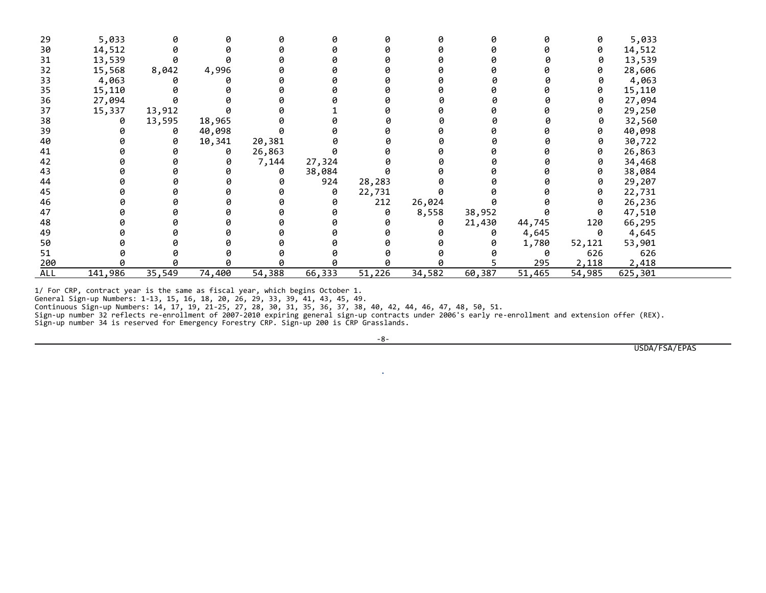| 29 | 5,033 | 0 | 0 | 0 | 0 | 0 | 0 | 0 | 0 | 0 | 5,033 |
|---|---|---|---|---|---|---|---|---|---|---|---|
| 30 | 14,512 | 0 | 0 | 0 | 0 | 0 | 0 | 0 | 0 | 0 | 14,512 |
| 31 | 13,539 | 0 | 0 | 0 | 0 | 0 | 0 | 0 | 0 | 0 | 13,539 |
| 32 | 15,568 | 8,042 | 4,996 | 0 | 0 | 0 | 0 | 0 | 0 | 0 | 28,606 |
| 33 | 4,063 | 0 | 0 | 0 | 0 | 0 | 0 | 0 | 0 | 0 | 4,063 |
| 35 | 15,110 | 0 | 0 | 0 | 0 | 0 | 0 | 0 | 0 | 0 | 15,110 |
| 36 | 27,094 | 0 | 0 | 0 | 0 | 0 | 0 | 0 | 0 | 0 | 27,094 |
| 37 | 15,337 | 13,912 | 0 | 0 | 1 | 0 | 0 | 0 | 0 | 0 | 29,250 |
| 38 | 0 | 13,595 | 18,965 | 0 | 0 | 0 | 0 | 0 | 0 | 0 | 32,560 |
| 39 | 0 | 0 | 40,098 | 0 | 0 | 0 | 0 | 0 | 0 | 0 | 40,098 |
| 40 | 0 | 0 | 10,341 | 20,381 | 0 | 0 | 0 | 0 | 0 | 0 | 30,722 |
| 41 | 0 | 0 | 0 | 26,863 | 0 | 0 | 0 | 0 | 0 | 0 | 26,863 |
| 42 | 0 | 0 | 0 | 7,144 | 27,324 | 0 | 0 | 0 | 0 | 0 | 34,468 |
| 43 | 0 | 0 | 0 | 0 | 38,084 | 0 | 0 | 0 | 0 | 0 | 38,084 |
| 44 | 0 | 0 | 0 | 0 | 924 | 28,283 | 0 | 0 | 0 | 0 | 29,207 |
| 45 | 0 | 0 | 0 | 0 | 0 | 22,731 | 0 | 0 | 0 | 0 | 22,731 |
| 46 | 0 | 0 | 0 | 0 | 0 | 212 | 26,024 | 0 | 0 | 0 | 26,236 |
| 47 | 0 | 0 | 0 | 0 | 0 | 0 | 8,558 | 38,952 | 0 | 0 | 47,510 |
| 48 | 0 | 0 | 0 | 0 | 0 | 0 | 0 | 21,430 | 44,745 | 120 | 66,295 |
| 49 | 0 | 0 | 0 | 0 | 0 | 0 | 0 | 0 | 4,645 | 0 | 4,645 |
| 50 | 0 | 0 | 0 | 0 | 0 | 0 | 0 | 0 | 1,780 | 52,121 | 53,901 |
| 51 | 0 | 0 | 0 | 0 | 0 | 0 | 0 | 0 | 0 | 626 | 626 |
| 200 | 0 | 0 | 0 | 0 | 0 | 0 | 0 | 5 | 295 | 2,118 | 2,418 |
| ALL | 141,986 | 35,549 | 74,400 | 54,388 | 66,333 | 51,226 | 34,582 | 60,387 | 51,465 | 54,985 | 625,301 |

1/ For CRP, contract year is the same as fiscal year, which begins October 1.
General Sign-up Numbers: 1-13, 15, 16, 18, 20, 26, 29, 33, 39, 41, 43, 45, 49.
Continuous Sign-up Numbers: 14, 17, 19, 21-25, 27, 28, 30, 31, 35, 36, 37, 38, 40, 42, 44, 46, 47, 48, 50, 51.
Sign-up number 32 reflects re-enrollment of 2007-2010 expiring general sign-up contracts under 2006's early re-enrollment and extension offer (REX).
Sign-up number 34 is reserved for Emergency Forestry CRP. Sign-up 200 is CRP Grasslands.

USDA/FSA/EPAS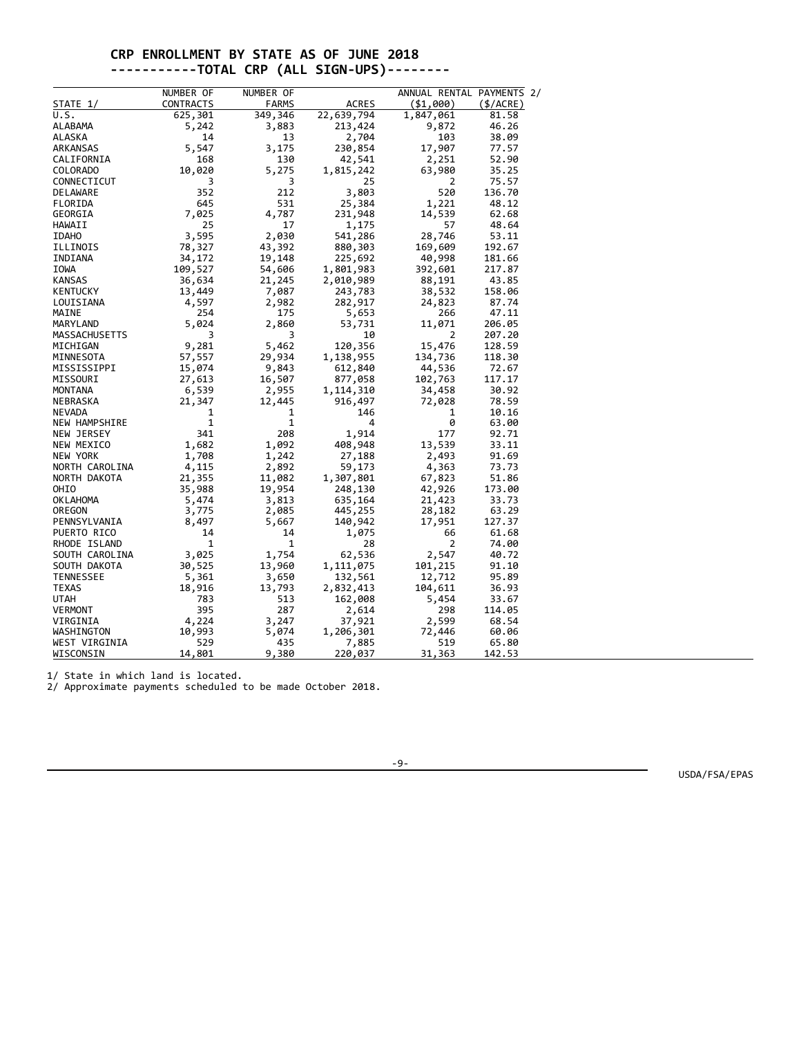# CRP ENROLLMENT BY STATE AS OF JUNE 2018

## -----------TOTAL CRP (ALL SIGN-UPS)--------

| STATE 1/ | NUMBER OF CONTRACTS | NUMBER OF FARMS | ACRES | ANNUAL RENTAL PAYMENTS 2/ ($1,000) | ($/ACRE) |
|---|---|---|---|---|---|
| U.S. | 625,301 | 349,346 | 22,639,794 | 1,847,061 | 81.58 |
| ALABAMA | 5,242 | 3,883 | 213,424 | 9,872 | 46.26 |
| ALASKA | 14 | 13 | 2,704 | 103 | 38.09 |
| ARKANSAS | 5,547 | 3,175 | 230,854 | 17,907 | 77.57 |
| CALIFORNIA | 168 | 130 | 42,541 | 2,251 | 52.90 |
| COLORADO | 10,020 | 5,275 | 1,815,242 | 63,980 | 35.25 |
| CONNECTICUT | 3 | 3 | 25 | 2 | 75.57 |
| DELAWARE | 352 | 212 | 3,803 | 520 | 136.70 |
| FLORIDA | 645 | 531 | 25,384 | 1,221 | 48.12 |
| GEORGIA | 7,025 | 4,787 | 231,948 | 14,539 | 62.68 |
| HAWAII | 25 | 17 | 1,175 | 57 | 48.64 |
| IDAHO | 3,595 | 2,030 | 541,286 | 28,746 | 53.11 |
| ILLINOIS | 78,327 | 43,392 | 880,303 | 169,609 | 192.67 |
| INDIANA | 34,172 | 19,148 | 225,692 | 40,998 | 181.66 |
| IOWA | 109,527 | 54,606 | 1,801,983 | 392,601 | 217.87 |
| KANSAS | 36,634 | 21,245 | 2,010,989 | 88,191 | 43.85 |
| KENTUCKY | 13,449 | 7,087 | 243,783 | 38,532 | 158.06 |
| LOUISIANA | 4,597 | 2,982 | 282,917 | 24,823 | 87.74 |
| MAINE | 254 | 175 | 5,653 | 266 | 47.11 |
| MARYLAND | 5,024 | 2,860 | 53,731 | 11,071 | 206.05 |
| MASSACHUSETTS | 3 | 3 | 10 | 2 | 207.20 |
| MICHIGAN | 9,281 | 5,462 | 120,356 | 15,476 | 128.59 |
| MINNESOTA | 57,557 | 29,934 | 1,138,955 | 134,736 | 118.30 |
| MISSISSIPPI | 15,074 | 9,843 | 612,840 | 44,536 | 72.67 |
| MISSOURI | 27,613 | 16,507 | 877,058 | 102,763 | 117.17 |
| MONTANA | 6,539 | 2,955 | 1,114,310 | 34,458 | 30.92 |
| NEBRASKA | 21,347 | 12,445 | 916,497 | 72,028 | 78.59 |
| NEVADA | 1 | 1 | 146 | 1 | 10.16 |
| NEW HAMPSHIRE | 1 | 1 | 4 | 0 | 63.00 |
| NEW JERSEY | 341 | 208 | 1,914 | 177 | 92.71 |
| NEW MEXICO | 1,682 | 1,092 | 408,948 | 13,539 | 33.11 |
| NEW YORK | 1,708 | 1,242 | 27,188 | 2,493 | 91.69 |
| NORTH CAROLINA | 4,115 | 2,892 | 59,173 | 4,363 | 73.73 |
| NORTH DAKOTA | 21,355 | 11,082 | 1,307,801 | 67,823 | 51.86 |
| OHIO | 35,988 | 19,954 | 248,130 | 42,926 | 173.00 |
| OKLAHOMA | 5,474 | 3,813 | 635,164 | 21,423 | 33.73 |
| OREGON | 3,775 | 2,085 | 445,255 | 28,182 | 63.29 |
| PENNSYLVANIA | 8,497 | 5,667 | 140,942 | 17,951 | 127.37 |
| PUERTO RICO | 14 | 14 | 1,075 | 66 | 61.68 |
| RHODE ISLAND | 1 | 1 | 28 | 2 | 74.00 |
| SOUTH CAROLINA | 3,025 | 1,754 | 62,536 | 2,547 | 40.72 |
| SOUTH DAKOTA | 30,525 | 13,960 | 1,111,075 | 101,215 | 91.10 |
| TENNESSEE | 5,361 | 3,650 | 132,561 | 12,712 | 95.89 |
| TEXAS | 18,916 | 13,793 | 2,832,413 | 104,611 | 36.93 |
| UTAH | 783 | 513 | 162,008 | 5,454 | 33.67 |
| VERMONT | 395 | 287 | 2,614 | 298 | 114.05 |
| VIRGINIA | 4,224 | 3,247 | 37,921 | 2,599 | 68.54 |
| WASHINGTON | 10,993 | 5,074 | 1,206,301 | 72,446 | 60.06 |
| WEST VIRGINIA | 529 | 435 | 7,885 | 519 | 65.80 |
| WISCONSIN | 14,801 | 9,380 | 220,037 | 31,363 | 142.53 |

1/ State in which land is located.
2/ Approximate payments scheduled to be made October 2018.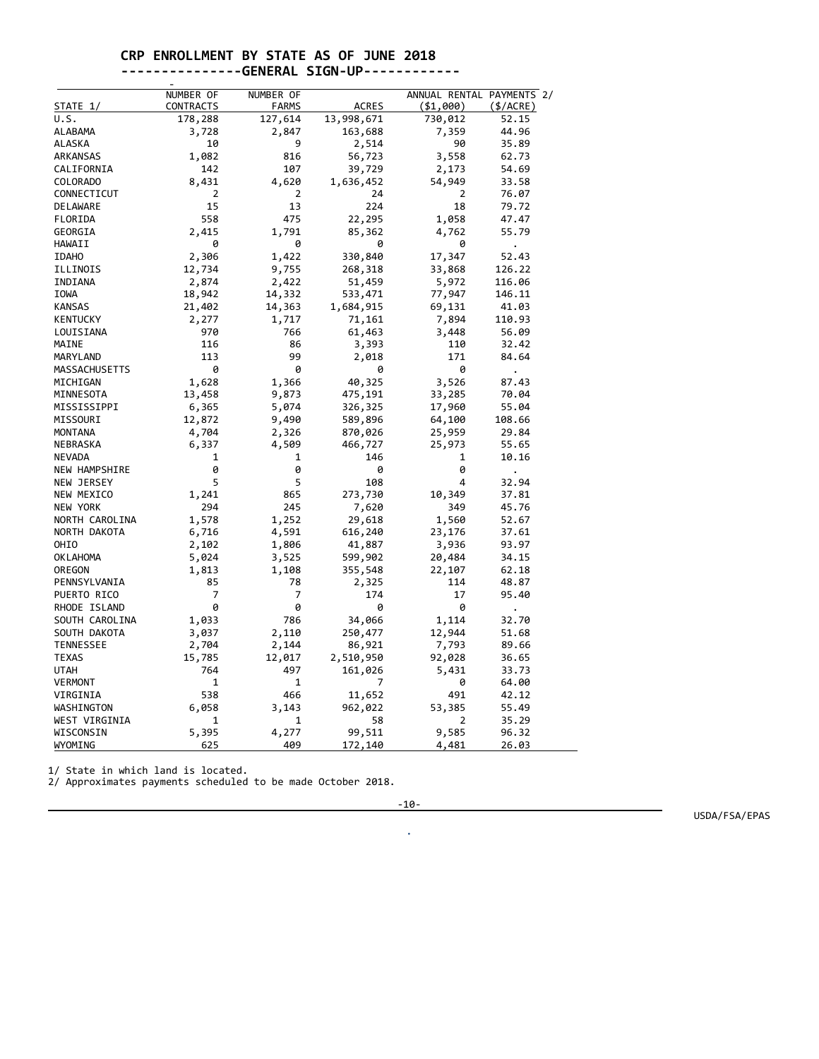# CRP ENROLLMENT BY STATE AS OF JUNE 2018

## ---------------GENERAL SIGN-UP------------

| STATE 1/ | NUMBER OF CONTRACTS | NUMBER OF FARMS | ACRES | ANNUAL RENTAL PAYMENTS 2/ ($1,000) | ($/ACRE) |
|---|---|---|---|---|---|
| U.S. | 178,288 | 127,614 | 13,998,671 | 730,012 | 52.15 |
| ALABAMA | 3,728 | 2,847 | 163,688 | 7,359 | 44.96 |
| ALASKA | 10 | 9 | 2,514 | 90 | 35.89 |
| ARKANSAS | 1,082 | 816 | 56,723 | 3,558 | 62.73 |
| CALIFORNIA | 142 | 107 | 39,729 | 2,173 | 54.69 |
| COLORADO | 8,431 | 4,620 | 1,636,452 | 54,949 | 33.58 |
| CONNECTICUT | 2 | 2 | 24 | 2 | 76.07 |
| DELAWARE | 15 | 13 | 224 | 18 | 79.72 |
| FLORIDA | 558 | 475 | 22,295 | 1,058 | 47.47 |
| GEORGIA | 2,415 | 1,791 | 85,362 | 4,762 | 55.79 |
| HAWAII | 0 | 0 | 0 | 0 | . |
| IDAHO | 2,306 | 1,422 | 330,840 | 17,347 | 52.43 |
| ILLINOIS | 12,734 | 9,755 | 268,318 | 33,868 | 126.22 |
| INDIANA | 2,874 | 2,422 | 51,459 | 5,972 | 116.06 |
| IOWA | 18,942 | 14,332 | 533,471 | 77,947 | 146.11 |
| KANSAS | 21,402 | 14,363 | 1,684,915 | 69,131 | 41.03 |
| KENTUCKY | 2,277 | 1,717 | 71,161 | 7,894 | 110.93 |
| LOUISIANA | 970 | 766 | 61,463 | 3,448 | 56.09 |
| MAINE | 116 | 86 | 3,393 | 110 | 32.42 |
| MARYLAND | 113 | 99 | 2,018 | 171 | 84.64 |
| MASSACHUSETTS | 0 | 0 | 0 | 0 | . |
| MICHIGAN | 1,628 | 1,366 | 40,325 | 3,526 | 87.43 |
| MINNESOTA | 13,458 | 9,873 | 475,191 | 33,285 | 70.04 |
| MISSISSIPPI | 6,365 | 5,074 | 326,325 | 17,960 | 55.04 |
| MISSOURI | 12,872 | 9,490 | 589,896 | 64,100 | 108.66 |
| MONTANA | 4,704 | 2,326 | 870,026 | 25,959 | 29.84 |
| NEBRASKA | 6,337 | 4,509 | 466,727 | 25,973 | 55.65 |
| NEVADA | 1 | 1 | 146 | 1 | 10.16 |
| NEW HAMPSHIRE | 0 | 0 | 0 | 0 | . |
| NEW JERSEY | 5 | 5 | 108 | 4 | 32.94 |
| NEW MEXICO | 1,241 | 865 | 273,730 | 10,349 | 37.81 |
| NEW YORK | 294 | 245 | 7,620 | 349 | 45.76 |
| NORTH CAROLINA | 1,578 | 1,252 | 29,618 | 1,560 | 52.67 |
| NORTH DAKOTA | 6,716 | 4,591 | 616,240 | 23,176 | 37.61 |
| OHIO | 2,102 | 1,806 | 41,887 | 3,936 | 93.97 |
| OKLAHOMA | 5,024 | 3,525 | 599,902 | 20,484 | 34.15 |
| OREGON | 1,813 | 1,108 | 355,548 | 22,107 | 62.18 |
| PENNSYLVANIA | 85 | 78 | 2,325 | 114 | 48.87 |
| PUERTO RICO | 7 | 7 | 174 | 17 | 95.40 |
| RHODE ISLAND | 0 | 0 | 0 | 0 | . |
| SOUTH CAROLINA | 1,033 | 786 | 34,066 | 1,114 | 32.70 |
| SOUTH DAKOTA | 3,037 | 2,110 | 250,477 | 12,944 | 51.68 |
| TENNESSEE | 2,704 | 2,144 | 86,921 | 7,793 | 89.66 |
| TEXAS | 15,785 | 12,017 | 2,510,950 | 92,028 | 36.65 |
| UTAH | 764 | 497 | 161,026 | 5,431 | 33.73 |
| VERMONT | 1 | 1 | 7 | 0 | 64.00 |
| VIRGINIA | 538 | 466 | 11,652 | 491 | 42.12 |
| WASHINGTON | 6,058 | 3,143 | 962,022 | 53,385 | 55.49 |
| WEST VIRGINIA | 1 | 1 | 58 | 2 | 35.29 |
| WISCONSIN | 5,395 | 4,277 | 99,511 | 9,585 | 96.32 |
| WYOMING | 625 | 409 | 172,140 | 4,481 | 26.03 |

1/ State in which land is located.
2/ Approximates payments scheduled to be made October 2018.

USDA/FSA/EPAS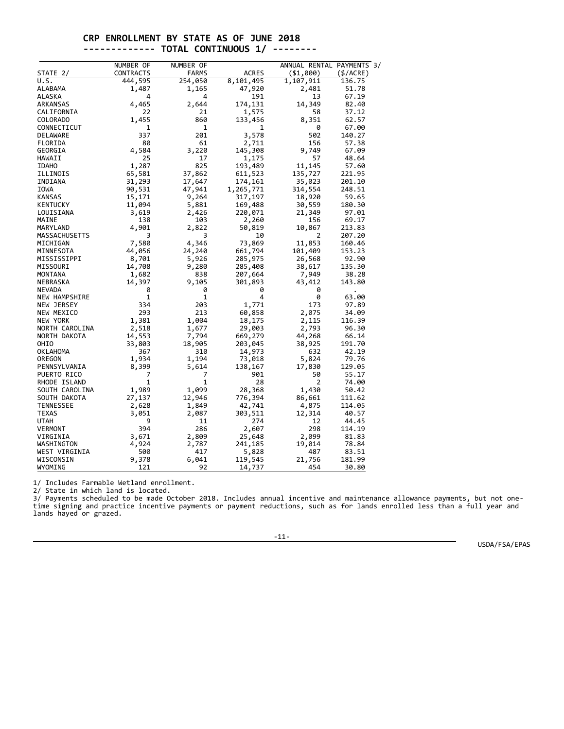# CRP ENROLLMENT BY STATE AS OF JUNE 2018
## ------------- TOTAL CONTINUOUS 1/ --------

| STATE 2/ | NUMBER OF CONTRACTS | NUMBER OF FARMS | ACRES | ANNUAL RENTAL PAYMENTS 3/ ($1,000) | ($/ACRE) |
|---|---|---|---|---|---|
| U.S. | 444,595 | 254,050 | 8,101,495 | 1,107,911 | 136.75 |
| ALABAMA | 1,487 | 1,165 | 47,920 | 2,481 | 51.78 |
| ALASKA | 4 | 4 | 191 | 13 | 67.19 |
| ARKANSAS | 4,465 | 2,644 | 174,131 | 14,349 | 82.40 |
| CALIFORNIA | 22 | 21 | 1,575 | 58 | 37.12 |
| COLORADO | 1,455 | 860 | 133,456 | 8,351 | 62.57 |
| CONNECTICUT | 1 | 1 | 1 | 0 | 67.00 |
| DELAWARE | 337 | 201 | 3,578 | 502 | 140.27 |
| FLORIDA | 80 | 61 | 2,711 | 156 | 57.38 |
| GEORGIA | 4,584 | 3,220 | 145,308 | 9,749 | 67.09 |
| HAWAII | 25 | 17 | 1,175 | 57 | 48.64 |
| IDAHO | 1,287 | 825 | 193,489 | 11,145 | 57.60 |
| ILLINOIS | 65,581 | 37,862 | 611,523 | 135,727 | 221.95 |
| INDIANA | 31,293 | 17,647 | 174,161 | 35,023 | 201.10 |
| IOWA | 90,531 | 47,941 | 1,265,771 | 314,554 | 248.51 |
| KANSAS | 15,171 | 9,264 | 317,197 | 18,920 | 59.65 |
| KENTUCKY | 11,094 | 5,881 | 169,488 | 30,559 | 180.30 |
| LOUISIANA | 3,619 | 2,426 | 220,071 | 21,349 | 97.01 |
| MAINE | 138 | 103 | 2,260 | 156 | 69.17 |
| MARYLAND | 4,901 | 2,822 | 50,819 | 10,867 | 213.83 |
| MASSACHUSETTS | 3 | 3 | 10 | 2 | 207.20 |
| MICHIGAN | 7,580 | 4,346 | 73,869 | 11,853 | 160.46 |
| MINNESOTA | 44,056 | 24,240 | 661,794 | 101,409 | 153.23 |
| MISSISSIPPI | 8,701 | 5,926 | 285,975 | 26,568 | 92.90 |
| MISSOURI | 14,708 | 9,280 | 285,408 | 38,617 | 135.30 |
| MONTANA | 1,682 | 838 | 207,664 | 7,949 | 38.28 |
| NEBRASKA | 14,397 | 9,105 | 301,893 | 43,412 | 143.80 |
| NEVADA | 0 | 0 | 0 | 0 | . |
| NEW HAMPSHIRE | 1 | 1 | 4 | 0 | 63.00 |
| NEW JERSEY | 334 | 203 | 1,771 | 173 | 97.89 |
| NEW MEXICO | 293 | 213 | 60,858 | 2,075 | 34.09 |
| NEW YORK | 1,381 | 1,004 | 18,175 | 2,115 | 116.39 |
| NORTH CAROLINA | 2,518 | 1,677 | 29,003 | 2,793 | 96.30 |
| NORTH DAKOTA | 14,553 | 7,794 | 669,279 | 44,268 | 66.14 |
| OHIO | 33,803 | 18,905 | 203,045 | 38,925 | 191.70 |
| OKLAHOMA | 367 | 310 | 14,973 | 632 | 42.19 |
| OREGON | 1,934 | 1,194 | 73,018 | 5,824 | 79.76 |
| PENNSYLVANIA | 8,399 | 5,614 | 138,167 | 17,830 | 129.05 |
| PUERTO RICO | 7 | 7 | 901 | 50 | 55.17 |
| RHODE ISLAND | 1 | 1 | 28 | 2 | 74.00 |
| SOUTH CAROLINA | 1,989 | 1,099 | 28,368 | 1,430 | 50.42 |
| SOUTH DAKOTA | 27,137 | 12,946 | 776,394 | 86,661 | 111.62 |
| TENNESSEE | 2,628 | 1,849 | 42,741 | 4,875 | 114.05 |
| TEXAS | 3,051 | 2,087 | 303,511 | 12,314 | 40.57 |
| UTAH | 9 | 11 | 274 | 12 | 44.45 |
| VERMONT | 394 | 286 | 2,607 | 298 | 114.19 |
| VIRGINIA | 3,671 | 2,809 | 25,648 | 2,099 | 81.83 |
| WASHINGTON | 4,924 | 2,787 | 241,185 | 19,014 | 78.84 |
| WEST VIRGINIA | 500 | 417 | 5,828 | 487 | 83.51 |
| WISCONSIN | 9,378 | 6,041 | 119,545 | 21,756 | 181.99 |
| WYOMING | 121 | 92 | 14,737 | 454 | 30.80 |

1/ Includes Farmable Wetland enrollment.
2/ State in which land is located.
3/ Payments scheduled to be made October 2018. Includes annual incentive and maintenance allowance payments, but not one-time signing and practice incentive payments or payment reductions, such as for lands enrolled less than a full year and lands hayed or grazed.

USDA/FSA/EPAS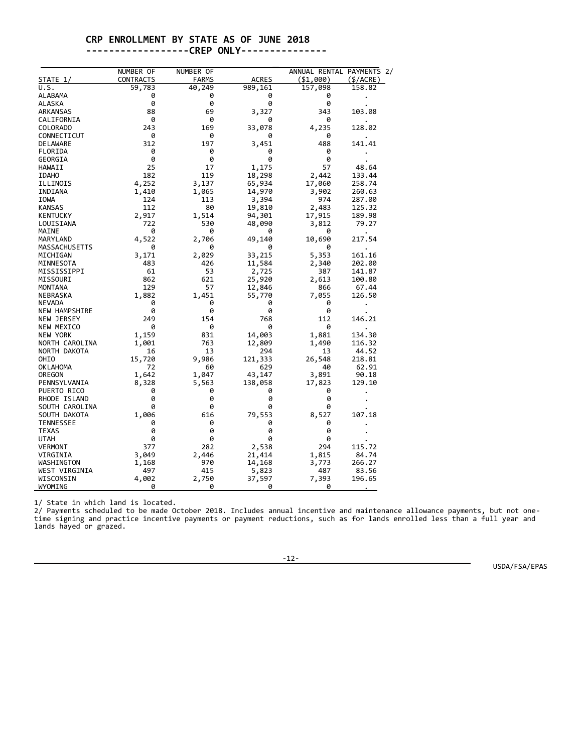# CRP ENROLLMENT BY STATE AS OF JUNE 2018

## ------------------CREP ONLY---------------

| STATE 1/ | NUMBER OF CONTRACTS | NUMBER OF FARMS | ACRES | ANNUAL RENTAL PAYMENTS 2/ ($1,000) | ($/ACRE) |
|---|---|---|---|---|---|
| U.S. | 59,783 | 40,249 | 989,161 | 157,098 | 158.82 |
| ALABAMA | 0 | 0 | 0 | 0 | . |
| ALASKA | 0 | 0 | 0 | 0 | . |
| ARKANSAS | 88 | 69 | 3,327 | 343 | 103.08 |
| CALIFORNIA | 0 | 0 | 0 | 0 | . |
| COLORADO | 243 | 169 | 33,078 | 4,235 | 128.02 |
| CONNECTICUT | 0 | 0 | 0 | 0 | . |
| DELAWARE | 312 | 197 | 3,451 | 488 | 141.41 |
| FLORIDA | 0 | 0 | 0 | 0 | . |
| GEORGIA | 0 | 0 | 0 | 0 | . |
| HAWAII | 25 | 17 | 1,175 | 57 | 48.64 |
| IDAHO | 182 | 119 | 18,298 | 2,442 | 133.44 |
| ILLINOIS | 4,252 | 3,137 | 65,934 | 17,060 | 258.74 |
| INDIANA | 1,410 | 1,065 | 14,970 | 3,902 | 260.63 |
| IOWA | 124 | 113 | 3,394 | 974 | 287.00 |
| KANSAS | 112 | 80 | 19,810 | 2,483 | 125.32 |
| KENTUCKY | 2,917 | 1,514 | 94,301 | 17,915 | 189.98 |
| LOUISIANA | 722 | 530 | 48,090 | 3,812 | 79.27 |
| MAINE | 0 | 0 | 0 | 0 | . |
| MARYLAND | 4,522 | 2,706 | 49,140 | 10,690 | 217.54 |
| MASSACHUSETTS | 0 | 0 | 0 | 0 | . |
| MICHIGAN | 3,171 | 2,029 | 33,215 | 5,353 | 161.16 |
| MINNESOTA | 483 | 426 | 11,584 | 2,340 | 202.00 |
| MISSISSIPPI | 61 | 53 | 2,725 | 387 | 141.87 |
| MISSOURI | 862 | 621 | 25,920 | 2,613 | 100.80 |
| MONTANA | 129 | 57 | 12,846 | 866 | 67.44 |
| NEBRASKA | 1,882 | 1,451 | 55,770 | 7,055 | 126.50 |
| NEVADA | 0 | 0 | 0 | 0 | . |
| NEW HAMPSHIRE | 0 | 0 | 0 | 0 | . |
| NEW JERSEY | 249 | 154 | 768 | 112 | 146.21 |
| NEW MEXICO | 0 | 0 | 0 | 0 | . |
| NEW YORK | 1,159 | 831 | 14,003 | 1,881 | 134.30 |
| NORTH CAROLINA | 1,001 | 763 | 12,809 | 1,490 | 116.32 |
| NORTH DAKOTA | 16 | 13 | 294 | 13 | 44.52 |
| OHIO | 15,720 | 9,986 | 121,333 | 26,548 | 218.81 |
| OKLAHOMA | 72 | 60 | 629 | 40 | 62.91 |
| OREGON | 1,642 | 1,047 | 43,147 | 3,891 | 90.18 |
| PENNSYLVANIA | 8,328 | 5,563 | 138,058 | 17,823 | 129.10 |
| PUERTO RICO | 0 | 0 | 0 | 0 | . |
| RHODE ISLAND | 0 | 0 | 0 | 0 | . |
| SOUTH CAROLINA | 0 | 0 | 0 | 0 | . |
| SOUTH DAKOTA | 1,006 | 616 | 79,553 | 8,527 | 107.18 |
| TENNESSEE | 0 | 0 | 0 | 0 | . |
| TEXAS | 0 | 0 | 0 | 0 | . |
| UTAH | 0 | 0 | 0 | 0 | . |
| VERMONT | 377 | 282 | 2,538 | 294 | 115.72 |
| VIRGINIA | 3,049 | 2,446 | 21,414 | 1,815 | 84.74 |
| WASHINGTON | 1,168 | 970 | 14,168 | 3,773 | 266.27 |
| WEST VIRGINIA | 497 | 415 | 5,823 | 487 | 83.56 |
| WISCONSIN | 4,002 | 2,750 | 37,597 | 7,393 | 196.65 |
| WYOMING | 0 | 0 | 0 | 0 | . |

1/ State in which land is located.

2/ Payments scheduled to be made October 2018. Includes annual incentive and maintenance allowance payments, but not one-time signing and practice incentive payments or payment reductions, such as for lands enrolled less than a full year and lands hayed or grazed.

USDA/FSA/EPAS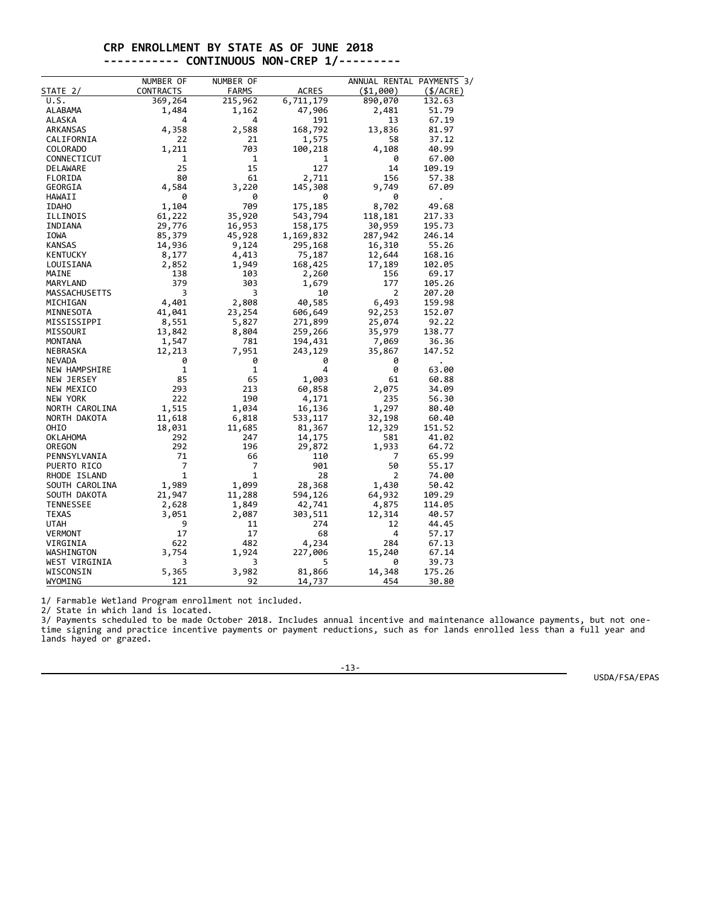# CRP ENROLLMENT BY STATE AS OF JUNE 2018

## ----------- CONTINUOUS NON-CREP 1/---------

| STATE 2/ | NUMBER OF CONTRACTS | NUMBER OF FARMS | ACRES | ANNUAL RENTAL PAYMENTS 3/ ($1,000) | ($/ACRE) |
|---|---|---|---|---|---|
| U.S. | 369,264 | 215,962 | 6,711,179 | 890,070 | 132.63 |
| ALABAMA | 1,484 | 1,162 | 47,906 | 2,481 | 51.79 |
| ALASKA | 4 | 4 | 191 | 13 | 67.19 |
| ARKANSAS | 4,358 | 2,588 | 168,792 | 13,836 | 81.97 |
| CALIFORNIA | 22 | 21 | 1,575 | 58 | 37.12 |
| COLORADO | 1,211 | 703 | 100,218 | 4,108 | 40.99 |
| CONNECTICUT | 1 | 1 | 1 | 0 | 67.00 |
| DELAWARE | 25 | 15 | 127 | 14 | 109.19 |
| FLORIDA | 80 | 61 | 2,711 | 156 | 57.38 |
| GEORGIA | 4,584 | 3,220 | 145,308 | 9,749 | 67.09 |
| HAWAII | 0 | 0 | 0 | 0 | . |
| IDAHO | 1,104 | 709 | 175,185 | 8,702 | 49.68 |
| ILLINOIS | 61,222 | 35,920 | 543,794 | 118,181 | 217.33 |
| INDIANA | 29,776 | 16,953 | 158,175 | 30,959 | 195.73 |
| IOWA | 85,379 | 45,928 | 1,169,832 | 287,942 | 246.14 |
| KANSAS | 14,936 | 9,124 | 295,168 | 16,310 | 55.26 |
| KENTUCKY | 8,177 | 4,413 | 75,187 | 12,644 | 168.16 |
| LOUISIANA | 2,852 | 1,949 | 168,425 | 17,189 | 102.05 |
| MAINE | 138 | 103 | 2,260 | 156 | 69.17 |
| MARYLAND | 379 | 303 | 1,679 | 177 | 105.26 |
| MASSACHUSETTS | 3 | 3 | 10 | 2 | 207.20 |
| MICHIGAN | 4,401 | 2,808 | 40,585 | 6,493 | 159.98 |
| MINNESOTA | 41,041 | 23,254 | 606,649 | 92,253 | 152.07 |
| MISSISSIPPI | 8,551 | 5,827 | 271,899 | 25,074 | 92.22 |
| MISSOURI | 13,842 | 8,804 | 259,266 | 35,979 | 138.77 |
| MONTANA | 1,547 | 781 | 194,431 | 7,069 | 36.36 |
| NEBRASKA | 12,213 | 7,951 | 243,129 | 35,867 | 147.52 |
| NEVADA | 0 | 0 | 0 | 0 | . |
| NEW HAMPSHIRE | 1 | 1 | 4 | 0 | 63.00 |
| NEW JERSEY | 85 | 65 | 1,003 | 61 | 60.88 |
| NEW MEXICO | 293 | 213 | 60,858 | 2,075 | 34.09 |
| NEW YORK | 222 | 190 | 4,171 | 235 | 56.30 |
| NORTH CAROLINA | 1,515 | 1,034 | 16,136 | 1,297 | 80.40 |
| NORTH DAKOTA | 11,618 | 6,818 | 533,117 | 32,198 | 60.40 |
| OHIO | 18,031 | 11,685 | 81,367 | 12,329 | 151.52 |
| OKLAHOMA | 292 | 247 | 14,175 | 581 | 41.02 |
| OREGON | 292 | 196 | 29,872 | 1,933 | 64.72 |
| PENNSYLVANIA | 71 | 66 | 110 | 7 | 65.99 |
| PUERTO RICO | 7 | 7 | 901 | 50 | 55.17 |
| RHODE ISLAND | 1 | 1 | 28 | 2 | 74.00 |
| SOUTH CAROLINA | 1,989 | 1,099 | 28,368 | 1,430 | 50.42 |
| SOUTH DAKOTA | 21,947 | 11,288 | 594,126 | 64,932 | 109.29 |
| TENNESSEE | 2,628 | 1,849 | 42,741 | 4,875 | 114.05 |
| TEXAS | 3,051 | 2,087 | 303,511 | 12,314 | 40.57 |
| UTAH | 9 | 11 | 274 | 12 | 44.45 |
| VERMONT | 17 | 17 | 68 | 4 | 57.17 |
| VIRGINIA | 622 | 482 | 4,234 | 284 | 67.13 |
| WASHINGTON | 3,754 | 1,924 | 227,006 | 15,240 | 67.14 |
| WEST VIRGINIA | 3 | 3 | 5 | 0 | 39.73 |
| WISCONSIN | 5,365 | 3,982 | 81,866 | 14,348 | 175.26 |
| WYOMING | 121 | 92 | 14,737 | 454 | 30.80 |

1/ Farmable Wetland Program enrollment not included.
2/ State in which land is located.
3/ Payments scheduled to be made October 2018. Includes annual incentive and maintenance allowance payments, but not one-time signing and practice incentive payments or payment reductions, such as for lands enrolled less than a full year and lands hayed or grazed.

USDA/FSA/EPAS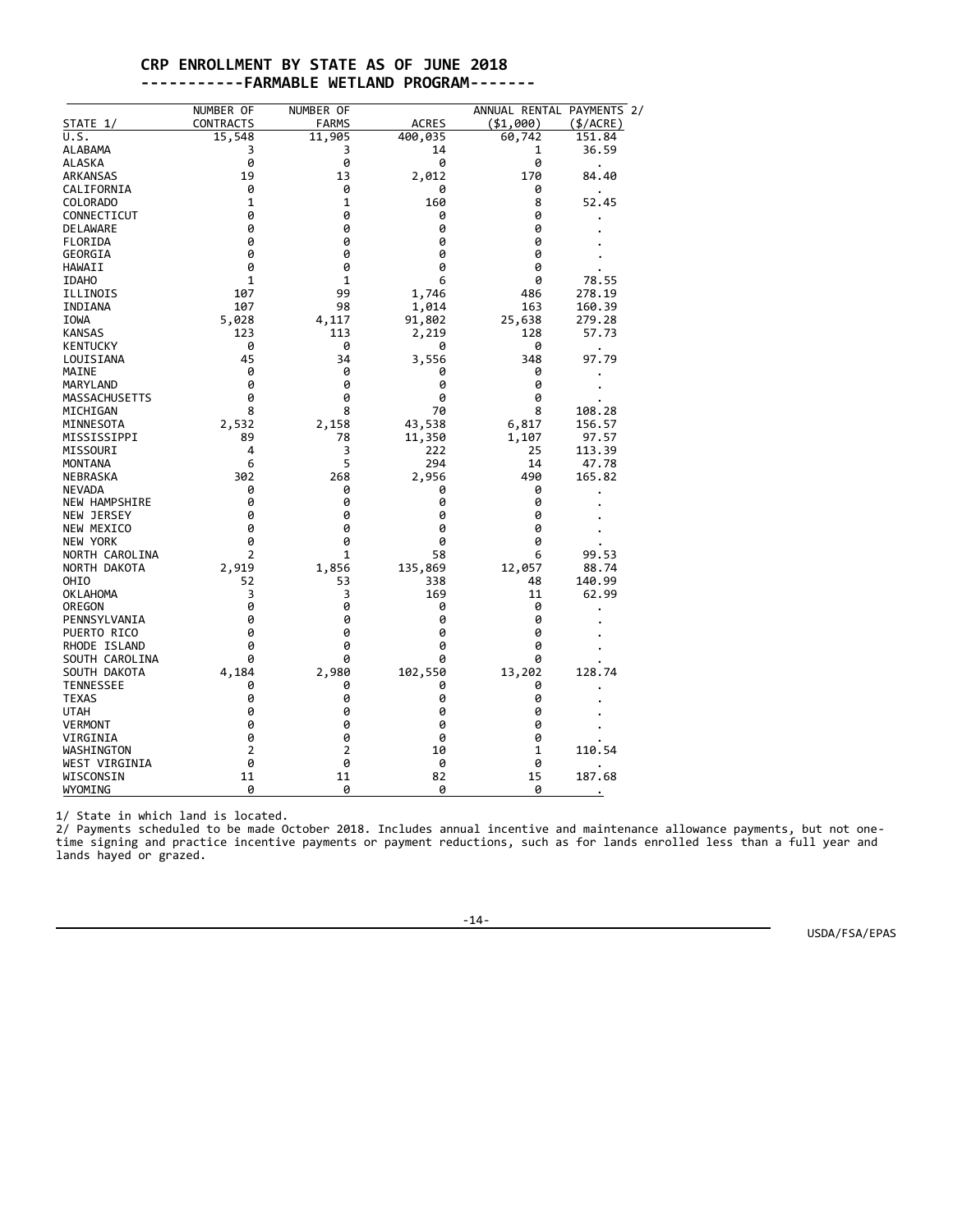# CRP ENROLLMENT BY STATE AS OF JUNE 2018

## -----------FARMABLE WETLAND PROGRAM-------

| STATE 1/ | NUMBER OF CONTRACTS | NUMBER OF FARMS | ACRES | ANNUAL RENTAL PAYMENTS 2/ ($1,000) | ($/ACRE) |
|---|---|---|---|---|---|
| U.S. | 15,548 | 11,905 | 400,035 | 60,742 | 151.84 |
| ALABAMA | 3 | 3 | 14 | 1 | 36.59 |
| ALASKA | 0 | 0 | 0 | 0 | . |
| ARKANSAS | 19 | 13 | 2,012 | 170 | 84.40 |
| CALIFORNIA | 0 | 0 | 0 | 0 | . |
| COLORADO | 1 | 1 | 160 | 8 | 52.45 |
| CONNECTICUT | 0 | 0 | 0 | 0 | . |
| DELAWARE | 0 | 0 | 0 | 0 | . |
| FLORIDA | 0 | 0 | 0 | 0 | . |
| GEORGIA | 0 | 0 | 0 | 0 | . |
| HAWAII | 0 | 0 | 0 | 0 | . |
| IDAHO | 1 | 1 | 6 | 0 | 78.55 |
| ILLINOIS | 107 | 99 | 1,746 | 486 | 278.19 |
| INDIANA | 107 | 98 | 1,014 | 163 | 160.39 |
| IOWA | 5,028 | 4,117 | 91,802 | 25,638 | 279.28 |
| KANSAS | 123 | 113 | 2,219 | 128 | 57.73 |
| KENTUCKY | 0 | 0 | 0 | 0 | . |
| LOUISIANA | 45 | 34 | 3,556 | 348 | 97.79 |
| MAINE | 0 | 0 | 0 | 0 | . |
| MARYLAND | 0 | 0 | 0 | 0 | . |
| MASSACHUSETTS | 0 | 0 | 0 | 0 | . |
| MICHIGAN | 8 | 8 | 70 | 8 | 108.28 |
| MINNESOTA | 2,532 | 2,158 | 43,538 | 6,817 | 156.57 |
| MISSISSIPPI | 89 | 78 | 11,350 | 1,107 | 97.57 |
| MISSOURI | 4 | 3 | 222 | 25 | 113.39 |
| MONTANA | 6 | 5 | 294 | 14 | 47.78 |
| NEBRASKA | 302 | 268 | 2,956 | 490 | 165.82 |
| NEVADA | 0 | 0 | 0 | 0 | . |
| NEW HAMPSHIRE | 0 | 0 | 0 | 0 | . |
| NEW JERSEY | 0 | 0 | 0 | 0 | . |
| NEW MEXICO | 0 | 0 | 0 | 0 | . |
| NEW YORK | 0 | 0 | 0 | 0 | . |
| NORTH CAROLINA | 2 | 1 | 58 | 6 | 99.53 |
| NORTH DAKOTA | 2,919 | 1,856 | 135,869 | 12,057 | 88.74 |
| OHIO | 52 | 53 | 338 | 48 | 140.99 |
| OKLAHOMA | 3 | 3 | 169 | 11 | 62.99 |
| OREGON | 0 | 0 | 0 | 0 | . |
| PENNSYLVANIA | 0 | 0 | 0 | 0 | . |
| PUERTO RICO | 0 | 0 | 0 | 0 | . |
| RHODE ISLAND | 0 | 0 | 0 | 0 | . |
| SOUTH CAROLINA | 0 | 0 | 0 | 0 | . |
| SOUTH DAKOTA | 4,184 | 2,980 | 102,550 | 13,202 | 128.74 |
| TENNESSEE | 0 | 0 | 0 | 0 | . |
| TEXAS | 0 | 0 | 0 | 0 | . |
| UTAH | 0 | 0 | 0 | 0 | . |
| VERMONT | 0 | 0 | 0 | 0 | . |
| VIRGINIA | 0 | 0 | 0 | 0 | . |
| WASHINGTON | 2 | 2 | 10 | 1 | 110.54 |
| WEST VIRGINIA | 0 | 0 | 0 | 0 | . |
| WISCONSIN | 11 | 11 | 82 | 15 | 187.68 |
| WYOMING | 0 | 0 | 0 | 0 | . |

1/ State in which land is located.

2/ Payments scheduled to be made October 2018. Includes annual incentive and maintenance allowance payments, but not one-time signing and practice incentive payments or payment reductions, such as for lands enrolled less than a full year and lands hayed or grazed.

USDA/FSA/EPAS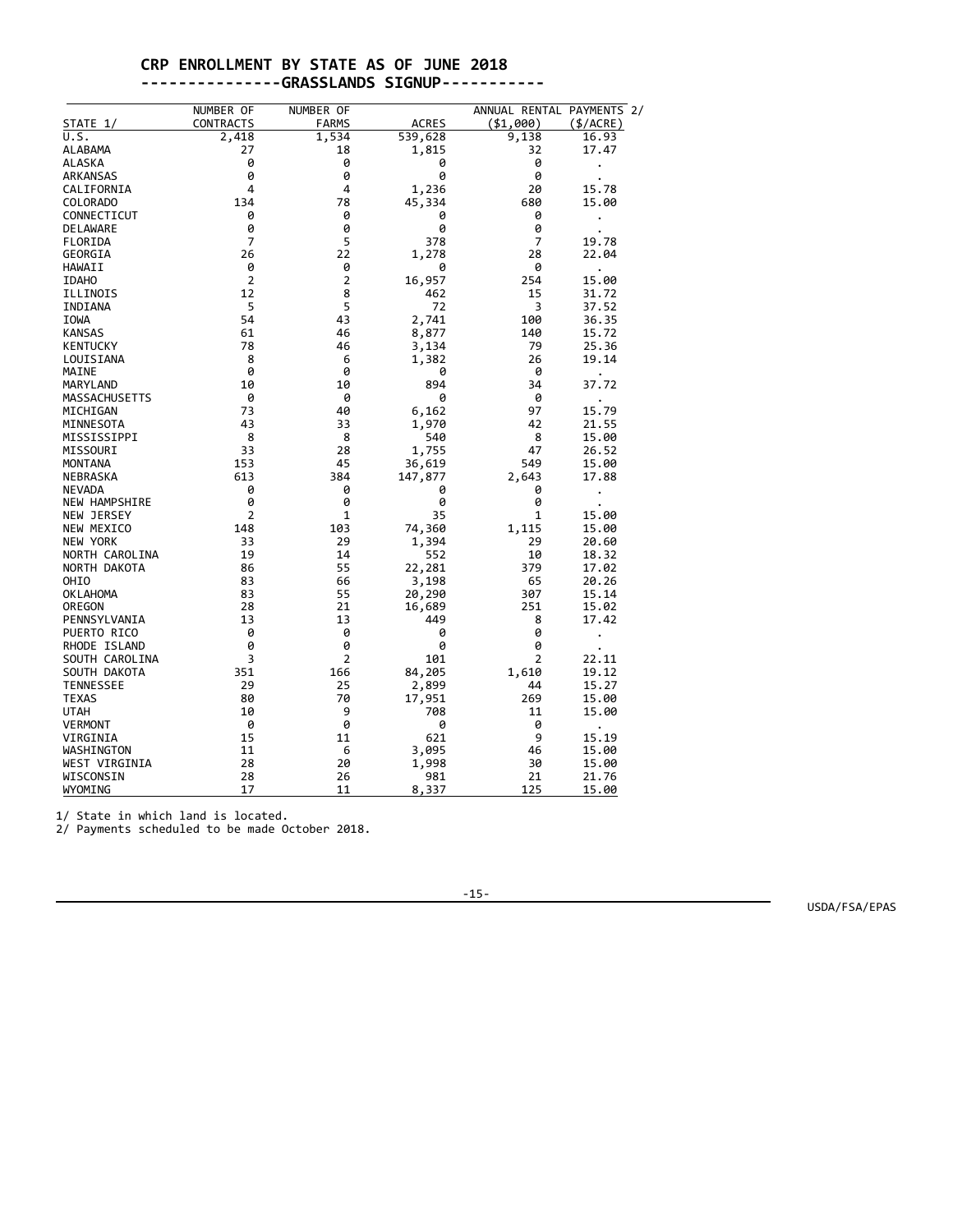# CRP ENROLLMENT BY STATE AS OF JUNE 2018

## ---------------GRASSLANDS SIGNUP-----------

| STATE 1/ | NUMBER OF CONTRACTS | NUMBER OF FARMS | ACRES | ANNUAL RENTAL PAYMENTS 2/ ($1,000) | ($/ACRE) |
|---|---|---|---|---|---|
| U.S. | 2,418 | 1,534 | 539,628 | 9,138 | 16.93 |
| ALABAMA | 27 | 18 | 1,815 | 32 | 17.47 |
| ALASKA | 0 | 0 | 0 | 0 | . |
| ARKANSAS | 0 | 0 | 0 | 0 | . |
| CALIFORNIA | 4 | 4 | 1,236 | 20 | 15.78 |
| COLORADO | 134 | 78 | 45,334 | 680 | 15.00 |
| CONNECTICUT | 0 | 0 | 0 | 0 | . |
| DELAWARE | 0 | 0 | 0 | 0 | . |
| FLORIDA | 7 | 5 | 378 | 7 | 19.78 |
| GEORGIA | 26 | 22 | 1,278 | 28 | 22.04 |
| HAWAII | 0 | 0 | 0 | 0 | . |
| IDAHO | 2 | 2 | 16,957 | 254 | 15.00 |
| ILLINOIS | 12 | 8 | 462 | 15 | 31.72 |
| INDIANA | 5 | 5 | 72 | 3 | 37.52 |
| IOWA | 54 | 43 | 2,741 | 100 | 36.35 |
| KANSAS | 61 | 46 | 8,877 | 140 | 15.72 |
| KENTUCKY | 78 | 46 | 3,134 | 79 | 25.36 |
| LOUISIANA | 8 | 6 | 1,382 | 26 | 19.14 |
| MAINE | 0 | 0 | 0 | 0 | . |
| MARYLAND | 10 | 10 | 894 | 34 | 37.72 |
| MASSACHUSETTS | 0 | 0 | 0 | 0 | . |
| MICHIGAN | 73 | 40 | 6,162 | 97 | 15.79 |
| MINNESOTA | 43 | 33 | 1,970 | 42 | 21.55 |
| MISSISSIPPI | 8 | 8 | 540 | 8 | 15.00 |
| MISSOURI | 33 | 28 | 1,755 | 47 | 26.52 |
| MONTANA | 153 | 45 | 36,619 | 549 | 15.00 |
| NEBRASKA | 613 | 384 | 147,877 | 2,643 | 17.88 |
| NEVADA | 0 | 0 | 0 | 0 | . |
| NEW HAMPSHIRE | 0 | 0 | 0 | 0 | . |
| NEW JERSEY | 2 | 1 | 35 | 1 | 15.00 |
| NEW MEXICO | 148 | 103 | 74,360 | 1,115 | 15.00 |
| NEW YORK | 33 | 29 | 1,394 | 29 | 20.60 |
| NORTH CAROLINA | 19 | 14 | 552 | 10 | 18.32 |
| NORTH DAKOTA | 86 | 55 | 22,281 | 379 | 17.02 |
| OHIO | 83 | 66 | 3,198 | 65 | 20.26 |
| OKLAHOMA | 83 | 55 | 20,290 | 307 | 15.14 |
| OREGON | 28 | 21 | 16,689 | 251 | 15.02 |
| PENNSYLVANIA | 13 | 13 | 449 | 8 | 17.42 |
| PUERTO RICO | 0 | 0 | 0 | 0 | . |
| RHODE ISLAND | 0 | 0 | 0 | 0 | . |
| SOUTH CAROLINA | 3 | 2 | 101 | 2 | 22.11 |
| SOUTH DAKOTA | 351 | 166 | 84,205 | 1,610 | 19.12 |
| TENNESSEE | 29 | 25 | 2,899 | 44 | 15.27 |
| TEXAS | 80 | 70 | 17,951 | 269 | 15.00 |
| UTAH | 10 | 9 | 708 | 11 | 15.00 |
| VERMONT | 0 | 0 | 0 | 0 | . |
| VIRGINIA | 15 | 11 | 621 | 9 | 15.19 |
| WASHINGTON | 11 | 6 | 3,095 | 46 | 15.00 |
| WEST VIRGINIA | 28 | 20 | 1,998 | 30 | 15.00 |
| WISCONSIN | 28 | 26 | 981 | 21 | 21.76 |
| WYOMING | 17 | 11 | 8,337 | 125 | 15.00 |

1/ State in which land is located.
2/ Payments scheduled to be made October 2018.

USDA/FSA/EPAS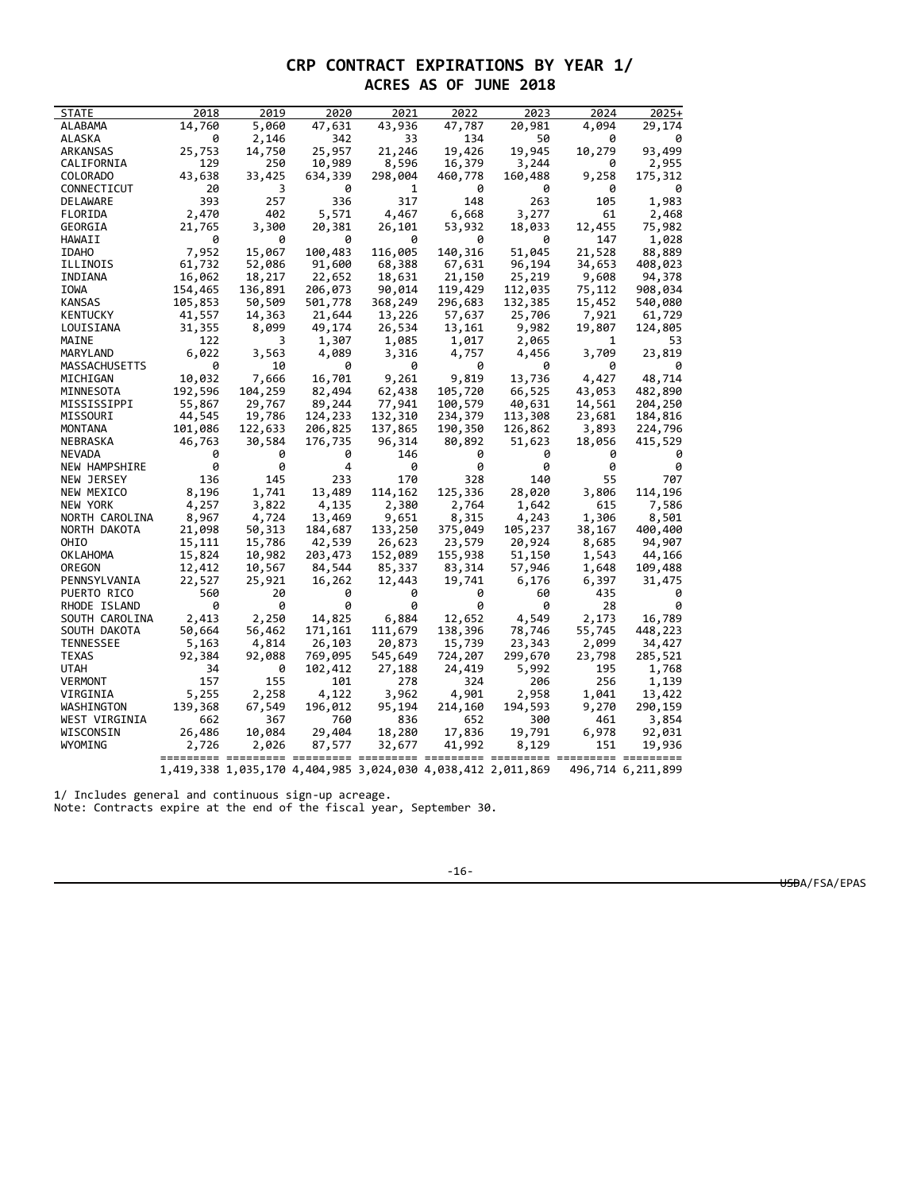# CRP CONTRACT EXPIRATIONS BY YEAR 1/
## ACRES AS OF JUNE 2018

| STATE | 2018 | 2019 | 2020 | 2021 | 2022 | 2023 | 2024 | 2025+ |
|---|---|---|---|---|---|---|---|---|
| ALABAMA | 14,760 | 5,060 | 47,631 | 43,936 | 47,787 | 20,981 | 4,094 | 29,174 |
| ALASKA | 0 | 2,146 | 342 | 33 | 134 | 50 | 0 | 0 |
| ARKANSAS | 25,753 | 14,750 | 25,957 | 21,246 | 19,426 | 19,945 | 10,279 | 93,499 |
| CALIFORNIA | 129 | 250 | 10,989 | 8,596 | 16,379 | 3,244 | 0 | 2,955 |
| COLORADO | 43,638 | 33,425 | 634,339 | 298,004 | 460,778 | 160,488 | 9,258 | 175,312 |
| CONNECTICUT | 20 | 3 | 0 | 1 | 0 | 0 | 0 | 0 |
| DELAWARE | 393 | 257 | 336 | 317 | 148 | 263 | 105 | 1,983 |
| FLORIDA | 2,470 | 402 | 5,571 | 4,467 | 6,668 | 3,277 | 61 | 2,468 |
| GEORGIA | 21,765 | 3,300 | 20,381 | 26,101 | 53,932 | 18,033 | 12,455 | 75,982 |
| HAWAII | 0 | 0 | 0 | 0 | 0 | 0 | 147 | 1,028 |
| IDAHO | 7,952 | 15,067 | 100,483 | 116,005 | 140,316 | 51,045 | 21,528 | 88,889 |
| ILLINOIS | 61,732 | 52,086 | 91,600 | 68,388 | 67,631 | 96,194 | 34,653 | 408,023 |
| INDIANA | 16,062 | 18,217 | 22,652 | 18,631 | 21,150 | 25,219 | 9,608 | 94,378 |
| IOWA | 154,465 | 136,891 | 206,073 | 90,014 | 119,429 | 112,035 | 75,112 | 908,034 |
| KANSAS | 105,853 | 50,509 | 501,778 | 368,249 | 296,683 | 132,385 | 15,452 | 540,080 |
| KENTUCKY | 41,557 | 14,363 | 21,644 | 13,226 | 57,637 | 25,706 | 7,921 | 61,729 |
| LOUISIANA | 31,355 | 8,099 | 49,174 | 26,534 | 13,161 | 9,982 | 19,807 | 124,805 |
| MAINE | 122 | 3 | 1,307 | 1,085 | 1,017 | 2,065 | 1 | 53 |
| MARYLAND | 6,022 | 3,563 | 4,089 | 3,316 | 4,757 | 4,456 | 3,709 | 23,819 |
| MASSACHUSETTS | 0 | 10 | 0 | 0 | 0 | 0 | 0 | 0 |
| MICHIGAN | 10,032 | 7,666 | 16,701 | 9,261 | 9,819 | 13,736 | 4,427 | 48,714 |
| MINNESOTA | 192,596 | 104,259 | 82,494 | 62,438 | 105,720 | 66,525 | 43,053 | 482,890 |
| MISSISSIPPI | 55,867 | 29,767 | 89,244 | 77,941 | 100,579 | 40,631 | 14,561 | 204,250 |
| MISSOURI | 44,545 | 19,786 | 124,233 | 132,310 | 234,379 | 113,308 | 23,681 | 184,816 |
| MONTANA | 101,086 | 122,633 | 206,825 | 137,865 | 190,350 | 126,862 | 3,893 | 224,796 |
| NEBRASKA | 46,763 | 30,584 | 176,735 | 96,314 | 80,892 | 51,623 | 18,056 | 415,529 |
| NEVADA | 0 | 0 | 0 | 146 | 0 | 0 | 0 | 0 |
| NEW HAMPSHIRE | 0 | 0 | 4 | 0 | 0 | 0 | 0 | 0 |
| NEW JERSEY | 136 | 145 | 233 | 170 | 328 | 140 | 55 | 707 |
| NEW MEXICO | 8,196 | 1,741 | 13,489 | 114,162 | 125,336 | 28,020 | 3,806 | 114,196 |
| NEW YORK | 4,257 | 3,822 | 4,135 | 2,380 | 2,764 | 1,642 | 615 | 7,586 |
| NORTH CAROLINA | 8,967 | 4,724 | 13,469 | 9,651 | 8,315 | 4,243 | 1,306 | 8,501 |
| NORTH DAKOTA | 21,098 | 50,313 | 184,687 | 133,250 | 375,049 | 105,237 | 38,167 | 400,400 |
| OHIO | 15,111 | 15,786 | 42,539 | 26,623 | 23,579 | 20,924 | 8,685 | 94,907 |
| OKLAHOMA | 15,824 | 10,982 | 203,473 | 152,089 | 155,938 | 51,150 | 1,543 | 44,166 |
| OREGON | 12,412 | 10,567 | 84,544 | 85,337 | 83,314 | 57,946 | 1,648 | 109,488 |
| PENNSYLVANIA | 22,527 | 25,921 | 16,262 | 12,443 | 19,741 | 6,176 | 6,397 | 31,475 |
| PUERTO RICO | 560 | 20 | 0 | 0 | 0 | 60 | 435 | 0 |
| RHODE ISLAND | 0 | 0 | 0 | 0 | 0 | 0 | 28 | 0 |
| SOUTH CAROLINA | 2,413 | 2,250 | 14,825 | 6,884 | 12,652 | 4,549 | 2,173 | 16,789 |
| SOUTH DAKOTA | 50,664 | 56,462 | 171,161 | 111,679 | 138,396 | 78,746 | 55,745 | 448,223 |
| TENNESSEE | 5,163 | 4,814 | 26,103 | 20,873 | 15,739 | 23,343 | 2,099 | 34,427 |
| TEXAS | 92,384 | 92,088 | 769,095 | 545,649 | 724,207 | 299,670 | 23,798 | 285,521 |
| UTAH | 34 | 0 | 102,412 | 27,188 | 24,419 | 5,992 | 195 | 1,768 |
| VERMONT | 157 | 155 | 101 | 278 | 324 | 206 | 256 | 1,139 |
| VIRGINIA | 5,255 | 2,258 | 4,122 | 3,962 | 4,901 | 2,958 | 1,041 | 13,422 |
| WASHINGTON | 139,368 | 67,549 | 196,012 | 95,194 | 214,160 | 194,593 | 9,270 | 290,159 |
| WEST VIRGINIA | 662 | 367 | 760 | 836 | 652 | 300 | 461 | 3,854 |
| WISCONSIN | 26,486 | 10,084 | 29,404 | 18,280 | 17,836 | 19,791 | 6,978 | 92,031 |
| WYOMING | 2,726 | 2,026 | 87,577 | 32,677 | 41,992 | 8,129 | 151 | 19,936 |
| | 1,419,338 | 1,035,170 | 4,404,985 | 3,024,030 | 4,038,412 | 2,011,869 | 496,714 | 6,211,899 |

1/ Includes general and continuous sign-up acreage.
Note: Contracts expire at the end of the fiscal year, September 30.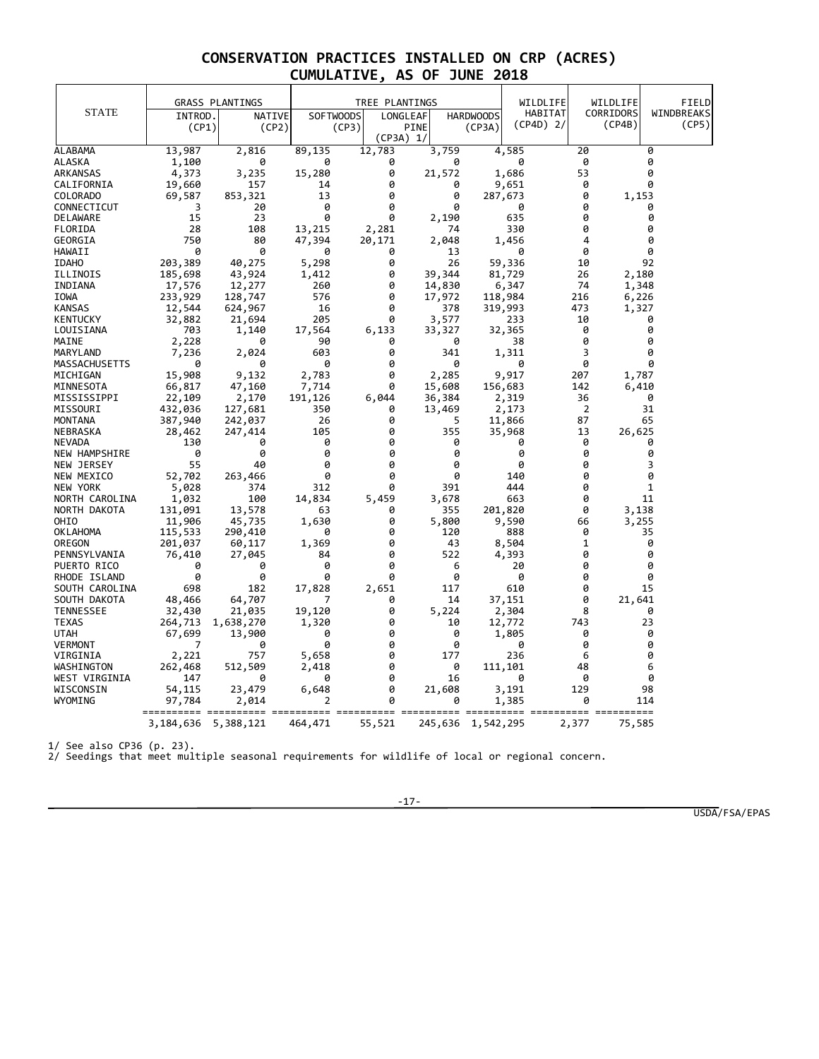# CONSERVATION PRACTICES INSTALLED ON CRP (ACRES)
## CUMULATIVE, AS OF JUNE 2018

| STATE | GRASS PLANTINGS INTROD. (CP1) | GRASS PLANTINGS NATIVE (CP2) | TREE PLANTINGS SOFTWOODS (CP3) | TREE PLANTINGS LONGLEAF PINE (CP3A) 1/ | TREE PLANTINGS HARDWOODS (CP3A) | WILDLIFE HABITAT (CP4D) 2/ | WILDLIFE CORRIDORS (CP4B) | FIELD WINDBREAKS (CP5) |
|---|---|---|---|---|---|---|---|---|
| ALABAMA | 13,987 | 2,816 | 89,135 | 12,783 | 3,759 | 4,585 | 20 | 0 |
| ALASKA | 1,100 | 0 | 0 | 0 | 0 | 0 | 0 | 0 |
| ARKANSAS | 4,373 | 3,235 | 15,280 | 0 | 21,572 | 1,686 | 53 | 0 |
| CALIFORNIA | 19,660 | 157 | 14 | 0 | 0 | 9,651 | 0 | 0 |
| COLORADO | 69,587 | 853,321 | 13 | 0 | 0 | 287,673 | 0 | 1,153 |
| CONNECTICUT | 3 | 20 | 0 | 0 | 0 | 0 | 0 | 0 |
| DELAWARE | 15 | 23 | 0 | 0 | 2,190 | 635 | 0 | 0 |
| FLORIDA | 28 | 108 | 13,215 | 2,281 | 74 | 330 | 0 | 0 |
| GEORGIA | 750 | 80 | 47,394 | 20,171 | 2,048 | 1,456 | 4 | 0 |
| HAWAII | 0 | 0 | 0 | 0 | 13 | 0 | 0 | 0 |
| IDAHO | 203,389 | 40,275 | 5,298 | 0 | 26 | 59,336 | 10 | 92 |
| ILLINOIS | 185,698 | 43,924 | 1,412 | 0 | 39,344 | 81,729 | 26 | 2,180 |
| INDIANA | 17,576 | 12,277 | 260 | 0 | 14,830 | 6,347 | 74 | 1,348 |
| IOWA | 233,929 | 128,747 | 576 | 0 | 17,972 | 118,984 | 216 | 6,226 |
| KANSAS | 12,544 | 624,967 | 16 | 0 | 378 | 319,993 | 473 | 1,327 |
| KENTUCKY | 32,882 | 21,694 | 205 | 0 | 3,577 | 233 | 10 | 0 |
| LOUISIANA | 703 | 1,140 | 17,564 | 6,133 | 33,327 | 32,365 | 0 | 0 |
| MAINE | 2,228 | 0 | 90 | 0 | 0 | 38 | 0 | 0 |
| MARYLAND | 7,236 | 2,024 | 603 | 0 | 341 | 1,311 | 3 | 0 |
| MASSACHUSETTS | 0 | 0 | 0 | 0 | 0 | 0 | 0 | 0 |
| MICHIGAN | 15,908 | 9,132 | 2,783 | 0 | 2,285 | 9,917 | 207 | 1,787 |
| MINNESOTA | 66,817 | 47,160 | 7,714 | 0 | 15,608 | 156,683 | 142 | 6,410 |
| MISSISSIPPI | 22,109 | 2,170 | 191,126 | 6,044 | 36,384 | 2,319 | 36 | 0 |
| MISSOURI | 432,036 | 127,681 | 350 | 0 | 13,469 | 2,173 | 2 | 31 |
| MONTANA | 387,940 | 242,037 | 26 | 0 | 5 | 11,866 | 87 | 65 |
| NEBRASKA | 28,462 | 247,414 | 105 | 0 | 355 | 35,968 | 13 | 26,625 |
| NEVADA | 130 | 0 | 0 | 0 | 0 | 0 | 0 | 0 |
| NEW HAMPSHIRE | 0 | 0 | 0 | 0 | 0 | 0 | 0 | 0 |
| NEW JERSEY | 55 | 40 | 0 | 0 | 0 | 0 | 0 | 3 |
| NEW MEXICO | 52,702 | 263,466 | 0 | 0 | 0 | 140 | 0 | 0 |
| NEW YORK | 5,028 | 374 | 312 | 0 | 391 | 444 | 0 | 1 |
| NORTH CAROLINA | 1,032 | 100 | 14,834 | 5,459 | 3,678 | 663 | 0 | 11 |
| NORTH DAKOTA | 131,091 | 13,578 | 63 | 0 | 355 | 201,820 | 0 | 3,138 |
| OHIO | 11,906 | 45,735 | 1,630 | 0 | 5,800 | 9,590 | 66 | 3,255 |
| OKLAHOMA | 115,533 | 290,410 | 0 | 0 | 120 | 888 | 0 | 35 |
| OREGON | 201,037 | 60,117 | 1,369 | 0 | 43 | 8,504 | 1 | 0 |
| PENNSYLVANIA | 76,410 | 27,045 | 84 | 0 | 522 | 4,393 | 0 | 0 |
| PUERTO RICO | 0 | 0 | 0 | 0 | 6 | 20 | 0 | 0 |
| RHODE ISLAND | 0 | 0 | 0 | 0 | 0 | 0 | 0 | 0 |
| SOUTH CAROLINA | 698 | 182 | 17,828 | 2,651 | 117 | 610 | 0 | 15 |
| SOUTH DAKOTA | 48,466 | 64,707 | 7 | 0 | 14 | 37,151 | 0 | 21,641 |
| TENNESSEE | 32,430 | 21,035 | 19,120 | 0 | 5,224 | 2,304 | 8 | 0 |
| TEXAS | 264,713 | 1,638,270 | 1,320 | 0 | 10 | 12,772 | 743 | 23 |
| UTAH | 67,699 | 13,900 | 0 | 0 | 0 | 1,805 | 0 | 0 |
| VERMONT | 7 | 0 | 0 | 0 | 0 | 0 | 0 | 0 |
| VIRGINIA | 2,221 | 757 | 5,658 | 0 | 177 | 236 | 6 | 0 |
| WASHINGTON | 262,468 | 512,509 | 2,418 | 0 | 0 | 111,101 | 48 | 6 |
| WEST VIRGINIA | 147 | 0 | 0 | 0 | 16 | 0 | 0 | 0 |
| WISCONSIN | 54,115 | 23,479 | 6,648 | 0 | 21,608 | 3,191 | 129 | 98 |
| WYOMING | 97,784 | 2,014 | 2 | 0 | 0 | 1,385 | 0 | 114 |
| | 3,184,636 | 5,388,121 | 464,471 | 55,521 | 245,636 | 1,542,295 | 2,377 | 75,585 |

1/ See also CP36 (p. 23).
2/ Seedings that meet multiple seasonal requirements for wildlife of local or regional concern.

USDA/FSA/EPAS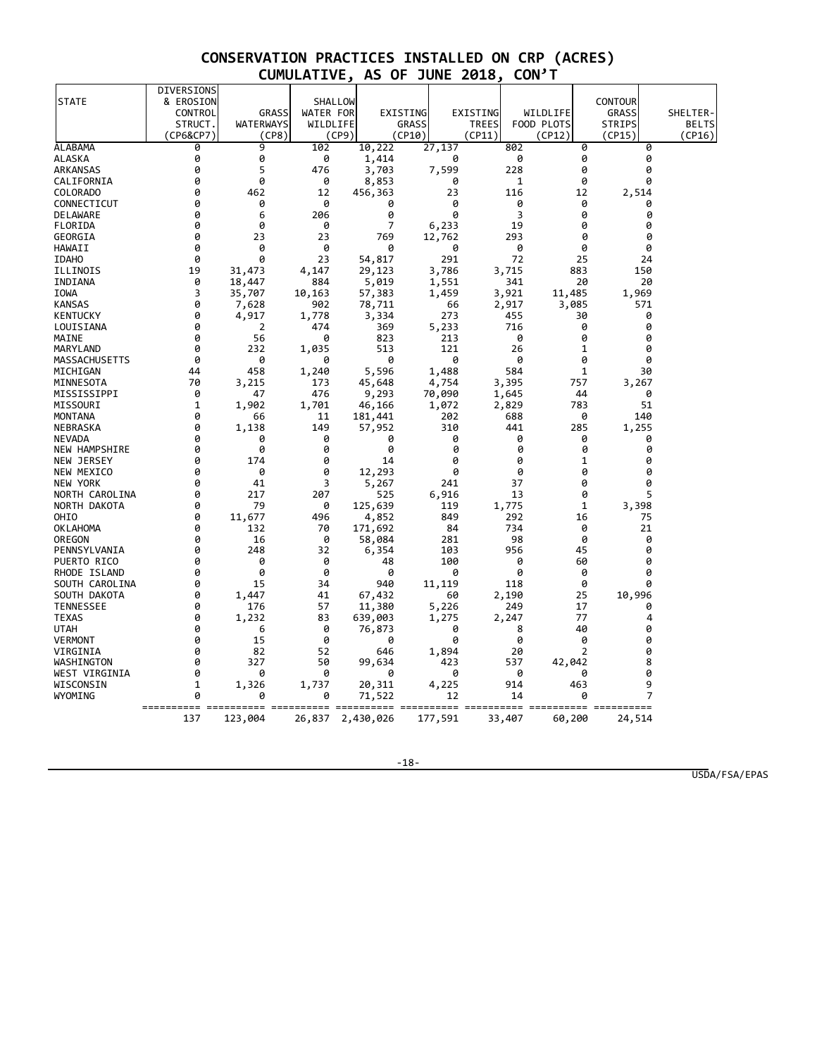## CONSERVATION PRACTICES INSTALLED ON CRP (ACRES)
## CUMULATIVE, AS OF JUNE 2018, CON'T

| STATE | DIVERSIONS & EROSION CONTROL STRUCT. (CP6&CP7) | GRASS WATERWAYS (CP8) | SHALLOW WATER FOR WILDLIFE (CP9) | EXISTING GRASS (CP10) | EXISTING TREES (CP11) | WILDLIFE FOOD PLOTS (CP12) | CONTOUR GRASS STRIPS (CP15) | SHELTER-BELTS (CP16) |
|---|---|---|---|---|---|---|---|---|
| ALABAMA | 0 | 9 | 102 | 10,222 | 27,137 | 802 | 0 | 0 |
| ALASKA | 0 | 0 | 0 | 1,414 | 0 | 0 | 0 | 0 |
| ARKANSAS | 0 | 5 | 476 | 3,703 | 7,599 | 228 | 0 | 0 |
| CALIFORNIA | 0 | 0 | 0 | 8,853 | 0 | 1 | 0 | 0 |
| COLORADO | 0 | 462 | 12 | 456,363 | 23 | 116 | 12 | 2,514 |
| CONNECTICUT | 0 | 0 | 0 | 0 | 0 | 0 | 0 | 0 |
| DELAWARE | 0 | 6 | 206 | 0 | 0 | 3 | 0 | 0 |
| FLORIDA | 0 | 0 | 0 | 7 | 6,233 | 19 | 0 | 0 |
| GEORGIA | 0 | 23 | 23 | 769 | 12,762 | 293 | 0 | 0 |
| HAWAII | 0 | 0 | 0 | 0 | 0 | 0 | 0 | 0 |
| IDAHO | 0 | 0 | 23 | 54,817 | 291 | 72 | 25 | 24 |
| ILLINOIS | 19 | 31,473 | 4,147 | 29,123 | 3,786 | 3,715 | 883 | 150 |
| INDIANA | 0 | 18,447 | 884 | 5,019 | 1,551 | 341 | 20 | 20 |
| IOWA | 3 | 35,707 | 10,163 | 57,383 | 1,459 | 3,921 | 11,485 | 1,969 |
| KANSAS | 0 | 7,628 | 902 | 78,711 | 66 | 2,917 | 3,085 | 571 |
| KENTUCKY | 0 | 4,917 | 1,778 | 3,334 | 273 | 455 | 30 | 0 |
| LOUISIANA | 0 | 2 | 474 | 369 | 5,233 | 716 | 0 | 0 |
| MAINE | 0 | 56 | 0 | 823 | 213 | 0 | 0 | 0 |
| MARYLAND | 0 | 232 | 1,035 | 513 | 121 | 26 | 1 | 0 |
| MASSACHUSETTS | 0 | 0 | 0 | 0 | 0 | 0 | 0 | 0 |
| MICHIGAN | 44 | 458 | 1,240 | 5,596 | 1,488 | 584 | 1 | 30 |
| MINNESOTA | 70 | 3,215 | 173 | 45,648 | 4,754 | 3,395 | 757 | 3,267 |
| MISSISSIPPI | 0 | 47 | 476 | 9,293 | 70,090 | 1,645 | 44 | 0 |
| MISSOURI | 1 | 1,902 | 1,701 | 46,166 | 1,072 | 2,829 | 783 | 51 |
| MONTANA | 0 | 66 | 11 | 181,441 | 202 | 688 | 0 | 140 |
| NEBRASKA | 0 | 1,138 | 149 | 57,952 | 310 | 441 | 285 | 1,255 |
| NEVADA | 0 | 0 | 0 | 0 | 0 | 0 | 0 | 0 |
| NEW HAMPSHIRE | 0 | 0 | 0 | 0 | 0 | 0 | 0 | 0 |
| NEW JERSEY | 0 | 174 | 0 | 14 | 0 | 0 | 1 | 0 |
| NEW MEXICO | 0 | 0 | 0 | 12,293 | 0 | 0 | 0 | 0 |
| NEW YORK | 0 | 41 | 3 | 5,267 | 241 | 37 | 0 | 0 |
| NORTH CAROLINA | 0 | 217 | 207 | 525 | 6,916 | 13 | 0 | 5 |
| NORTH DAKOTA | 0 | 79 | 0 | 125,639 | 119 | 1,775 | 1 | 3,398 |
| OHIO | 0 | 11,677 | 496 | 4,852 | 849 | 292 | 16 | 75 |
| OKLAHOMA | 0 | 132 | 70 | 171,692 | 84 | 734 | 0 | 21 |
| OREGON | 0 | 16 | 0 | 58,084 | 281 | 98 | 0 | 0 |
| PENNSYLVANIA | 0 | 248 | 32 | 6,354 | 103 | 956 | 45 | 0 |
| PUERTO RICO | 0 | 0 | 0 | 48 | 100 | 0 | 60 | 0 |
| RHODE ISLAND | 0 | 0 | 0 | 0 | 0 | 0 | 0 | 0 |
| SOUTH CAROLINA | 0 | 15 | 34 | 940 | 11,119 | 118 | 0 | 0 |
| SOUTH DAKOTA | 0 | 1,447 | 41 | 67,432 | 60 | 2,190 | 25 | 10,996 |
| TENNESSEE | 0 | 176 | 57 | 11,380 | 5,226 | 249 | 17 | 0 |
| TEXAS | 0 | 1,232 | 83 | 639,003 | 1,275 | 2,247 | 77 | 4 |
| UTAH | 0 | 6 | 0 | 76,873 | 0 | 8 | 40 | 0 |
| VERMONT | 0 | 15 | 0 | 0 | 0 | 0 | 0 | 0 |
| VIRGINIA | 0 | 82 | 52 | 646 | 1,894 | 20 | 2 | 0 |
| WASHINGTON | 0 | 327 | 50 | 99,634 | 423 | 537 | 42,042 | 8 |
| WEST VIRGINIA | 0 | 0 | 0 | 0 | 0 | 0 | 0 | 0 |
| WISCONSIN | 1 | 1,326 | 1,737 | 20,311 | 4,225 | 914 | 463 | 9 |
| WYOMING | 0 | 0 | 0 | 71,522 | 12 | 14 | 0 | 7 |
| | 137 | 123,004 | 26,837 | 2,430,026 | 177,591 | 33,407 | 60,200 | 24,514 |

USDA/FSA/EPAS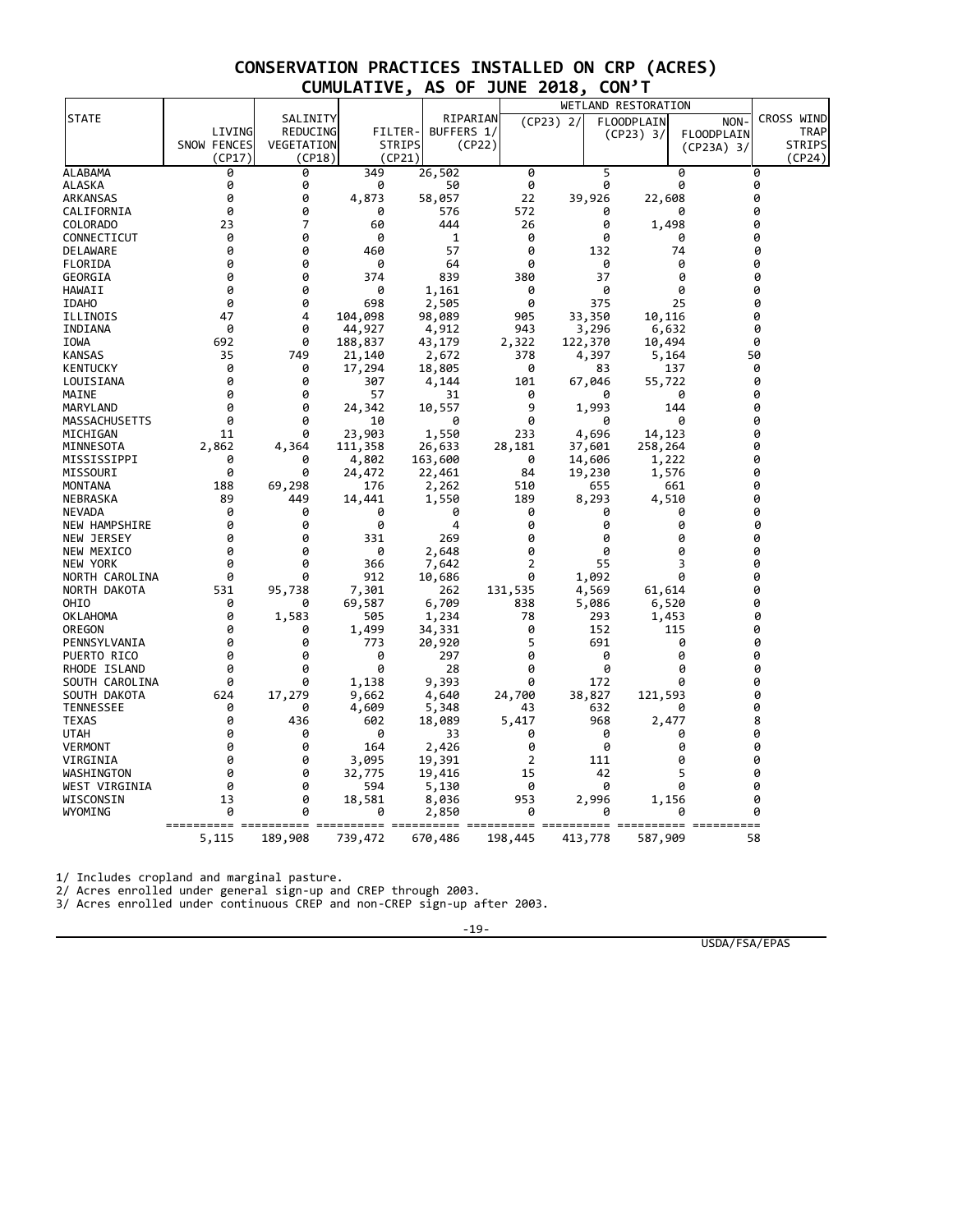## CONSERVATION PRACTICES INSTALLED ON CRP (ACRES)
## CUMULATIVE, AS OF JUNE 2018, CON'T

| STATE | LIVING SNOW FENCES (CP17) | SALINITY REDUCING VEGETATION (CP18) | FILTER-STRIPS (CP21) | RIPARIAN BUFFERS 1/ (CP22) | WETLAND RESTORATION (CP23) 2/ | FLOODPLAIN (CP23) 3/ | NON-FLOODPLAIN (CP23A) 3/ | CROSS WIND TRAP STRIPS (CP24) |
|---|---|---|---|---|---|---|---|---|
| ALABAMA | 0 | 0 | 349 | 26,502 | 0 | 5 | 0 | 0 |
| ALASKA | 0 | 0 | 0 | 50 | 0 | 0 | 0 | 0 |
| ARKANSAS | 0 | 0 | 4,873 | 58,057 | 22 | 39,926 | 22,608 | 0 |
| CALIFORNIA | 0 | 0 | 0 | 576 | 572 | 0 | 0 | 0 |
| COLORADO | 23 | 7 | 60 | 444 | 26 | 0 | 1,498 | 0 |
| CONNECTICUT | 0 | 0 | 0 | 1 | 0 | 0 | 0 | 0 |
| DELAWARE | 0 | 0 | 460 | 57 | 0 | 132 | 74 | 0 |
| FLORIDA | 0 | 0 | 0 | 64 | 0 | 0 | 0 | 0 |
| GEORGIA | 0 | 0 | 374 | 839 | 380 | 37 | 0 | 0 |
| HAWAII | 0 | 0 | 0 | 1,161 | 0 | 0 | 0 | 0 |
| IDAHO | 0 | 0 | 698 | 2,505 | 0 | 375 | 25 | 0 |
| ILLINOIS | 47 | 4 | 104,098 | 98,089 | 905 | 33,350 | 10,116 | 0 |
| INDIANA | 0 | 0 | 44,927 | 4,912 | 943 | 3,296 | 6,632 | 0 |
| IOWA | 692 | 0 | 188,837 | 43,179 | 2,322 | 122,370 | 10,494 | 0 |
| KANSAS | 35 | 749 | 21,140 | 2,672 | 378 | 4,397 | 5,164 | 50 |
| KENTUCKY | 0 | 0 | 17,294 | 18,805 | 0 | 83 | 137 | 0 |
| LOUISIANA | 0 | 0 | 307 | 4,144 | 101 | 67,046 | 55,722 | 0 |
| MAINE | 0 | 0 | 57 | 31 | 0 | 0 | 0 | 0 |
| MARYLAND | 0 | 0 | 24,342 | 10,557 | 9 | 1,993 | 144 | 0 |
| MASSACHUSETTS | 0 | 0 | 10 | 0 | 0 | 0 | 0 | 0 |
| MICHIGAN | 11 | 0 | 23,903 | 1,550 | 233 | 4,696 | 14,123 | 0 |
| MINNESOTA | 2,862 | 4,364 | 111,358 | 26,633 | 28,181 | 37,601 | 258,264 | 0 |
| MISSISSIPPI | 0 | 0 | 4,802 | 163,600 | 0 | 14,606 | 1,222 | 0 |
| MISSOURI | 0 | 0 | 24,472 | 22,461 | 84 | 19,230 | 1,576 | 0 |
| MONTANA | 188 | 69,298 | 176 | 2,262 | 510 | 655 | 661 | 0 |
| NEBRASKA | 89 | 449 | 14,441 | 1,550 | 189 | 8,293 | 4,510 | 0 |
| NEVADA | 0 | 0 | 0 | 0 | 0 | 0 | 0 | 0 |
| NEW HAMPSHIRE | 0 | 0 | 0 | 4 | 0 | 0 | 0 | 0 |
| NEW JERSEY | 0 | 0 | 331 | 269 | 0 | 0 | 0 | 0 |
| NEW MEXICO | 0 | 0 | 0 | 2,648 | 0 | 0 | 0 | 0 |
| NEW YORK | 0 | 0 | 366 | 7,642 | 2 | 55 | 3 | 0 |
| NORTH CAROLINA | 0 | 0 | 912 | 10,686 | 0 | 1,092 | 0 | 0 |
| NORTH DAKOTA | 531 | 95,738 | 7,301 | 262 | 131,535 | 4,569 | 61,614 | 0 |
| OHIO | 0 | 0 | 69,587 | 6,709 | 838 | 5,086 | 6,520 | 0 |
| OKLAHOMA | 0 | 1,583 | 505 | 1,234 | 78 | 293 | 1,453 | 0 |
| OREGON | 0 | 0 | 1,499 | 34,331 | 0 | 152 | 115 | 0 |
| PENNSYLVANIA | 0 | 0 | 773 | 20,920 | 5 | 691 | 0 | 0 |
| PUERTO RICO | 0 | 0 | 0 | 297 | 0 | 0 | 0 | 0 |
| RHODE ISLAND | 0 | 0 | 0 | 28 | 0 | 0 | 0 | 0 |
| SOUTH CAROLINA | 0 | 0 | 1,138 | 9,393 | 0 | 172 | 0 | 0 |
| SOUTH DAKOTA | 624 | 17,279 | 9,662 | 4,640 | 24,700 | 38,827 | 121,593 | 0 |
| TENNESSEE | 0 | 0 | 4,609 | 5,348 | 43 | 632 | 0 | 0 |
| TEXAS | 0 | 436 | 602 | 18,089 | 5,417 | 968 | 2,477 | 8 |
| UTAH | 0 | 0 | 0 | 33 | 0 | 0 | 0 | 0 |
| VERMONT | 0 | 0 | 164 | 2,426 | 0 | 0 | 0 | 0 |
| VIRGINIA | 0 | 0 | 3,095 | 19,391 | 2 | 111 | 0 | 0 |
| WASHINGTON | 0 | 0 | 32,775 | 19,416 | 15 | 42 | 5 | 0 |
| WEST VIRGINIA | 0 | 0 | 594 | 5,130 | 0 | 0 | 0 | 0 |
| WISCONSIN | 13 | 0 | 18,581 | 8,036 | 953 | 2,996 | 1,156 | 0 |
| WYOMING | 0 | 0 | 0 | 2,850 | 0 | 0 | 0 | 0 |
| | 5,115 | 189,908 | 739,472 | 670,486 | 198,445 | 413,778 | 587,909 | 58 |

1/ Includes cropland and marginal pasture.
2/ Acres enrolled under general sign-up and CREP through 2003.
3/ Acres enrolled under continuous CREP and non-CREP sign-up after 2003.

USDA/FSA/EPAS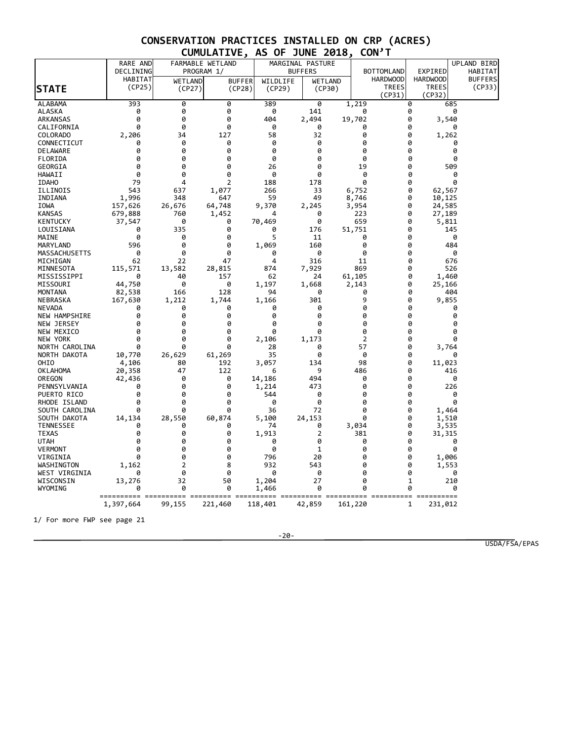# CONSERVATION PRACTICES INSTALLED ON CRP (ACRES) CUMULATIVE, AS OF JUNE 2018, CON'T

| STATE | RARE AND DECLINING HABITAT (CP25) | FARMABLE WETLAND PROGRAM 1/ WETLAND (CP27) | FARMABLE WETLAND PROGRAM 1/ BUFFER (CP28) | MARGINAL PASTURE BUFFERS WILDLIFE (CP29) | MARGINAL PASTURE BUFFERS WETLAND (CP30) | BOTTOMLAND HARDWOOD TREES (CP31) | EXPIRED HARDWOOD TREES (CP32) | UPLAND BIRD HABITAT BUFFERS (CP33) |
|---|---|---|---|---|---|---|---|---|
| ALABAMA | 393 | 0 | 0 | 389 | 0 | 1,219 | 0 | 685 |
| ALASKA | 0 | 0 | 0 | 0 | 141 | 0 | 0 | 0 |
| ARKANSAS | 0 | 0 | 0 | 404 | 2,494 | 19,702 | 0 | 3,540 |
| CALIFORNIA | 0 | 0 | 0 | 0 | 0 | 0 | 0 | 0 |
| COLORADO | 2,206 | 34 | 127 | 58 | 32 | 0 | 0 | 1,262 |
| CONNECTICUT | 0 | 0 | 0 | 0 | 0 | 0 | 0 | 0 |
| DELAWARE | 0 | 0 | 0 | 0 | 0 | 0 | 0 | 0 |
| FLORIDA | 0 | 0 | 0 | 0 | 0 | 0 | 0 | 0 |
| GEORGIA | 0 | 0 | 0 | 26 | 0 | 19 | 0 | 509 |
| HAWAII | 0 | 0 | 0 | 0 | 0 | 0 | 0 | 0 |
| IDAHO | 79 | 4 | 2 | 188 | 178 | 0 | 0 | 0 |
| ILLINOIS | 543 | 637 | 1,077 | 266 | 33 | 6,752 | 0 | 62,567 |
| INDIANA | 1,996 | 348 | 647 | 59 | 49 | 8,746 | 0 | 10,125 |
| IOWA | 157,626 | 26,676 | 64,748 | 9,370 | 2,245 | 3,954 | 0 | 24,585 |
| KANSAS | 679,888 | 760 | 1,452 | 4 | 0 | 223 | 0 | 27,189 |
| KENTUCKY | 37,547 | 0 | 0 | 70,469 | 0 | 659 | 0 | 5,811 |
| LOUISIANA | 0 | 335 | 0 | 0 | 176 | 51,751 | 0 | 145 |
| MAINE | 0 | 0 | 0 | 5 | 11 | 0 | 0 | 0 |
| MARYLAND | 596 | 0 | 0 | 1,069 | 160 | 0 | 0 | 484 |
| MASSACHUSETTS | 0 | 0 | 0 | 0 | 0 | 0 | 0 | 0 |
| MICHIGAN | 62 | 22 | 47 | 4 | 316 | 11 | 0 | 676 |
| MINNESOTA | 115,571 | 13,582 | 28,815 | 874 | 7,929 | 869 | 0 | 526 |
| MISSISSIPPI | 0 | 40 | 157 | 62 | 24 | 61,105 | 0 | 1,460 |
| MISSOURI | 44,750 | 0 | 0 | 1,197 | 1,668 | 2,143 | 0 | 25,166 |
| MONTANA | 82,538 | 166 | 128 | 94 | 0 | 0 | 0 | 404 |
| NEBRASKA | 167,630 | 1,212 | 1,744 | 1,166 | 301 | 9 | 0 | 9,855 |
| NEVADA | 0 | 0 | 0 | 0 | 0 | 0 | 0 | 0 |
| NEW HAMPSHIRE | 0 | 0 | 0 | 0 | 0 | 0 | 0 | 0 |
| NEW JERSEY | 0 | 0 | 0 | 0 | 0 | 0 | 0 | 0 |
| NEW MEXICO | 0 | 0 | 0 | 0 | 0 | 0 | 0 | 0 |
| NEW YORK | 0 | 0 | 0 | 2,106 | 1,173 | 2 | 0 | 0 |
| NORTH CAROLINA | 0 | 0 | 0 | 28 | 0 | 57 | 0 | 3,764 |
| NORTH DAKOTA | 10,770 | 26,629 | 61,269 | 35 | 0 | 0 | 0 | 0 |
| OHIO | 4,106 | 80 | 192 | 3,057 | 134 | 98 | 0 | 11,023 |
| OKLAHOMA | 20,358 | 47 | 122 | 6 | 9 | 486 | 0 | 416 |
| OREGON | 42,436 | 0 | 0 | 14,186 | 494 | 0 | 0 | 0 |
| PENNSYLVANIA | 0 | 0 | 0 | 1,214 | 473 | 0 | 0 | 226 |
| PUERTO RICO | 0 | 0 | 0 | 544 | 0 | 0 | 0 | 0 |
| RHODE ISLAND | 0 | 0 | 0 | 0 | 0 | 0 | 0 | 0 |
| SOUTH CAROLINA | 0 | 0 | 0 | 36 | 72 | 0 | 0 | 1,464 |
| SOUTH DAKOTA | 14,134 | 28,550 | 60,874 | 5,100 | 24,153 | 0 | 0 | 1,510 |
| TENNESSEE | 0 | 0 | 0 | 74 | 0 | 3,034 | 0 | 3,535 |
| TEXAS | 0 | 0 | 0 | 1,913 | 2 | 381 | 0 | 31,315 |
| UTAH | 0 | 0 | 0 | 0 | 0 | 0 | 0 | 0 |
| VERMONT | 0 | 0 | 0 | 0 | 1 | 0 | 0 | 0 |
| VIRGINIA | 0 | 0 | 0 | 796 | 20 | 0 | 0 | 1,006 |
| WASHINGTON | 1,162 | 2 | 8 | 932 | 543 | 0 | 0 | 1,553 |
| WEST VIRGINIA | 0 | 0 | 0 | 0 | 0 | 0 | 0 | 0 |
| WISCONSIN | 13,276 | 32 | 50 | 1,204 | 27 | 0 | 1 | 210 |
| WYOMING | 0 | 0 | 0 | 1,466 | 0 | 0 | 0 | 0 |
| | 1,397,664 | 99,155 | 221,460 | 118,401 | 42,859 | 161,220 | 1 | 231,012 |

1/ For more FWP see page 21

USDA/FSA/EPAS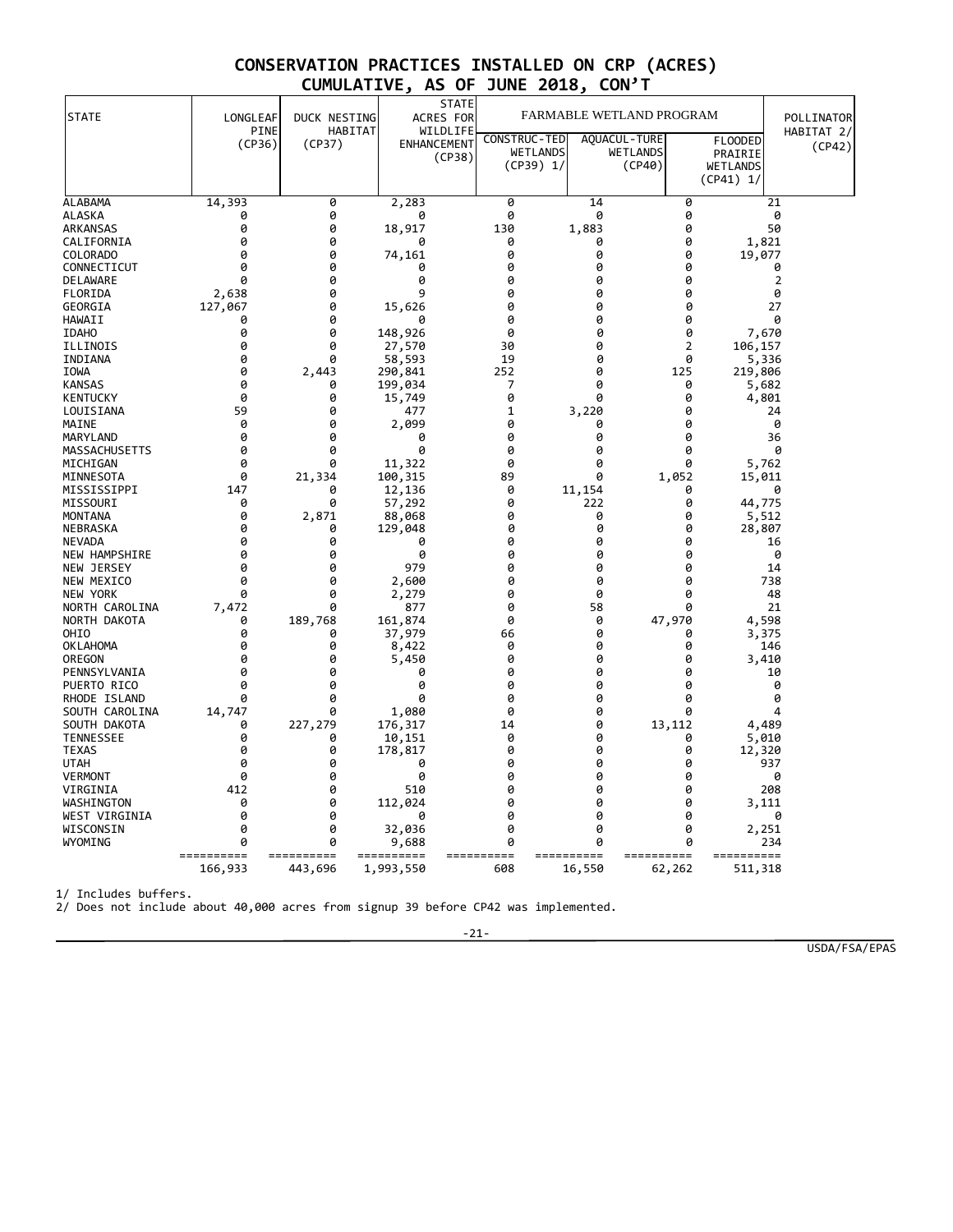# CONSERVATION PRACTICES INSTALLED ON CRP (ACRES)
## CUMULATIVE, AS OF JUNE 2018, CON'T

| STATE | LONGLEAF PINE (CP36) | DUCK NESTING HABITAT (CP37) | STATE ACRES FOR WILDLIFE ENHANCEMENT (CP38) | FARMABLE WETLAND PROGRAM | | | POLLINATOR HABITAT 2/ (CP42) |
|---|---|---|---|---|---|---|---|
| | | | | CONSTRUC-TED WETLANDS (CP39) 1/ | AQUACUL-TURE WETLANDS (CP40) | FLOODED PRAIRIE WETLANDS (CP41) 1/ | |
| ALABAMA | 14,393 | 0 | 2,283 | 0 | 14 | 0 | 21 |
| ALASKA | 0 | 0 | 0 | 0 | 0 | 0 | 0 |
| ARKANSAS | 0 | 0 | 18,917 | 130 | 1,883 | 0 | 50 |
| CALIFORNIA | 0 | 0 | 0 | 0 | 0 | 0 | 1,821 |
| COLORADO | 0 | 0 | 74,161 | 0 | 0 | 0 | 19,077 |
| CONNECTICUT | 0 | 0 | 0 | 0 | 0 | 0 | 0 |
| DELAWARE | 0 | 0 | 0 | 0 | 0 | 0 | 2 |
| FLORIDA | 2,638 | 0 | 9 | 0 | 0 | 0 | 0 |
| GEORGIA | 127,067 | 0 | 15,626 | 0 | 0 | 0 | 27 |
| HAWAII | 0 | 0 | 0 | 0 | 0 | 0 | 0 |
| IDAHO | 0 | 0 | 148,926 | 0 | 0 | 0 | 7,670 |
| ILLINOIS | 0 | 0 | 27,570 | 30 | 0 | 2 | 106,157 |
| INDIANA | 0 | 0 | 58,593 | 19 | 0 | 0 | 5,336 |
| IOWA | 0 | 2,443 | 290,841 | 252 | 0 | 125 | 219,806 |
| KANSAS | 0 | 0 | 199,034 | 7 | 0 | 0 | 5,682 |
| KENTUCKY | 0 | 0 | 15,749 | 0 | 0 | 0 | 4,801 |
| LOUISIANA | 59 | 0 | 477 | 1 | 3,220 | 0 | 24 |
| MAINE | 0 | 0 | 2,099 | 0 | 0 | 0 | 0 |
| MARYLAND | 0 | 0 | 0 | 0 | 0 | 0 | 36 |
| MASSACHUSETTS | 0 | 0 | 0 | 0 | 0 | 0 | 0 |
| MICHIGAN | 0 | 0 | 11,322 | 0 | 0 | 0 | 5,762 |
| MINNESOTA | 0 | 21,334 | 100,315 | 89 | 0 | 1,052 | 15,011 |
| MISSISSIPPI | 147 | 0 | 12,136 | 0 | 11,154 | 0 | 0 |
| MISSOURI | 0 | 0 | 57,292 | 0 | 222 | 0 | 44,775 |
| MONTANA | 0 | 2,871 | 88,068 | 0 | 0 | 0 | 5,512 |
| NEBRASKA | 0 | 0 | 129,048 | 0 | 0 | 0 | 28,807 |
| NEVADA | 0 | 0 | 0 | 0 | 0 | 0 | 16 |
| NEW HAMPSHIRE | 0 | 0 | 0 | 0 | 0 | 0 | 0 |
| NEW JERSEY | 0 | 0 | 979 | 0 | 0 | 0 | 14 |
| NEW MEXICO | 0 | 0 | 2,600 | 0 | 0 | 0 | 738 |
| NEW YORK | 0 | 0 | 2,279 | 0 | 0 | 0 | 48 |
| NORTH CAROLINA | 7,472 | 0 | 877 | 0 | 58 | 0 | 21 |
| NORTH DAKOTA | 0 | 189,768 | 161,874 | 0 | 0 | 47,970 | 4,598 |
| OHIO | 0 | 0 | 37,979 | 66 | 0 | 0 | 3,375 |
| OKLAHOMA | 0 | 0 | 8,422 | 0 | 0 | 0 | 146 |
| OREGON | 0 | 0 | 5,450 | 0 | 0 | 0 | 3,410 |
| PENNSYLVANIA | 0 | 0 | 0 | 0 | 0 | 0 | 10 |
| PUERTO RICO | 0 | 0 | 0 | 0 | 0 | 0 | 0 |
| RHODE ISLAND | 0 | 0 | 0 | 0 | 0 | 0 | 0 |
| SOUTH CAROLINA | 14,747 | 0 | 1,080 | 0 | 0 | 0 | 4 |
| SOUTH DAKOTA | 0 | 227,279 | 176,317 | 14 | 0 | 13,112 | 4,489 |
| TENNESSEE | 0 | 0 | 10,151 | 0 | 0 | 0 | 5,010 |
| TEXAS | 0 | 0 | 178,817 | 0 | 0 | 0 | 12,320 |
| UTAH | 0 | 0 | 0 | 0 | 0 | 0 | 937 |
| VERMONT | 0 | 0 | 0 | 0 | 0 | 0 | 0 |
| VIRGINIA | 412 | 0 | 510 | 0 | 0 | 0 | 208 |
| WASHINGTON | 0 | 0 | 112,024 | 0 | 0 | 0 | 3,111 |
| WEST VIRGINIA | 0 | 0 | 0 | 0 | 0 | 0 | 0 |
| WISCONSIN | 0 | 0 | 32,036 | 0 | 0 | 0 | 2,251 |
| WYOMING | 0 | 0 | 9,688 | 0 | 0 | 0 | 234 |
| | 166,933 | 443,696 | 1,993,550 | 608 | 16,550 | 62,262 | 511,318 |

1/ Includes buffers.
2/ Does not include about 40,000 acres from signup 39 before CP42 was implemented.

USDA/FSA/EPAS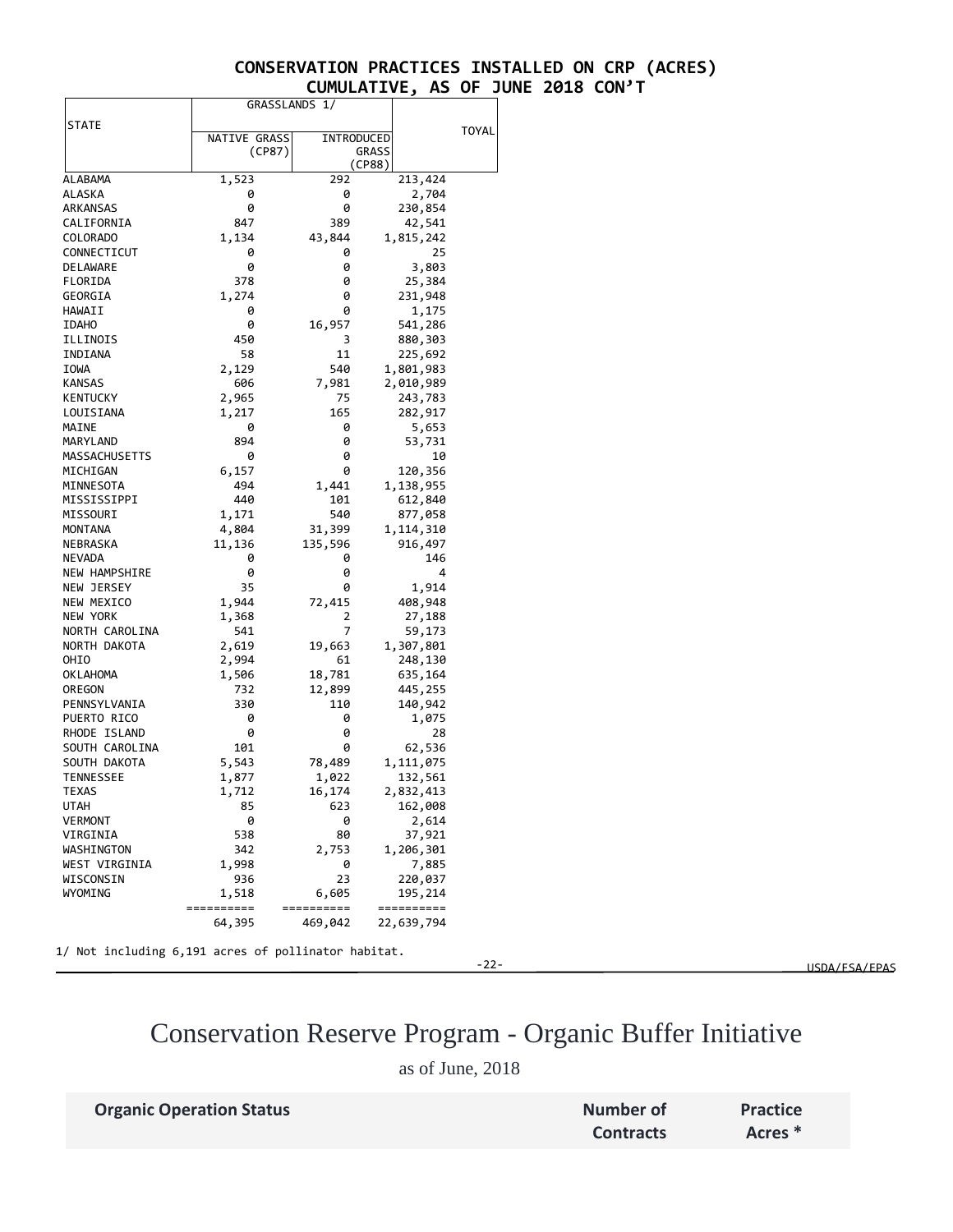## CONSERVATION PRACTICES INSTALLED ON CRP (ACRES) CUMULATIVE, AS OF JUNE 2018 CON'T

| STATE | GRASSLANDS 1/ | | TOYAL |
|---|---|---|---|
| | NATIVE GRASS (CP87) | INTRODUCED GRASS (CP88) | |
| ALABAMA | 1,523 | 292 | 213,424 |
| ALASKA | 0 | 0 | 2,704 |
| ARKANSAS | 0 | 0 | 230,854 |
| CALIFORNIA | 847 | 389 | 42,541 |
| COLORADO | 1,134 | 43,844 | 1,815,242 |
| CONNECTICUT | 0 | 0 | 25 |
| DELAWARE | 0 | 0 | 3,803 |
| FLORIDA | 378 | 0 | 25,384 |
| GEORGIA | 1,274 | 0 | 231,948 |
| HAWAII | 0 | 0 | 1,175 |
| IDAHO | 0 | 16,957 | 541,286 |
| ILLINOIS | 450 | 3 | 880,303 |
| INDIANA | 58 | 11 | 225,692 |
| IOWA | 2,129 | 540 | 1,801,983 |
| KANSAS | 606 | 7,981 | 2,010,989 |
| KENTUCKY | 2,965 | 75 | 243,783 |
| LOUISIANA | 1,217 | 165 | 282,917 |
| MAINE | 0 | 0 | 5,653 |
| MARYLAND | 894 | 0 | 53,731 |
| MASSACHUSETTS | 0 | 0 | 10 |
| MICHIGAN | 6,157 | 0 | 120,356 |
| MINNESOTA | 494 | 1,441 | 1,138,955 |
| MISSISSIPPI | 440 | 101 | 612,840 |
| MISSOURI | 1,171 | 540 | 877,058 |
| MONTANA | 4,804 | 31,399 | 1,114,310 |
| NEBRASKA | 11,136 | 135,596 | 916,497 |
| NEVADA | 0 | 0 | 146 |
| NEW HAMPSHIRE | 0 | 0 | 4 |
| NEW JERSEY | 35 | 0 | 1,914 |
| NEW MEXICO | 1,944 | 72,415 | 408,948 |
| NEW YORK | 1,368 | 2 | 27,188 |
| NORTH CAROLINA | 541 | 7 | 59,173 |
| NORTH DAKOTA | 2,619 | 19,663 | 1,307,801 |
| OHIO | 2,994 | 61 | 248,130 |
| OKLAHOMA | 1,506 | 18,781 | 635,164 |
| OREGON | 732 | 12,899 | 445,255 |
| PENNSYLVANIA | 330 | 110 | 140,942 |
| PUERTO RICO | 0 | 0 | 1,075 |
| RHODE ISLAND | 0 | 0 | 28 |
| SOUTH CAROLINA | 101 | 0 | 62,536 |
| SOUTH DAKOTA | 5,543 | 78,489 | 1,111,075 |
| TENNESSEE | 1,877 | 1,022 | 132,561 |
| TEXAS | 1,712 | 16,174 | 2,832,413 |
| UTAH | 85 | 623 | 162,008 |
| VERMONT | 0 | 0 | 2,614 |
| VIRGINIA | 538 | 80 | 37,921 |
| WASHINGTON | 342 | 2,753 | 1,206,301 |
| WEST VIRGINIA | 1,998 | 0 | 7,885 |
| WISCONSIN | 936 | 23 | 220,037 |
| WYOMING | 1,518 | 6,605 | 195,214 |
| | 64,395 | 469,042 | 22,639,794 |

1/ Not including 6,191 acres of pollinator habitat.

# Conservation Reserve Program - Organic Buffer Initiative

as of June, 2018

| Organic Operation Status | Number of Contracts | Practice Acres * |
|---|---|---|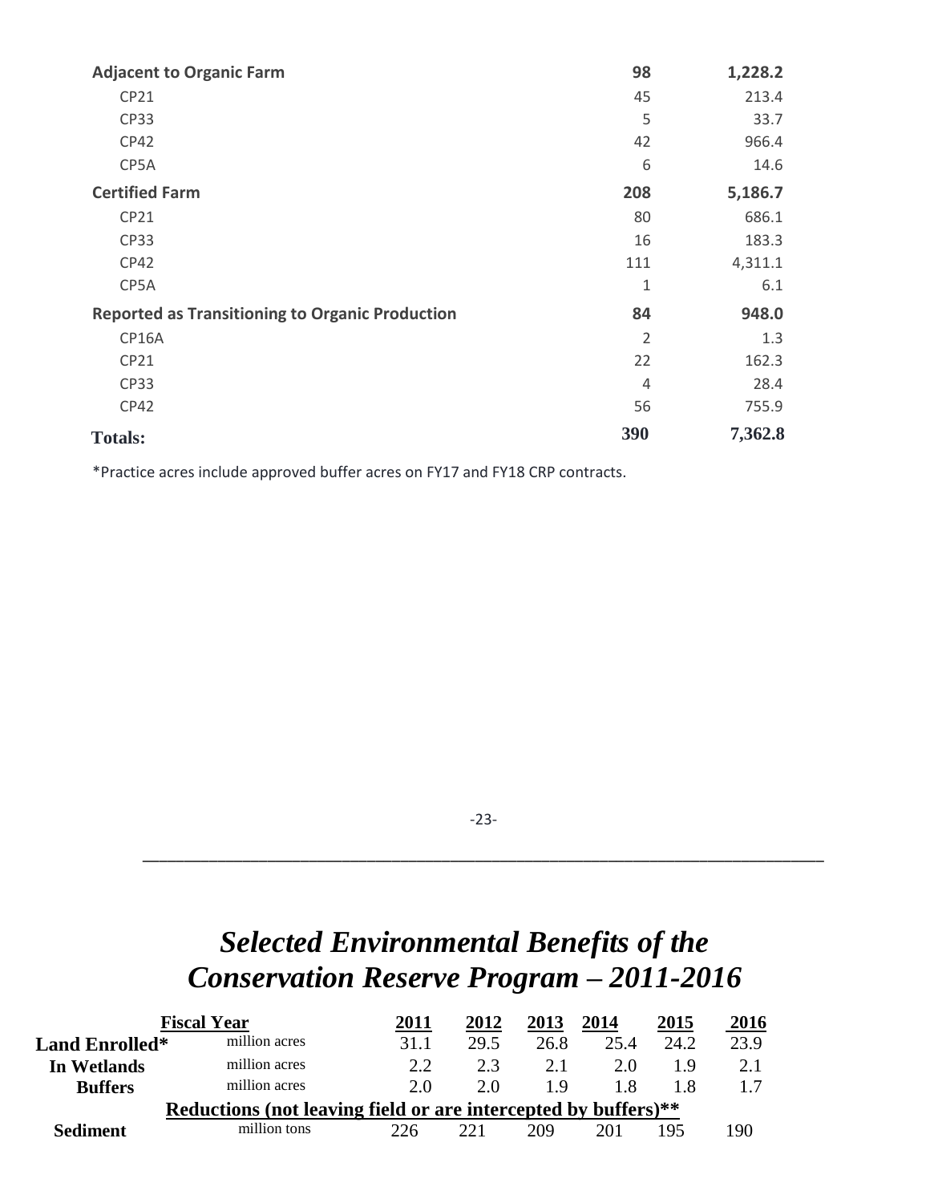| | | |
|---|---|---|
| **Adjacent to Organic Farm** | **98** | **1,228.2** |
| CP21 | 45 | 213.4 |
| CP33 | 5 | 33.7 |
| CP42 | 42 | 966.4 |
| CP5A | 6 | 14.6 |
| **Certified Farm** | **208** | **5,186.7** |
| CP21 | 80 | 686.1 |
| CP33 | 16 | 183.3 |
| CP42 | 111 | 4,311.1 |
| CP5A | 1 | 6.1 |
| **Reported as Transitioning to Organic Production** | **84** | **948.0** |
| CP16A | 2 | 1.3 |
| CP21 | 22 | 162.3 |
| CP33 | 4 | 28.4 |
| CP42 | 56 | 755.9 |
| **Totals:** | **390** | **7,362.8** |

*Practice acres include approved buffer acres on FY17 and FY18 CRP contracts.

# *Selected Environmental Benefits of the Conservation Reserve Program – 2011-2016*

| Fiscal Year | | 2011 | 2012 | 2013 | 2014 | 2015 | 2016 |
|---|---|---|---|---|---|---|---|
| **Land Enrolled*** | million acres | 31.1 | 29.5 | 26.8 | 25.4 | 24.2 | 23.9 |
| **In Wetlands** | million acres | 2.2 | 2.3 | 2.1 | 2.0 | 1.9 | 2.1 |
| **Buffers** | million acres | 2.0 | 2.0 | 1.9 | 1.8 | 1.8 | 1.7 |
| **Reductions (not leaving field or are intercepted by buffers)**** | | | | | | | |
| **Sediment** | million tons | 226 | 221 | 209 | 201 | 195 | 190 |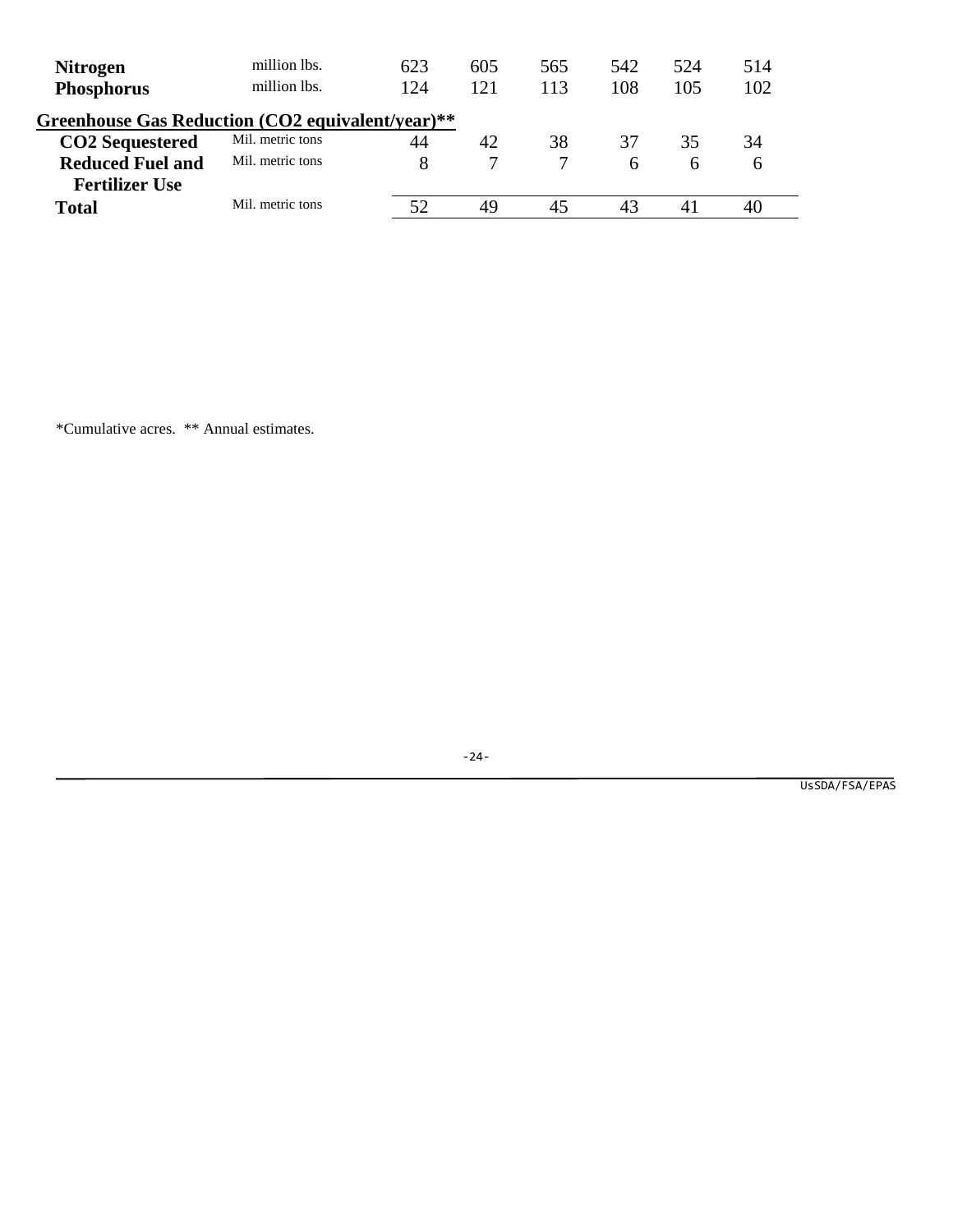| | | | | | | | |
|---|---|---|---|---|---|---|---|
| **Nitrogen** | million lbs. | 623 | 605 | 565 | 542 | 524 | 514 |
| **Phosphorus** | million lbs. | 124 | 121 | 113 | 108 | 105 | 102 |
| **Greenhouse Gas Reduction ($CO_2$ equivalent/year)**** | | | | | | | |
| **$CO_2$ Sequestered** | Mil. metric tons | 44 | 42 | 38 | 37 | 35 | 34 |
| **Reduced Fuel and Fertilizer Use** | Mil. metric tons | 8 | 7 | 7 | 6 | 6 | 6 |
| **Total** | Mil. metric tons | 52 | 49 | 45 | 43 | 41 | 40 |

*Cumulative acres. ** Annual estimates.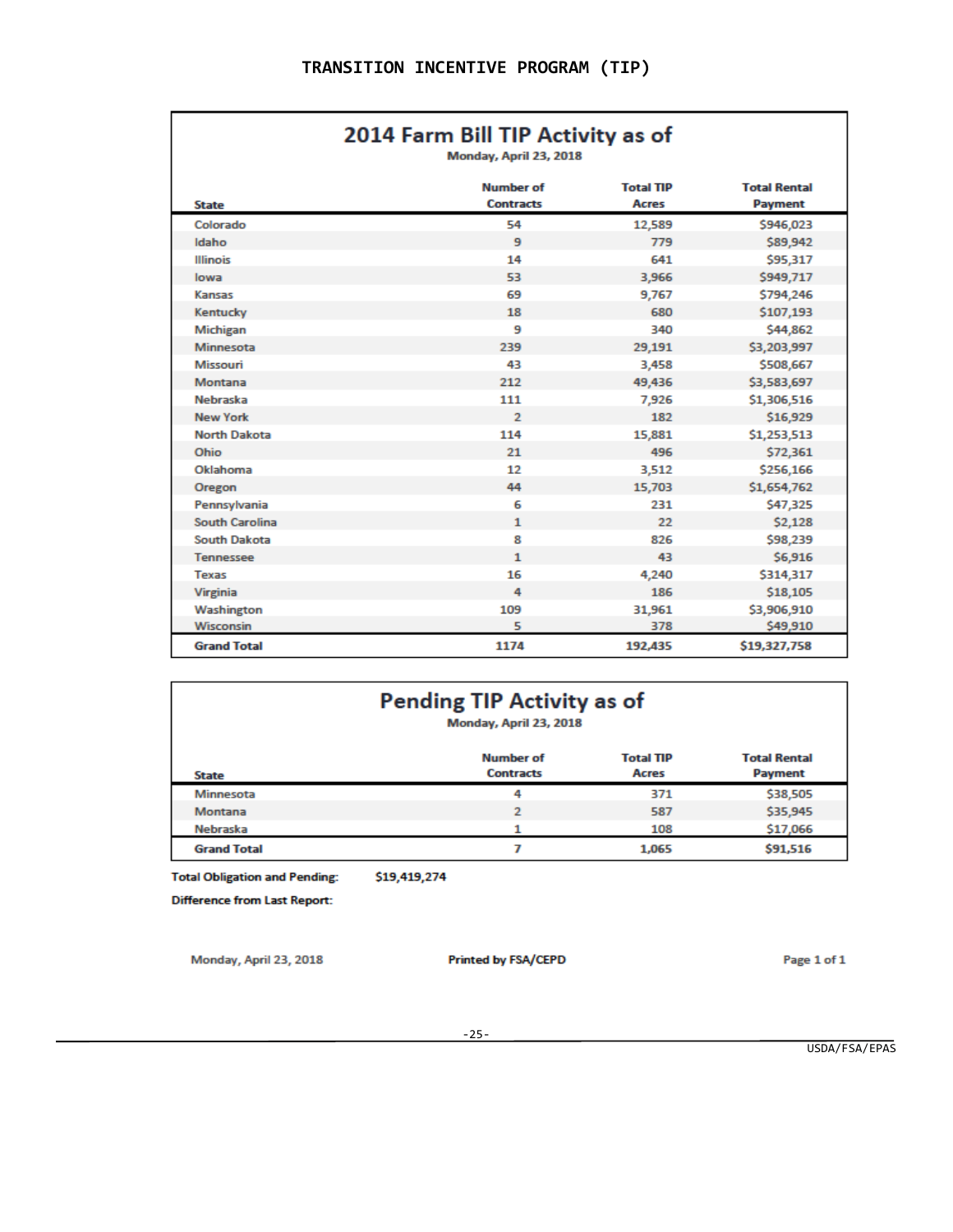# TRANSITION INCENTIVE PROGRAM (TIP)

## 2014 Farm Bill TIP Activity as of

Monday, April 23, 2018

| State | Number of Contracts | Total TIP Acres | Total Rental Payment |
|---|---|---|---|
| Colorado | 54 | 12,589 | $946,023 |
| Idaho | 9 | 779 | $89,942 |
| Illinois | 14 | 641 | $95,317 |
| Iowa | 53 | 3,966 | $949,717 |
| Kansas | 69 | 9,767 | $794,246 |
| Kentucky | 18 | 680 | $107,193 |
| Michigan | 9 | 340 | $44,862 |
| Minnesota | 239 | 29,191 | $3,203,997 |
| Missouri | 43 | 3,458 | $508,667 |
| Montana | 212 | 49,436 | $3,583,697 |
| Nebraska | 111 | 7,926 | $1,306,516 |
| New York | 2 | 182 | $16,929 |
| North Dakota | 114 | 15,881 | $1,253,513 |
| Ohio | 21 | 496 | $72,361 |
| Oklahoma | 12 | 3,512 | $256,166 |
| Oregon | 44 | 15,703 | $1,654,762 |
| Pennsylvania | 6 | 231 | $47,325 |
| South Carolina | 1 | 22 | $2,128 |
| South Dakota | 8 | 826 | $98,239 |
| Tennessee | 1 | 43 | $6,916 |
| Texas | 16 | 4,240 | $314,317 |
| Virginia | 4 | 186 | $18,105 |
| Washington | 109 | 31,961 | $3,906,910 |
| Wisconsin | 5 | 378 | $49,910 |
| **Grand Total** | **1174** | **192,435** | **$19,327,758** |

## Pending TIP Activity as of

Monday, April 23, 2018

| State | Number of Contracts | Total TIP Acres | Total Rental Payment |
|---|---|---|---|
| Minnesota | 4 | 371 | $38,505 |
| Montana | 2 | 587 | $35,945 |
| Nebraska | 1 | 108 | $17,066 |
| **Grand Total** | **7** | **1,065** | **$91,516** |

**Total Obligation and Pending:** $19,419,274

**Difference from Last Report:**

Monday, April 23, 2018 | Printed by FSA/CEPD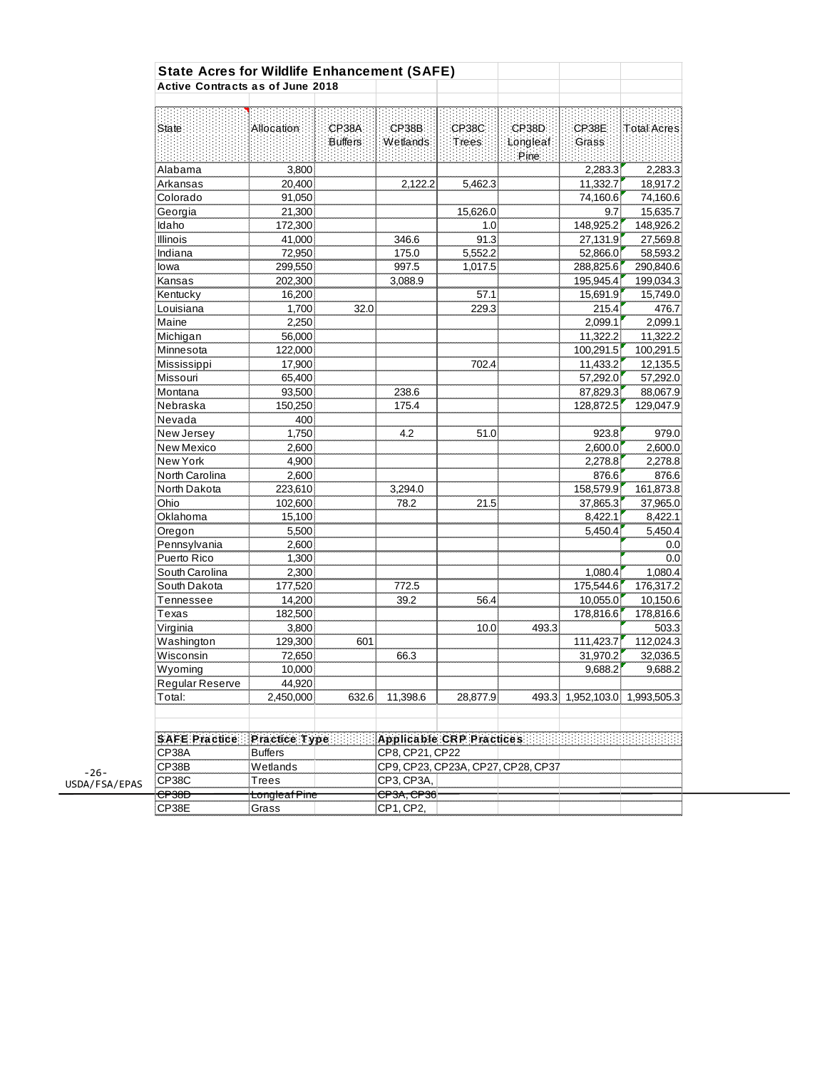## State Acres for Wildlife Enhancement (SAFE)

### Active Contracts as of June 2018

| State | Allocation | CP38A Buffers | CP38B Wetlands | CP38C Trees | CP38D Longleaf Pine | CP38E Grass | Total Acres |
|---|---|---|---|---|---|---|---|
| Alabama | 3,800 | | | | | 2,283.3 | 2,283.3 |
| Arkansas | 20,400 | | 2,122.2 | 5,462.3 | | 11,332.7 | 18,917.2 |
| Colorado | 91,050 | | | | | 74,160.6 | 74,160.6 |
| Georgia | 21,300 | | | 15,626.0 | | 9.7 | 15,635.7 |
| Idaho | 172,300 | | | 1.0 | | 148,925.2 | 148,926.2 |
| Illinois | 41,000 | | 346.6 | 91.3 | | 27,131.9 | 27,569.8 |
| Indiana | 72,950 | | 175.0 | 5,552.2 | | 52,866.0 | 58,593.2 |
| Iowa | 299,550 | | 997.5 | 1,017.5 | | 288,825.6 | 290,840.6 |
| Kansas | 202,300 | | 3,088.9 | | | 195,945.4 | 199,034.3 |
| Kentucky | 16,200 | | | 57.1 | | 15,691.9 | 15,749.0 |
| Louisiana | 1,700 | 32.0 | | 229.3 | | 215.4 | 476.7 |
| Maine | 2,250 | | | | | 2,099.1 | 2,099.1 |
| Michigan | 56,000 | | | | | 11,322.2 | 11,322.2 |
| Minnesota | 122,000 | | | | | 100,291.5 | 100,291.5 |
| Mississippi | 17,900 | | | 702.4 | | 11,433.2 | 12,135.5 |
| Missouri | 65,400 | | | | | 57,292.0 | 57,292.0 |
| Montana | 93,500 | | 238.6 | | | 87,829.3 | 88,067.9 |
| Nebraska | 150,250 | | 175.4 | | | 128,872.5 | 129,047.9 |
| Nevada | 400 | | | | | | |
| New Jersey | 1,750 | | 4.2 | 51.0 | | 923.8 | 979.0 |
| New Mexico | 2,600 | | | | | 2,600.0 | 2,600.0 |
| New York | 4,900 | | | | | 2,278.8 | 2,278.8 |
| North Carolina | 2,600 | | | | | 876.6 | 876.6 |
| North Dakota | 223,610 | | 3,294.0 | | | 158,579.9 | 161,873.8 |
| Ohio | 102,600 | | 78.2 | 21.5 | | 37,865.3 | 37,965.0 |
| Oklahoma | 15,100 | | | | | 8,422.1 | 8,422.1 |
| Oregon | 5,500 | | | | | 5,450.4 | 5,450.4 |
| Pennsylvania | 2,600 | | | | | | 0.0 |
| Puerto Rico | 1,300 | | | | | | 0.0 |
| South Carolina | 2,300 | | | | | 1,080.4 | 1,080.4 |
| South Dakota | 177,520 | | 772.5 | | | 175,544.6 | 176,317.2 |
| Tennessee | 14,200 | | 39.2 | 56.4 | | 10,055.0 | 10,150.6 |
| Texas | 182,500 | | | | | 178,816.6 | 178,816.6 |
| Virginia | 3,800 | | | 10.0 | 493.3 | | 503.3 |
| Washington | 129,300 | 601 | | | | 111,423.7 | 112,024.3 |
| Wisconsin | 72,650 | | 66.3 | | | 31,970.2 | 32,036.5 |
| Wyoming | 10,000 | | | | | 9,688.2 | 9,688.2 |
| Regular Reserve | 44,920 | | | | | | |
| Total: | 2,450,000 | 632.6 | 11,398.6 | 28,877.9 | 493.3 | 1,952,103.0 | 1,993,505.3 |

| SAFE Practice | Practice Type | Applicable CRP Practices |
|---|---|---|
| CP38A | Buffers | CP8, CP21, CP22 |
| CP38B | Wetlands | CP9, CP23, CP23A, CP27, CP28, CP37 |
| CP38C | Trees | CP3, CP3A, |
| CP38D | Longleaf Pine | CP3A, CP36 |
| CP38E | Grass | CP1, CP2, |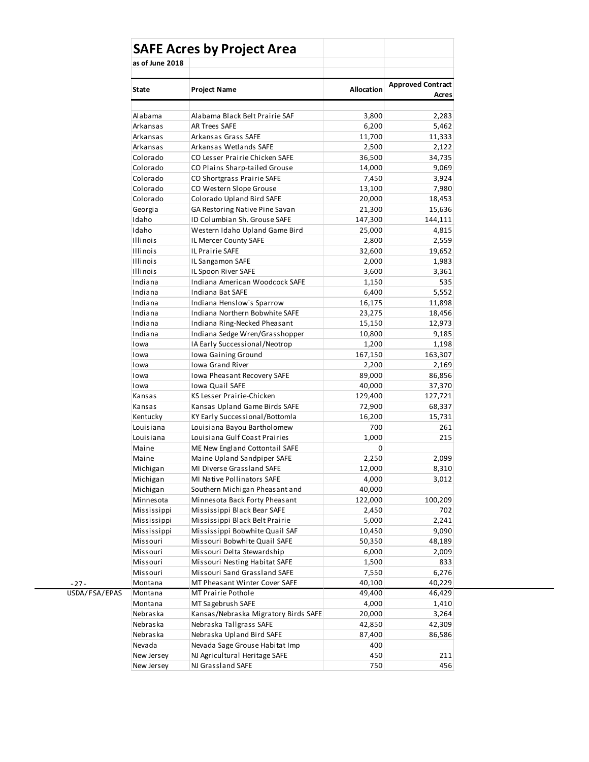## SAFE Acres by Project Area

as of June 2018

| State | Project Name | Allocation | Approved Contract Acres |
|---|---|---|---|
| Alabama | Alabama Black Belt Prairie SAF | 3,800 | 2,283 |
| Arkansas | AR Trees SAFE | 6,200 | 5,462 |
| Arkansas | Arkansas Grass SAFE | 11,700 | 11,333 |
| Arkansas | Arkansas Wetlands SAFE | 2,500 | 2,122 |
| Colorado | CO Lesser Prairie Chicken SAFE | 36,500 | 34,735 |
| Colorado | CO Plains Sharp-tailed Grouse | 14,000 | 9,069 |
| Colorado | CO Shortgrass Prairie SAFE | 7,450 | 3,924 |
| Colorado | CO Western Slope Grouse | 13,100 | 7,980 |
| Colorado | Colorado Upland Bird SAFE | 20,000 | 18,453 |
| Georgia | GA Restoring Native Pine Savan | 21,300 | 15,636 |
| Idaho | ID Columbian Sh. Grouse SAFE | 147,300 | 144,111 |
| Idaho | Western Idaho Upland Game Bird | 25,000 | 4,815 |
| Illinois | IL Mercer County SAFE | 2,800 | 2,559 |
| Illinois | IL Prairie SAFE | 32,600 | 19,652 |
| Illinois | IL Sangamon SAFE | 2,000 | 1,983 |
| Illinois | IL Spoon River SAFE | 3,600 | 3,361 |
| Indiana | Indiana American Woodcock SAFE | 1,150 | 535 |
| Indiana | Indiana Bat SAFE | 6,400 | 5,552 |
| Indiana | Indiana Henslow`s Sparrow | 16,175 | 11,898 |
| Indiana | Indiana Northern Bobwhite SAFE | 23,275 | 18,456 |
| Indiana | Indiana Ring-Necked Pheasant | 15,150 | 12,973 |
| Indiana | Indiana Sedge Wren/Grasshopper | 10,800 | 9,185 |
| Iowa | IA Early Successional/Neotrop | 1,200 | 1,198 |
| Iowa | Iowa Gaining Ground | 167,150 | 163,307 |
| Iowa | Iowa Grand River | 2,200 | 2,169 |
| Iowa | Iowa Pheasant Recovery SAFE | 89,000 | 86,856 |
| Iowa | Iowa Quail SAFE | 40,000 | 37,370 |
| Kansas | KS Lesser Prairie-Chicken | 129,400 | 127,721 |
| Kansas | Kansas Upland Game Birds SAFE | 72,900 | 68,337 |
| Kentucky | KY Early Successional/Bottomla | 16,200 | 15,731 |
| Louisiana | Louisiana Bayou Bartholomew | 700 | 261 |
| Louisiana | Louisiana Gulf Coast Prairies | 1,000 | 215 |
| Maine | ME New England Cottontail SAFE | 0 | |
| Maine | Maine Upland Sandpiper SAFE | 2,250 | 2,099 |
| Michigan | MI Diverse Grassland SAFE | 12,000 | 8,310 |
| Michigan | MI Native Pollinators SAFE | 4,000 | 3,012 |
| Michigan | Southern Michigan Pheasant and | 40,000 | |
| Minnesota | Minnesota Back Forty Pheasant | 122,000 | 100,209 |
| Mississippi | Mississippi Black Bear SAFE | 2,450 | 702 |
| Mississippi | Mississippi Black Belt Prairie | 5,000 | 2,241 |
| Mississippi | Mississippi Bobwhite Quail SAF | 10,450 | 9,090 |
| Missouri | Missouri Bobwhite Quail SAFE | 50,350 | 48,189 |
| Missouri | Missouri Delta Stewardship | 6,000 | 2,009 |
| Missouri | Missouri Nesting Habitat SAFE | 1,500 | 833 |
| Missouri | Missouri Sand Grassland SAFE | 7,550 | 6,276 |
| Montana | MT Pheasant Winter Cover SAFE | 40,100 | 40,229 |
| Montana | MT Prairie Pothole | 49,400 | 46,429 |
| Montana | MT Sagebrush SAFE | 4,000 | 1,410 |
| Nebraska | Kansas/Nebraska Migratory Birds SAFE | 20,000 | 3,264 |
| Nebraska | Nebraska Tallgrass SAFE | 42,850 | 42,309 |
| Nebraska | Nebraska Upland Bird SAFE | 87,400 | 86,586 |
| Nevada | Nevada Sage Grouse Habitat Imp | 400 | |
| New Jersey | NJ Agricultural Heritage SAFE | 450 | 211 |
| New Jersey | NJ Grassland SAFE | 750 | 456 |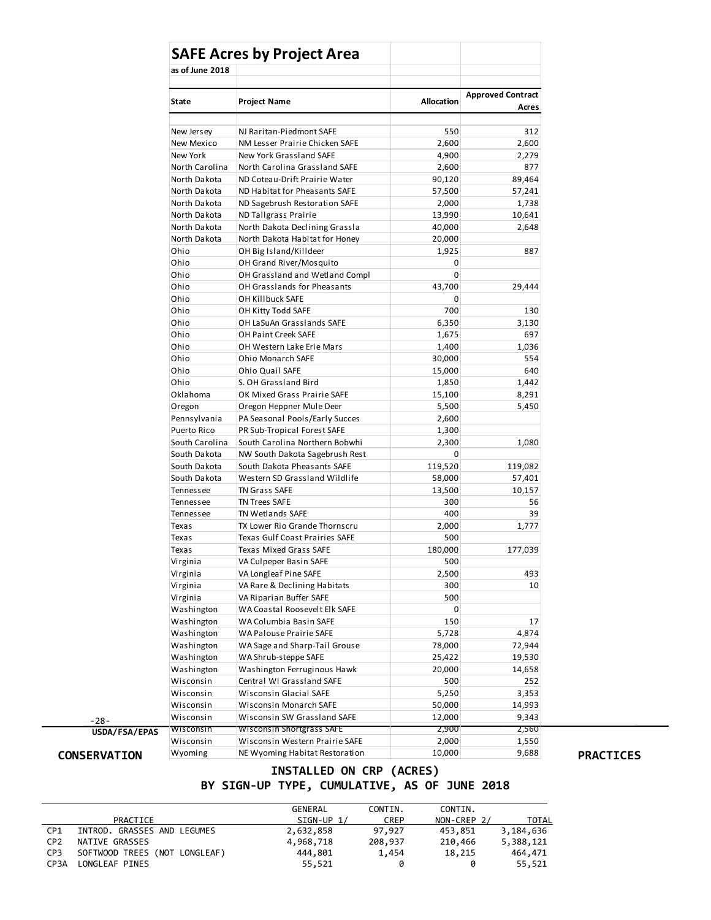## SAFE Acres by Project Area

as of June 2018

| State | Project Name | Allocation | Approved Contract Acres |
|---|---|---|---|
| New Jersey | NJ Raritan-Piedmont SAFE | 550 | 312 |
| New Mexico | NM Lesser Prairie Chicken SAFE | 2,600 | 2,600 |
| New York | New York Grassland SAFE | 4,900 | 2,279 |
| North Carolina | North Carolina Grassland SAFE | 2,600 | 877 |
| North Dakota | ND Coteau-Drift Prairie Water | 90,120 | 89,464 |
| North Dakota | ND Habitat for Pheasants SAFE | 57,500 | 57,241 |
| North Dakota | ND Sagebrush Restoration SAFE | 2,000 | 1,738 |
| North Dakota | ND Tallgrass Prairie | 13,990 | 10,641 |
| North Dakota | North Dakota Declining Grassla | 40,000 | 2,648 |
| North Dakota | North Dakota Habitat for Honey | 20,000 | |
| Ohio | OH Big Island/Killdeer | 1,925 | 887 |
| Ohio | OH Grand River/Mosquito | 0 | |
| Ohio | OH Grassland and Wetland Compl | 0 | |
| Ohio | OH Grasslands for Pheasants | 43,700 | 29,444 |
| Ohio | OH Killbuck SAFE | 0 | |
| Ohio | OH Kitty Todd SAFE | 700 | 130 |
| Ohio | OH LaSuAn Grasslands SAFE | 6,350 | 3,130 |
| Ohio | OH Paint Creek SAFE | 1,675 | 697 |
| Ohio | OH Western Lake Erie Mars | 1,400 | 1,036 |
| Ohio | Ohio Monarch SAFE | 30,000 | 554 |
| Ohio | Ohio Quail SAFE | 15,000 | 640 |
| Ohio | S. OH Grassland Bird | 1,850 | 1,442 |
| Oklahoma | OK Mixed Grass Prairie SAFE | 15,100 | 8,291 |
| Oregon | Oregon Heppner Mule Deer | 5,500 | 5,450 |
| Pennsylvania | PA Seasonal Pools/Early Succes | 2,600 | |
| Puerto Rico | PR Sub-Tropical Forest SAFE | 1,300 | |
| South Carolina | South Carolina Northern Bobwhi | 2,300 | 1,080 |
| South Dakota | NW South Dakota Sagebrush Rest | 0 | |
| South Dakota | South Dakota Pheasants SAFE | 119,520 | 119,082 |
| South Dakota | Western SD Grassland Wildlife | 58,000 | 57,401 |
| Tennessee | TN Grass SAFE | 13,500 | 10,157 |
| Tennessee | TN Trees SAFE | 300 | 56 |
| Tennessee | TN Wetlands SAFE | 400 | 39 |
| Texas | TX Lower Rio Grande Thornscru | 2,000 | 1,777 |
| Texas | Texas Gulf Coast Prairies SAFE | 500 | |
| Texas | Texas Mixed Grass SAFE | 180,000 | 177,039 |
| Virginia | VA Culpeper Basin SAFE | 500 | |
| Virginia | VA Longleaf Pine SAFE | 2,500 | 493 |
| Virginia | VA Rare & Declining Habitats | 300 | 10 |
| Virginia | VA Riparian Buffer SAFE | 500 | |
| Washington | WA Coastal Roosevelt Elk SAFE | 0 | |
| Washington | WA Columbia Basin SAFE | 150 | 17 |
| Washington | WA Palouse Prairie SAFE | 5,728 | 4,874 |
| Washington | WA Sage and Sharp-Tail Grouse | 78,000 | 72,944 |
| Washington | WA Shrub-steppe SAFE | 25,422 | 19,530 |
| Washington | Washington Ferruginous Hawk | 20,000 | 14,658 |
| Wisconsin | Central WI Grassland SAFE | 500 | 252 |
| Wisconsin | Wisconsin Glacial SAFE | 5,250 | 3,353 |
| Wisconsin | Wisconsin Monarch SAFE | 50,000 | 14,993 |
| Wisconsin | Wisconsin SW Grassland SAFE | 12,000 | 9,343 |
| Wisconsin | Wisconsin Shortgrass SAFE | 2,900 | 2,560 |
| Wisconsin | Wisconsin Western Prairie SAFE | 2,000 | 1,550 |
| Wyoming | NE Wyoming Habitat Restoration | 10,000 | 9,688 |

## CONSERVATION PRACTICES INSTALLED ON CRP (ACRES) BY SIGN-UP TYPE, CUMULATIVE, AS OF JUNE 2018

| | PRACTICE | GENERAL SIGN-UP 1/ | CONTIN. CREP | CONTIN. NON-CREP 2/ | TOTAL |
|---|---|---|---|---|---|
| CP1 | INTROD. GRASSES AND LEGUMES | 2,632,858 | 97,927 | 453,851 | 3,184,636 |
| CP2 | NATIVE GRASSES | 4,968,718 | 208,937 | 210,466 | 5,388,121 |
| CP3 | SOFTWOOD TREES (NOT LONGLEAF) | 444,801 | 1,454 | 18,215 | 464,471 |
| CP3A | LONGLEAF PINES | 55,521 | 0 | 0 | 55,521 |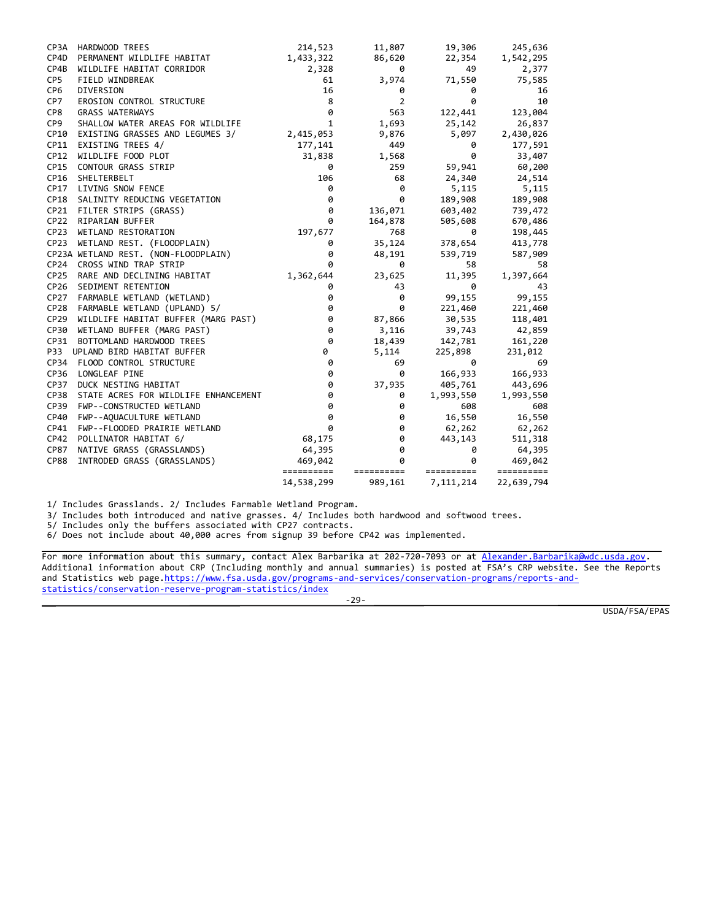| | | | | | |
|---|---|---|---|---|---|
| CP3A | HARDWOOD TREES | 214,523 | 11,807 | 19,306 | 245,636 |
| CP4D | PERMANENT WILDLIFE HABITAT | 1,433,322 | 86,620 | 22,354 | 1,542,295 |
| CP4B | WILDLIFE HABITAT CORRIDOR | 2,328 | 0 | 49 | 2,377 |
| CP5 | FIELD WINDBREAK | 61 | 3,974 | 71,550 | 75,585 |
| CP6 | DIVERSION | 16 | 0 | 0 | 16 |
| CP7 | EROSION CONTROL STRUCTURE | 8 | 2 | 0 | 10 |
| CP8 | GRASS WATERWAYS | 0 | 563 | 122,441 | 123,004 |
| CP9 | SHALLOW WATER AREAS FOR WILDLIFE | 1 | 1,693 | 25,142 | 26,837 |
| CP10 | EXISTING GRASSES AND LEGUMES 3/ | 2,415,053 | 9,876 | 5,097 | 2,430,026 |
| CP11 | EXISTING TREES 4/ | 177,141 | 449 | 0 | 177,591 |
| CP12 | WILDLIFE FOOD PLOT | 31,838 | 1,568 | 0 | 33,407 |
| CP15 | CONTOUR GRASS STRIP | 0 | 259 | 59,941 | 60,200 |
| CP16 | SHELTERBELT | 106 | 68 | 24,340 | 24,514 |
| CP17 | LIVING SNOW FENCE | 0 | 0 | 5,115 | 5,115 |
| CP18 | SALINITY REDUCING VEGETATION | 0 | 0 | 189,908 | 189,908 |
| CP21 | FILTER STRIPS (GRASS) | 0 | 136,071 | 603,402 | 739,472 |
| CP22 | RIPARIAN BUFFER | 0 | 164,878 | 505,608 | 670,486 |
| CP23 | WETLAND RESTORATION | 197,677 | 768 | 0 | 198,445 |
| CP23 | WETLAND REST. (FLOODPLAIN) | 0 | 35,124 | 378,654 | 413,778 |
| CP23A | WETLAND REST. (NON-FLOODPLAIN) | 0 | 48,191 | 539,719 | 587,909 |
| CP24 | CROSS WIND TRAP STRIP | 0 | 0 | 58 | 58 |
| CP25 | RARE AND DECLINING HABITAT | 1,362,644 | 23,625 | 11,395 | 1,397,664 |
| CP26 | SEDIMENT RETENTION | 0 | 43 | 0 | 43 |
| CP27 | FARMABLE WETLAND (WETLAND) | 0 | 0 | 99,155 | 99,155 |
| CP28 | FARMABLE WETLAND (UPLAND) 5/ | 0 | 0 | 221,460 | 221,460 |
| CP29 | WILDLIFE HABITAT BUFFER (MARG PAST) | 0 | 87,866 | 30,535 | 118,401 |
| CP30 | WETLAND BUFFER (MARG PAST) | 0 | 3,116 | 39,743 | 42,859 |
| CP31 | BOTTOMLAND HARDWOOD TREES | 0 | 18,439 | 142,781 | 161,220 |
| P33 | UPLAND BIRD HABITAT BUFFER | 0 | 5,114 | 225,898 | 231,012 |
| CP34 | FLOOD CONTROL STRUCTURE | 0 | 69 | 0 | 69 |
| CP36 | LONGLEAF PINE | 0 | 0 | 166,933 | 166,933 |
| CP37 | DUCK NESTING HABITAT | 0 | 37,935 | 405,761 | 443,696 |
| CP38 | STATE ACRES FOR WILDLIFE ENHANCEMENT | 0 | 0 | 1,993,550 | 1,993,550 |
| CP39 | FWP--CONSTRUCTED WETLAND | 0 | 0 | 608 | 608 |
| CP40 | FWP--AQUACULTURE WETLAND | 0 | 0 | 16,550 | 16,550 |
| CP41 | FWP--FLOODED PRAIRIE WETLAND | 0 | 0 | 62,262 | 62,262 |
| CP42 | POLLINATOR HABITAT 6/ | 68,175 | 0 | 443,143 | 511,318 |
| CP87 | NATIVE GRASS (GRASSLANDS) | 64,395 | 0 | 0 | 64,395 |
| CP88 | INTRODED GRASS (GRASSLANDS) | 469,042 | 0 | 0 | 469,042 |
| | | ========== | ========== | ========== | ========== |
| | | 14,538,299 | 989,161 | 7,111,214 | 22,639,794 |

1/ Includes Grasslands. 2/ Includes Farmable Wetland Program.
3/ Includes both introduced and native grasses. 4/ Includes both hardwood and softwood trees.
5/ Includes only the buffers associated with CP27 contracts.
6/ Does not include about 40,000 acres from signup 39 before CP42 was implemented.

For more information about this summary, contact Alex Barbarika at 202-720-7093 or at Alexander.Barbarika@wdc.usda.gov. Additional information about CRP (Including monthly and annual summaries) is posted at FSA's CRP website. See the Reports and Statistics web page.https://www.fsa.usda.gov/programs-and-services/conservation-programs/reports-and-statistics/conservation-reserve-program-statistics/index

USDA/FSA/EPAS